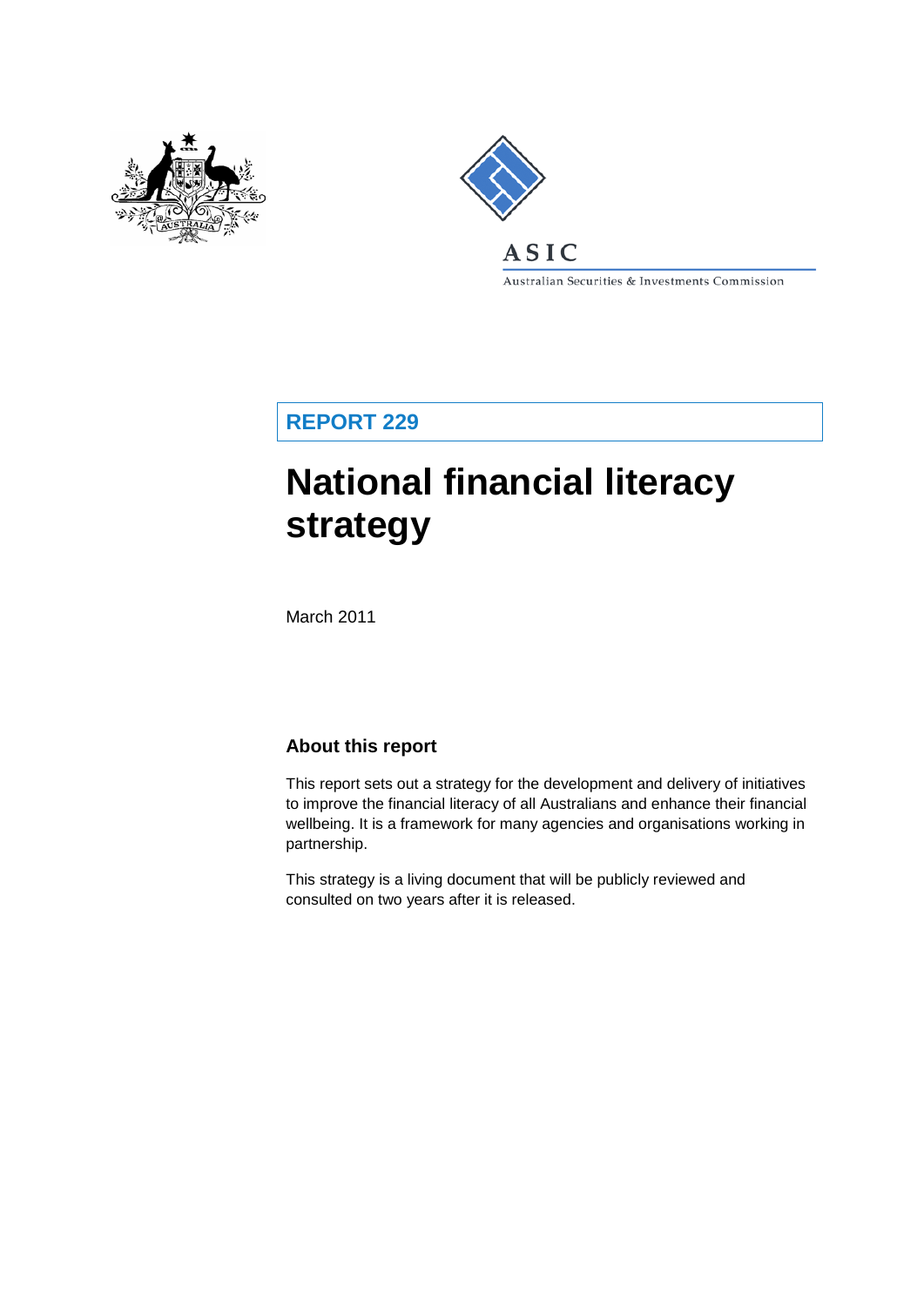ASIC

Australian Securities & Investments Commission

**REPORT 229**

# National financial literacy strategy

March 2011

## About this report

This report sets out a strategy for the development and delivery of initiatives to improve the financial literacy of all Australians and enhance their financial wellbeing. It is a framework for many agencies and organisations working in partnership.

This strategy is a living document that will be publicly reviewed and consulted on two years after it is released.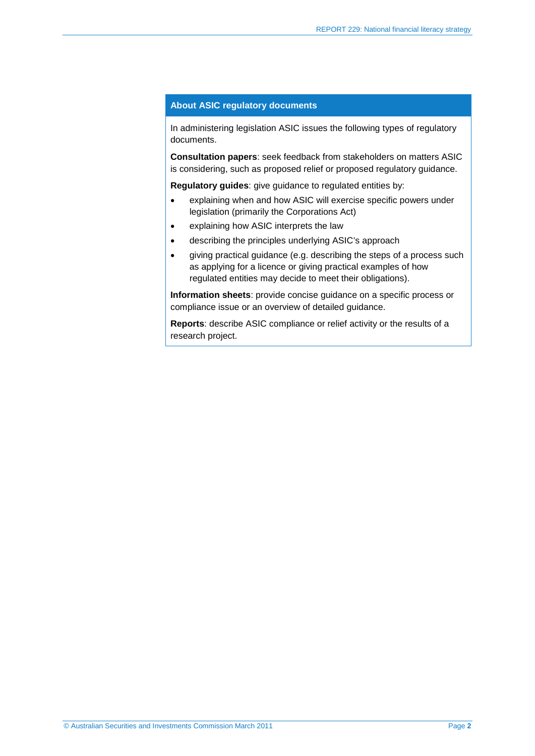## About ASIC regulatory documents

In administering legislation ASIC issues the following types of regulatory documents.

**Consultation papers**: seek feedback from stakeholders on matters ASIC is considering, such as proposed relief or proposed regulatory guidance.

**Regulatory guides**: give guidance to regulated entities by:

- explaining when and how ASIC will exercise specific powers under legislation (primarily the Corporations Act)
- explaining how ASIC interprets the law
- describing the principles underlying ASIC's approach
- giving practical guidance (e.g. describing the steps of a process such as applying for a licence or giving practical examples of how regulated entities may decide to meet their obligations).

**Information sheets**: provide concise guidance on a specific process or compliance issue or an overview of detailed guidance.

**Reports**: describe ASIC compliance or relief activity or the results of a research project.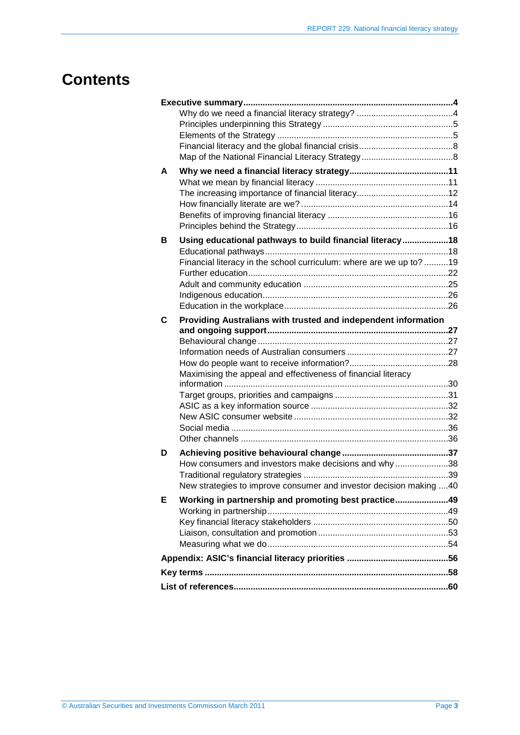# Contents

**Executive summary** ..... **4**
- Why do we need a financial literacy strategy? ..... 4
- Principles underpinning this Strategy ..... 5
- Elements of the Strategy ..... 5
- Financial literacy and the global financial crisis ..... 8
- Map of the National Financial Literacy Strategy ..... 8

**A Why we need a financial literacy strategy** ..... **11**
- What we mean by financial literacy ..... 11
- The increasing importance of financial literacy ..... 12
- How financially literate are we? ..... 14
- Benefits of improving financial literacy ..... 16
- Principles behind the Strategy ..... 16

**B Using educational pathways to build financial literacy** ..... **18**
- Educational pathways ..... 18
- Financial literacy in the school curriculum: where are we up to? ..... 19
- Further education ..... 22
- Adult and community education ..... 25
- Indigenous education ..... 26
- Education in the workplace ..... 26

**C Providing Australians with trusted and independent information and ongoing support** ..... **27**
- Behavioural change ..... 27
- Information needs of Australian consumers ..... 27
- How do people want to receive information? ..... 28
- Maximising the appeal and effectiveness of financial literacy information ..... 30
- Target groups, priorities and campaigns ..... 31
- ASIC as a key information source ..... 32
- New ASIC consumer website ..... 32
- Social media ..... 36
- Other channels ..... 36

**D Achieving positive behavioural change** ..... **37**
- How consumers and investors make decisions and why ..... 38
- Traditional regulatory strategies ..... 39
- New strategies to improve consumer and investor decision making ..... 40

**E Working in partnership and promoting best practice** ..... **49**
- Working in partnership ..... 49
- Key financial literacy stakeholders ..... 50
- Liaison, consultation and promotion ..... 53
- Measuring what we do ..... 54

**Appendix: ASIC's financial literacy priorities** ..... **56**

**Key terms** ..... **58**

**List of references** ..... **60**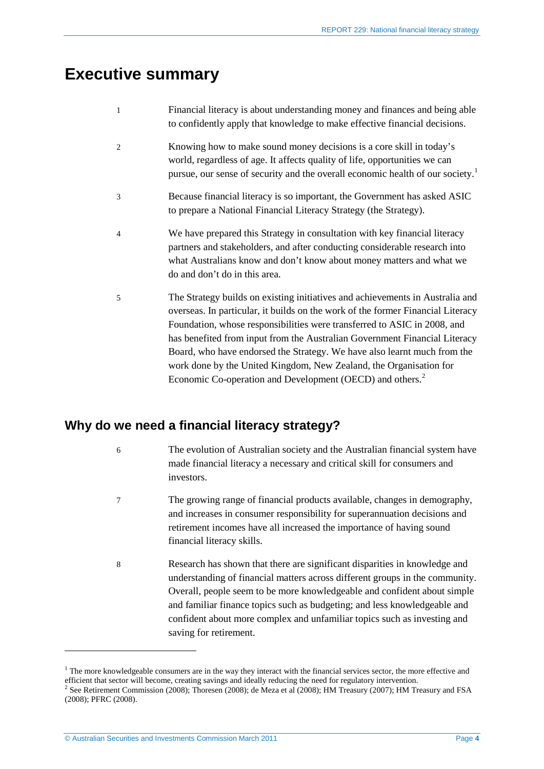# Executive summary

1 Financial literacy is about understanding money and finances and being able to confidently apply that knowledge to make effective financial decisions.

2 Knowing how to make sound money decisions is a core skill in today's world, regardless of age. It affects quality of life, opportunities we can pursue, our sense of security and the overall economic health of our society.[1]

3 Because financial literacy is so important, the Government has asked ASIC to prepare a National Financial Literacy Strategy (the Strategy).

4 We have prepared this Strategy in consultation with key financial literacy partners and stakeholders, and after conducting considerable research into what Australians know and don't know about money matters and what we do and don't do in this area.

5 The Strategy builds on existing initiatives and achievements in Australia and overseas. In particular, it builds on the work of the former Financial Literacy Foundation, whose responsibilities were transferred to ASIC in 2008, and has benefited from input from the Australian Government Financial Literacy Board, who have endorsed the Strategy. We have also learnt much from the work done by the United Kingdom, New Zealand, the Organisation for Economic Co-operation and Development (OECD) and others.[2]

## Why do we need a financial literacy strategy?

6 The evolution of Australian society and the Australian financial system have made financial literacy a necessary and critical skill for consumers and investors.

7 The growing range of financial products available, changes in demography, and increases in consumer responsibility for superannuation decisions and retirement incomes have all increased the importance of having sound financial literacy skills.

8 Research has shown that there are significant disparities in knowledge and understanding of financial matters across different groups in the community. Overall, people seem to be more knowledgeable and confident about simple and familiar finance topics such as budgeting; and less knowledgeable and confident about more complex and unfamiliar topics such as investing and saving for retirement.

---

[1] The more knowledgeable consumers are in the way they interact with the financial services sector, the more effective and efficient that sector will become, creating savings and ideally reducing the need for regulatory intervention.

[2] See Retirement Commission (2008); Thoresen (2008); de Meza et al (2008); HM Treasury (2007); HM Treasury and FSA (2008); PFRC (2008).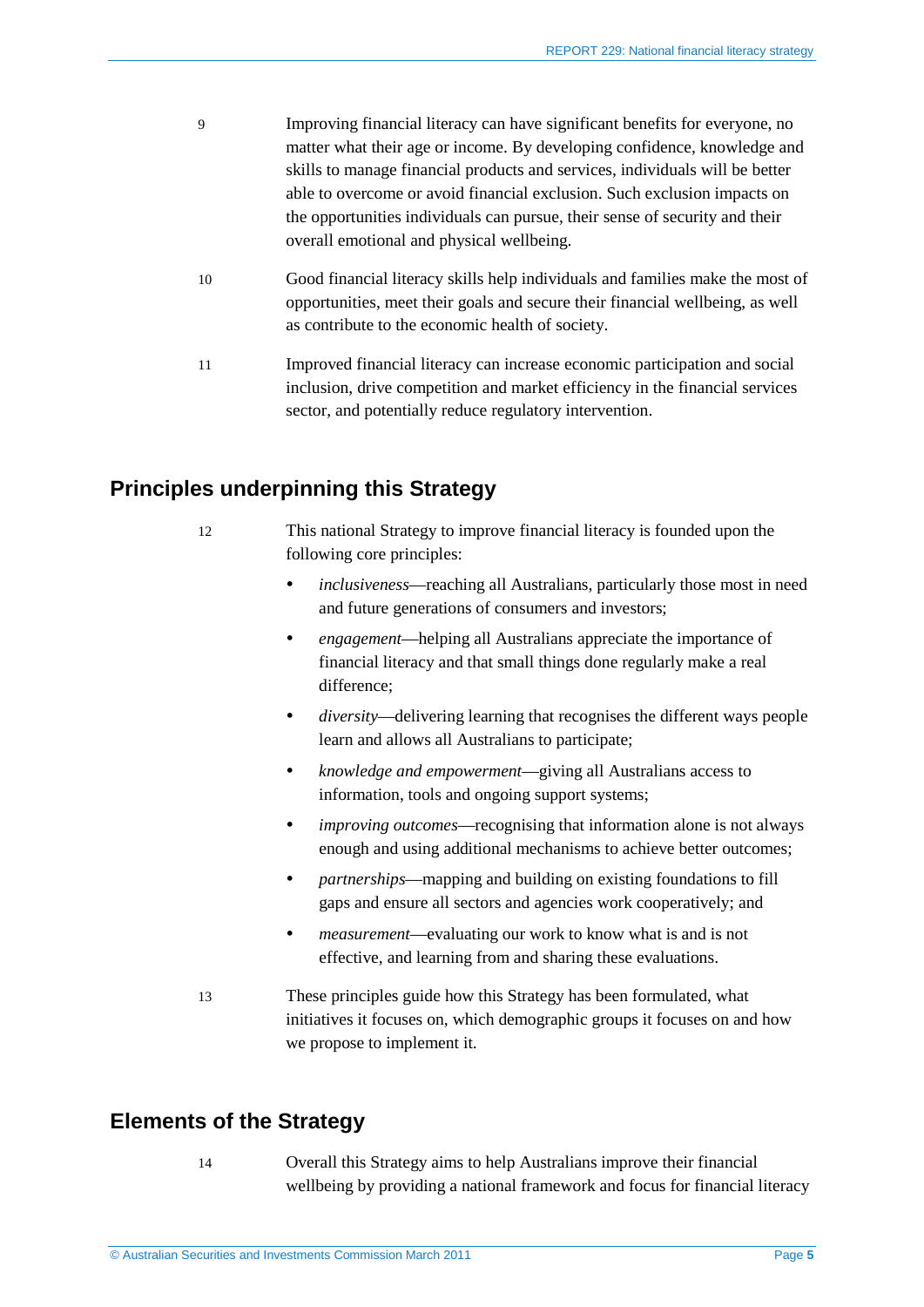9 Improving financial literacy can have significant benefits for everyone, no matter what their age or income. By developing confidence, knowledge and skills to manage financial products and services, individuals will be better able to overcome or avoid financial exclusion. Such exclusion impacts on the opportunities individuals can pursue, their sense of security and their overall emotional and physical wellbeing.

10 Good financial literacy skills help individuals and families make the most of opportunities, meet their goals and secure their financial wellbeing, as well as contribute to the economic health of society.

11 Improved financial literacy can increase economic participation and social inclusion, drive competition and market efficiency in the financial services sector, and potentially reduce regulatory intervention.

## Principles underpinning this Strategy

12 This national Strategy to improve financial literacy is founded upon the following core principles:

- *inclusiveness*—reaching all Australians, particularly those most in need and future generations of consumers and investors;
- *engagement*—helping all Australians appreciate the importance of financial literacy and that small things done regularly make a real difference;
- *diversity*—delivering learning that recognises the different ways people learn and allows all Australians to participate;
- *knowledge and empowerment*—giving all Australians access to information, tools and ongoing support systems;
- *improving outcomes*—recognising that information alone is not always enough and using additional mechanisms to achieve better outcomes;
- *partnerships*—mapping and building on existing foundations to fill gaps and ensure all sectors and agencies work cooperatively; and
- *measurement*—evaluating our work to know what is and is not effective, and learning from and sharing these evaluations.

13 These principles guide how this Strategy has been formulated, what initiatives it focuses on, which demographic groups it focuses on and how we propose to implement it.

## Elements of the Strategy

14 Overall this Strategy aims to help Australians improve their financial wellbeing by providing a national framework and focus for financial literacy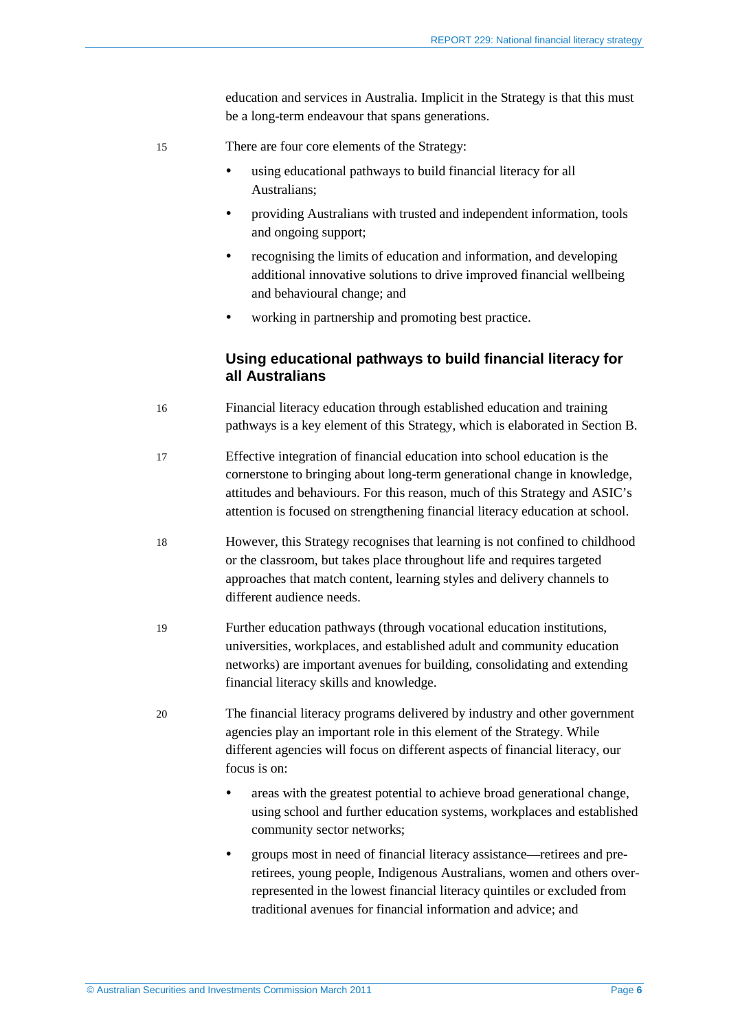education and services in Australia. Implicit in the Strategy is that this must be a long-term endeavour that spans generations.

15 There are four core elements of the Strategy:

- using educational pathways to build financial literacy for all Australians;
- providing Australians with trusted and independent information, tools and ongoing support;
- recognising the limits of education and information, and developing additional innovative solutions to drive improved financial wellbeing and behavioural change; and
- working in partnership and promoting best practice.

## Using educational pathways to build financial literacy for all Australians

16 Financial literacy education through established education and training pathways is a key element of this Strategy, which is elaborated in Section B.

17 Effective integration of financial education into school education is the cornerstone to bringing about long-term generational change in knowledge, attitudes and behaviours. For this reason, much of this Strategy and ASIC's attention is focused on strengthening financial literacy education at school.

18 However, this Strategy recognises that learning is not confined to childhood or the classroom, but takes place throughout life and requires targeted approaches that match content, learning styles and delivery channels to different audience needs.

19 Further education pathways (through vocational education institutions, universities, workplaces, and established adult and community education networks) are important avenues for building, consolidating and extending financial literacy skills and knowledge.

20 The financial literacy programs delivered by industry and other government agencies play an important role in this element of the Strategy. While different agencies will focus on different aspects of financial literacy, our focus is on:

- areas with the greatest potential to achieve broad generational change, using school and further education systems, workplaces and established community sector networks;
- groups most in need of financial literacy assistance—retirees and pre-retirees, young people, Indigenous Australians, women and others over-represented in the lowest financial literacy quintiles or excluded from traditional avenues for financial information and advice; and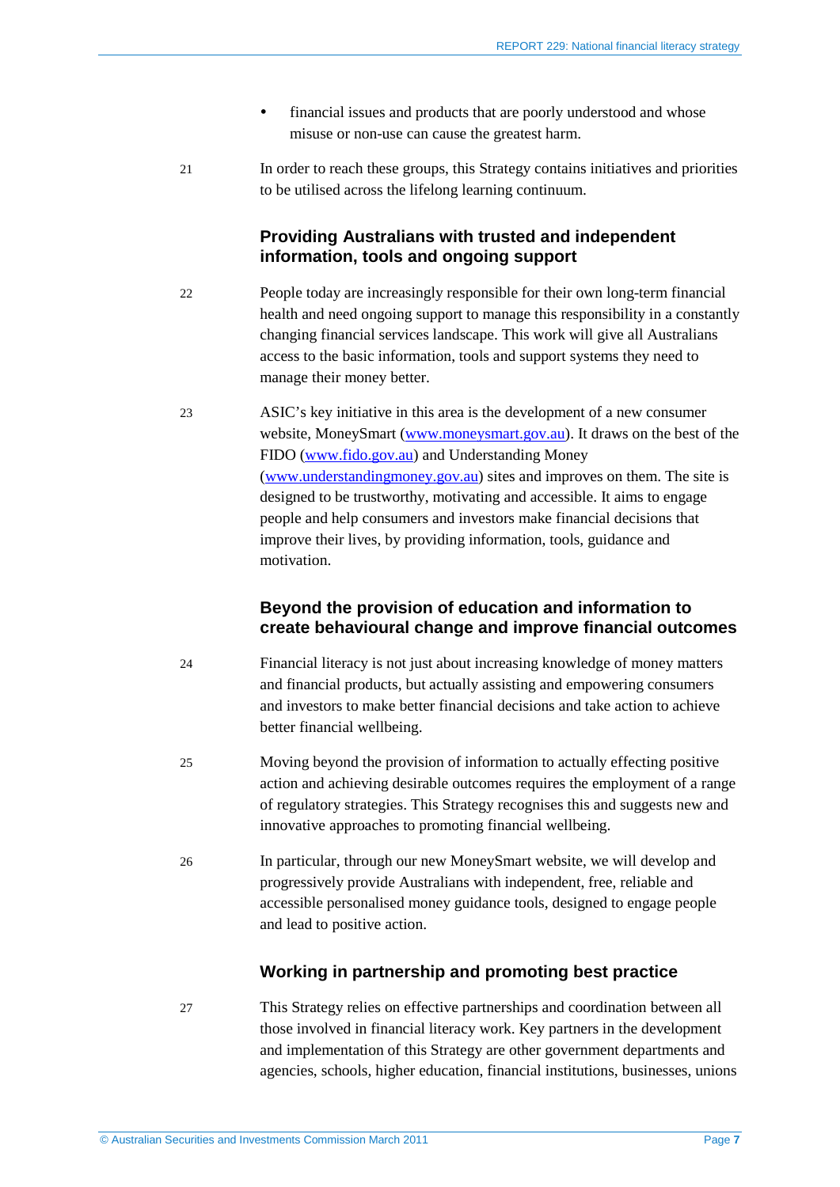- financial issues and products that are poorly understood and whose misuse or non-use can cause the greatest harm.

21 In order to reach these groups, this Strategy contains initiatives and priorities to be utilised across the lifelong learning continuum.

### Providing Australians with trusted and independent information, tools and ongoing support

22 People today are increasingly responsible for their own long-term financial health and need ongoing support to manage this responsibility in a constantly changing financial services landscape. This work will give all Australians access to the basic information, tools and support systems they need to manage their money better.

23 ASIC's key initiative in this area is the development of a new consumer website, MoneySmart (www.moneysmart.gov.au). It draws on the best of the FIDO (www.fido.gov.au) and Understanding Money (www.understandingmoney.gov.au) sites and improves on them. The site is designed to be trustworthy, motivating and accessible. It aims to engage people and help consumers and investors make financial decisions that improve their lives, by providing information, tools, guidance and motivation.

### Beyond the provision of education and information to create behavioural change and improve financial outcomes

24 Financial literacy is not just about increasing knowledge of money matters and financial products, but actually assisting and empowering consumers and investors to make better financial decisions and take action to achieve better financial wellbeing.

25 Moving beyond the provision of information to actually effecting positive action and achieving desirable outcomes requires the employment of a range of regulatory strategies. This Strategy recognises this and suggests new and innovative approaches to promoting financial wellbeing.

26 In particular, through our new MoneySmart website, we will develop and progressively provide Australians with independent, free, reliable and accessible personalised money guidance tools, designed to engage people and lead to positive action.

### Working in partnership and promoting best practice

27 This Strategy relies on effective partnerships and coordination between all those involved in financial literacy work. Key partners in the development and implementation of this Strategy are other government departments and agencies, schools, higher education, financial institutions, businesses, unions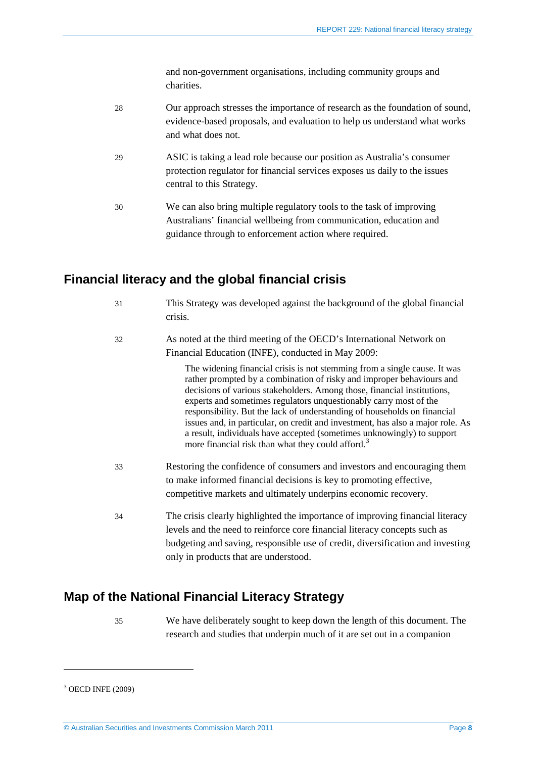and non-government organisations, including community groups and charities.

28 Our approach stresses the importance of research as the foundation of sound, evidence-based proposals, and evaluation to help us understand what works and what does not.

29 ASIC is taking a lead role because our position as Australia's consumer protection regulator for financial services exposes us daily to the issues central to this Strategy.

30 We can also bring multiple regulatory tools to the task of improving Australians' financial wellbeing from communication, education and guidance through to enforcement action where required.

## Financial literacy and the global financial crisis

31 This Strategy was developed against the background of the global financial crisis.

32 As noted at the third meeting of the OECD's International Network on Financial Education (INFE), conducted in May 2009:

> The widening financial crisis is not stemming from a single cause. It was rather prompted by a combination of risky and improper behaviours and decisions of various stakeholders. Among those, financial institutions, experts and sometimes regulators unquestionably carry most of the responsibility. But the lack of understanding of households on financial issues and, in particular, on credit and investment, has also a major role. As a result, individuals have accepted (sometimes unknowingly) to support more financial risk than what they could afford.[3]

33 Restoring the confidence of consumers and investors and encouraging them to make informed financial decisions is key to promoting effective, competitive markets and ultimately underpins economic recovery.

34 The crisis clearly highlighted the importance of improving financial literacy levels and the need to reinforce core financial literacy concepts such as budgeting and saving, responsible use of credit, diversification and investing only in products that are understood.

## Map of the National Financial Literacy Strategy

35 We have deliberately sought to keep down the length of this document. The research and studies that underpin much of it are set out in a companion

---

[3] OECD INFE (2009)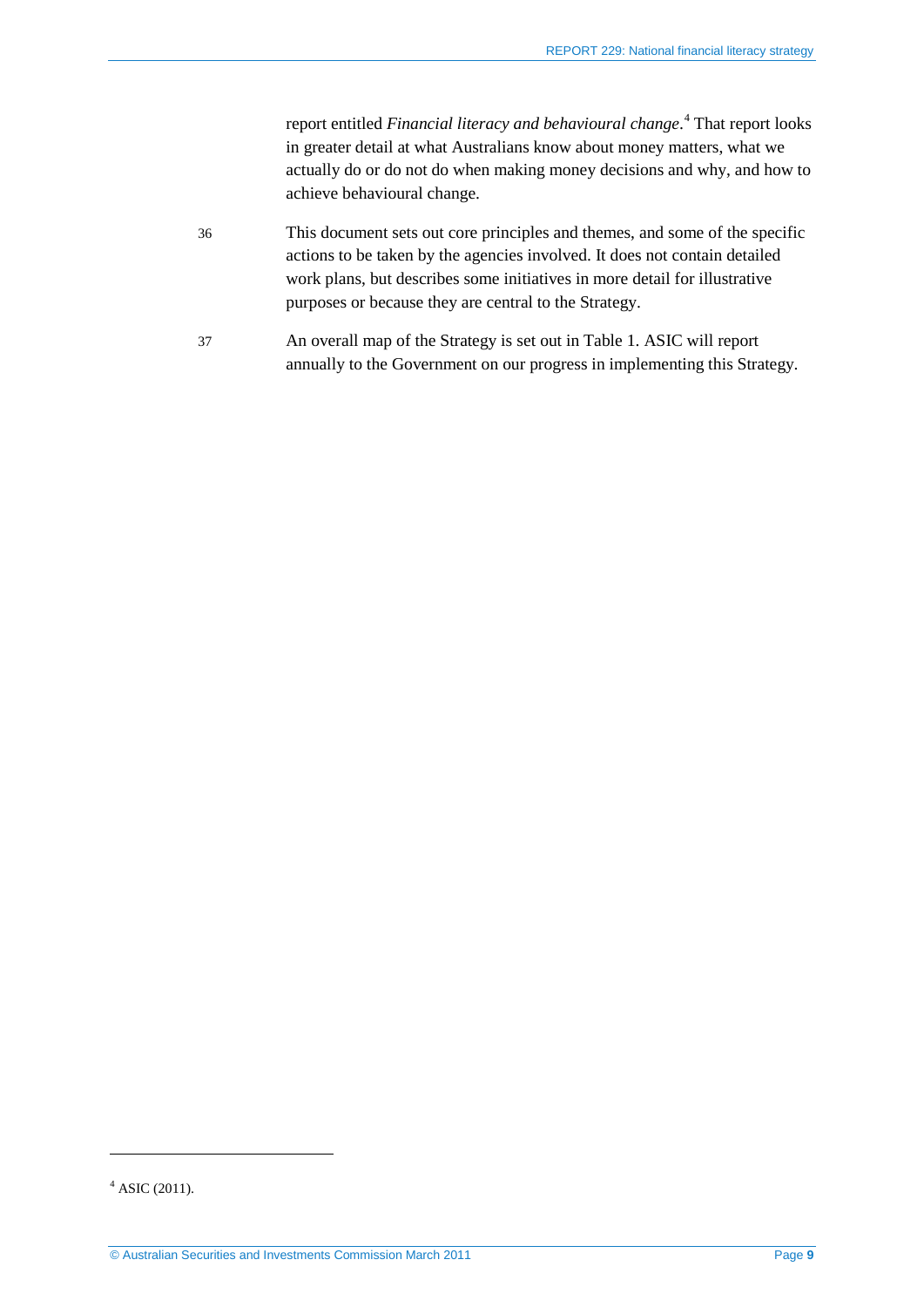report entitled *Financial literacy and behavioural change*.[4] That report looks in greater detail at what Australians know about money matters, what we actually do or do not do when making money decisions and why, and how to achieve behavioural change.

36 This document sets out core principles and themes, and some of the specific actions to be taken by the agencies involved. It does not contain detailed work plans, but describes some initiatives in more detail for illustrative purposes or because they are central to the Strategy.

37 An overall map of the Strategy is set out in Table 1. ASIC will report annually to the Government on our progress in implementing this Strategy.

---

[4] ASIC (2011).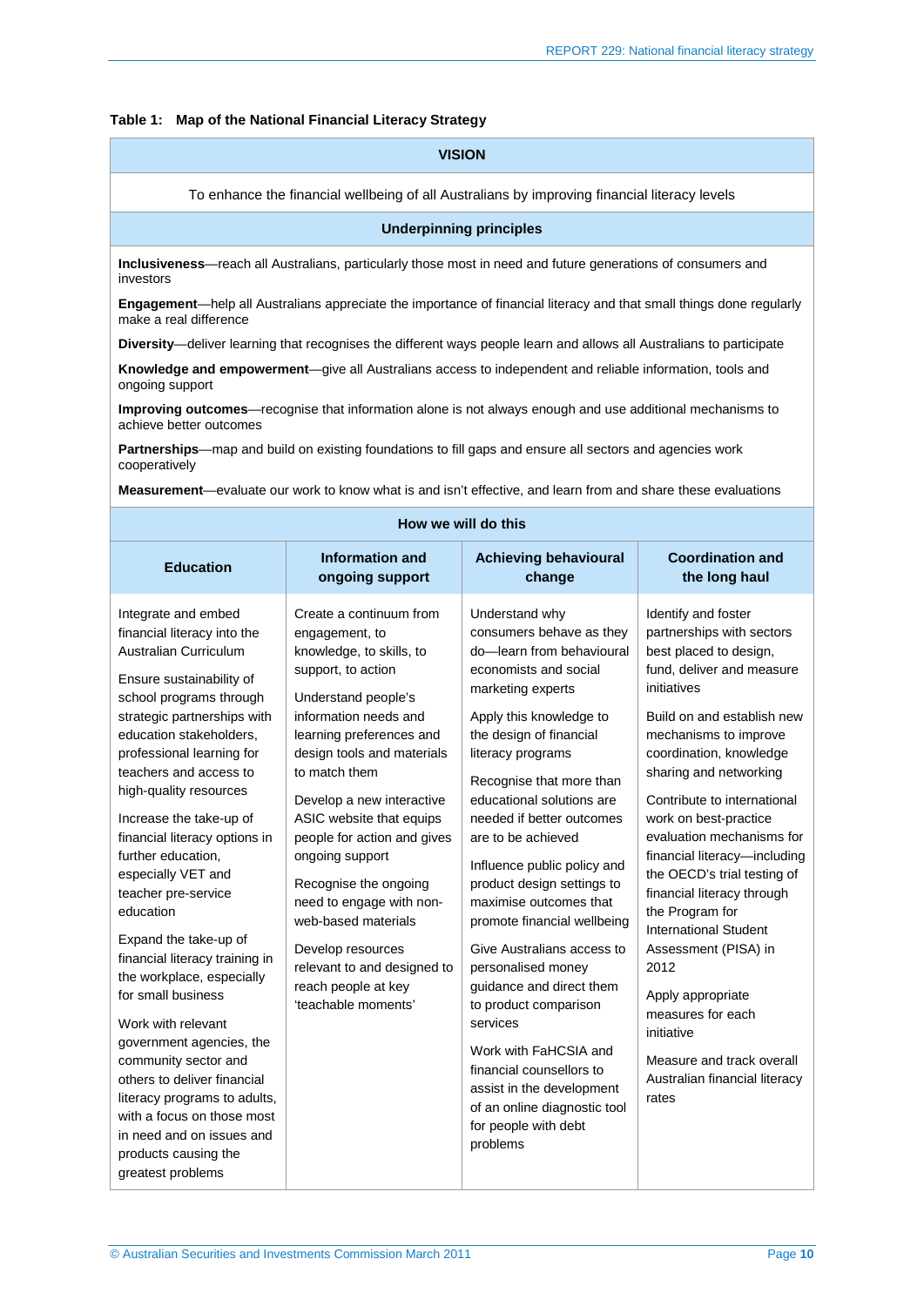**Table 1: Map of the National Financial Literacy Strategy**

| VISION | | | |
|---|---|---|---|
| To enhance the financial wellbeing of all Australians by improving financial literacy levels | | | |
| **Underpinning principles** | | | |
| **Inclusiveness**—reach all Australians, particularly those most in need and future generations of consumers and investors<br>**Engagement**—help all Australians appreciate the importance of financial literacy and that small things done regularly make a real difference<br>**Diversity**—deliver learning that recognises the different ways people learn and allows all Australians to participate<br>**Knowledge and empowerment**—give all Australians access to independent and reliable information, tools and ongoing support<br>**Improving outcomes**—recognise that information alone is not always enough and use additional mechanisms to achieve better outcomes<br>**Partnerships**—map and build on existing foundations to fill gaps and ensure all sectors and agencies work cooperatively<br>**Measurement**—evaluate our work to know what is and isn't effective, and learn from and share these evaluations | | | |
| **How we will do this** | | | |
| **Education** | **Information and ongoing support** | **Achieving behavioural change** | **Coordination and the long haul** |
| Integrate and embed financial literacy into the Australian Curriculum<br>Ensure sustainability of school programs through strategic partnerships with education stakeholders, professional learning for teachers and access to high-quality resources<br>Increase the take-up of financial literacy options in further education, especially VET and teacher pre-service education<br>Expand the take-up of financial literacy training in the workplace, especially for small business<br>Work with relevant government agencies, the community sector and others to deliver financial literacy programs to adults, with a focus on those most in need and on issues and products causing the greatest problems | Create a continuum from engagement, to knowledge, to skills, to support, to action<br>Understand people's information needs and learning preferences and design tools and materials to match them<br>Develop a new interactive ASIC website that equips people for action and gives ongoing support<br>Recognise the ongoing need to engage with non-web-based materials<br>Develop resources relevant to and designed to reach people at key 'teachable moments' | Understand why consumers behave as they do—learn from behavioural economists and social marketing experts<br>Apply this knowledge to the design of financial literacy programs<br>Recognise that more than educational solutions are needed if better outcomes are to be achieved<br>Influence public policy and product design settings to maximise outcomes that promote financial wellbeing<br>Give Australians access to personalised money guidance and direct them to product comparison services<br>Work with FaHCSIA and financial counsellors to assist in the development of an online diagnostic tool for people with debt problems | Identify and foster partnerships with sectors best placed to design, fund, deliver and measure initiatives<br>Build on and establish new mechanisms to improve coordination, knowledge sharing and networking<br>Contribute to international work on best-practice evaluation mechanisms for financial literacy—including the OECD's trial testing of financial literacy through the Program for International Student Assessment (PISA) in 2012<br>Apply appropriate measures for each initiative<br>Measure and track overall Australian financial literacy rates |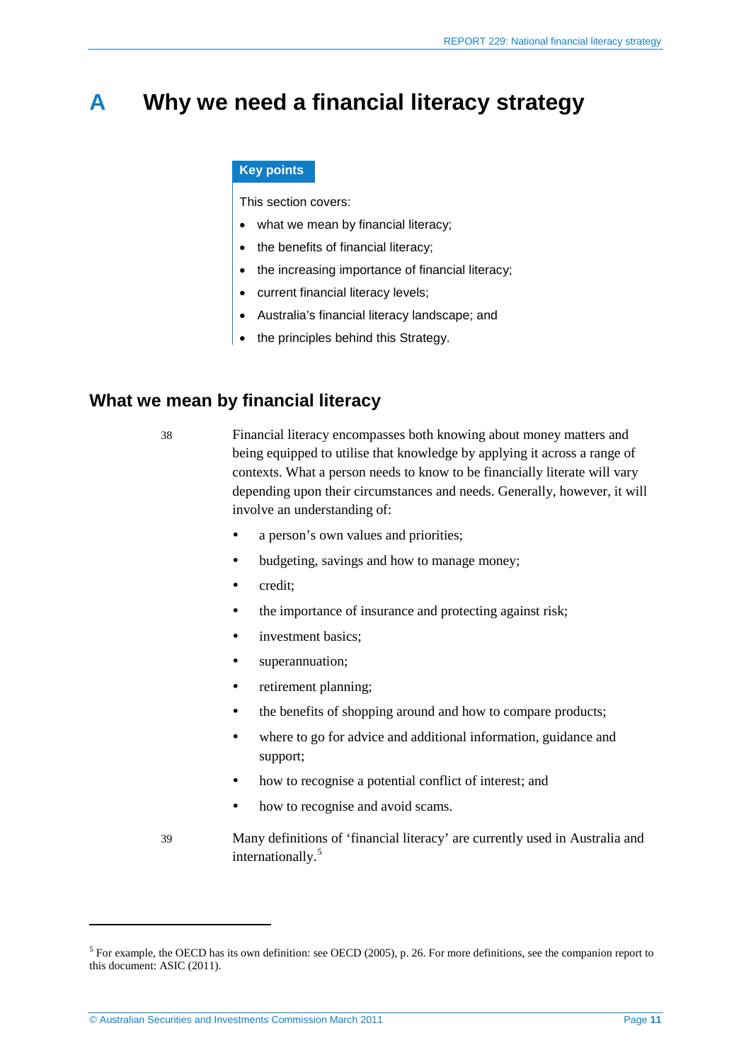# A Why we need a financial literacy strategy

**Key points**

This section covers:

- what we mean by financial literacy;
- the benefits of financial literacy;
- the increasing importance of financial literacy;
- current financial literacy levels;
- Australia's financial literacy landscape; and
- the principles behind this Strategy.

## What we mean by financial literacy

38 Financial literacy encompasses both knowing about money matters and being equipped to utilise that knowledge by applying it across a range of contexts. What a person needs to know to be financially literate will vary depending upon their circumstances and needs. Generally, however, it will involve an understanding of:

- a person's own values and priorities;
- budgeting, savings and how to manage money;
- credit;
- the importance of insurance and protecting against risk;
- investment basics;
- superannuation;
- retirement planning;
- the benefits of shopping around and how to compare products;
- where to go for advice and additional information, guidance and support;
- how to recognise a potential conflict of interest; and
- how to recognise and avoid scams.

39 Many definitions of 'financial literacy' are currently used in Australia and internationally.[5]

---

[5] For example, the OECD has its own definition: see OECD (2005), p. 26. For more definitions, see the companion report to this document: ASIC (2011).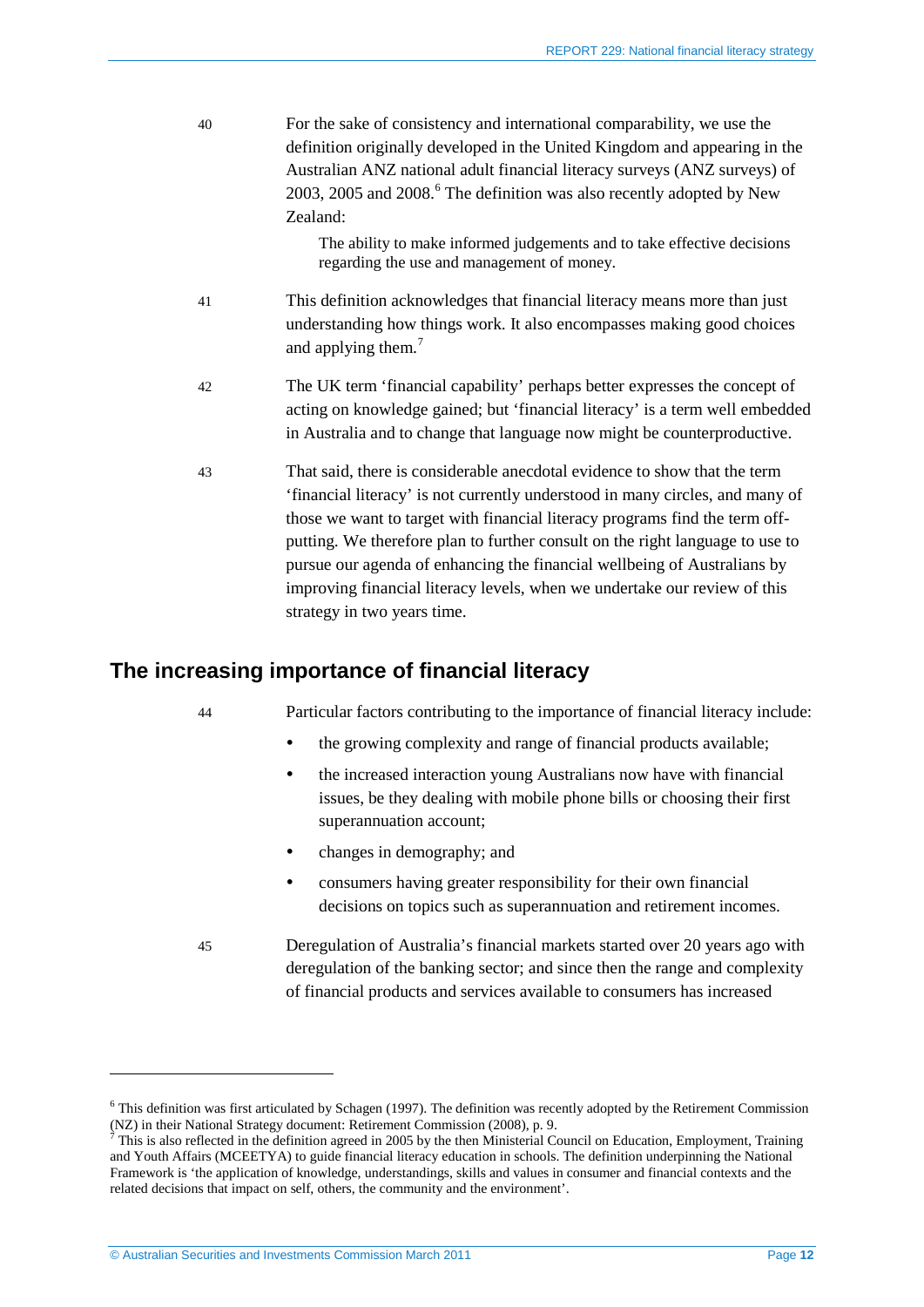40 For the sake of consistency and international comparability, we use the definition originally developed in the United Kingdom and appearing in the Australian ANZ national adult financial literacy surveys (ANZ surveys) of 2003, 2005 and 2008.[6] The definition was also recently adopted by New Zealand:

> The ability to make informed judgements and to take effective decisions regarding the use and management of money.

41 This definition acknowledges that financial literacy means more than just understanding how things work. It also encompasses making good choices and applying them.[7]

42 The UK term 'financial capability' perhaps better expresses the concept of acting on knowledge gained; but 'financial literacy' is a term well embedded in Australia and to change that language now might be counterproductive.

43 That said, there is considerable anecdotal evidence to show that the term 'financial literacy' is not currently understood in many circles, and many of those we want to target with financial literacy programs find the term off-putting. We therefore plan to further consult on the right language to use to pursue our agenda of enhancing the financial wellbeing of Australians by improving financial literacy levels, when we undertake our review of this strategy in two years time.

## The increasing importance of financial literacy

44 Particular factors contributing to the importance of financial literacy include:

- the growing complexity and range of financial products available;
- the increased interaction young Australians now have with financial issues, be they dealing with mobile phone bills or choosing their first superannuation account;
- changes in demography; and
- consumers having greater responsibility for their own financial decisions on topics such as superannuation and retirement incomes.

45 Deregulation of Australia's financial markets started over 20 years ago with deregulation of the banking sector; and since then the range and complexity of financial products and services available to consumers has increased

---

[6] This definition was first articulated by Schagen (1997). The definition was recently adopted by the Retirement Commission (NZ) in their National Strategy document: Retirement Commission (2008), p. 9.

[7] This is also reflected in the definition agreed in 2005 by the then Ministerial Council on Education, Employment, Training and Youth Affairs (MCEETYA) to guide financial literacy education in schools. The definition underpinning the National Framework is 'the application of knowledge, understandings, skills and values in consumer and financial contexts and the related decisions that impact on self, others, the community and the environment'.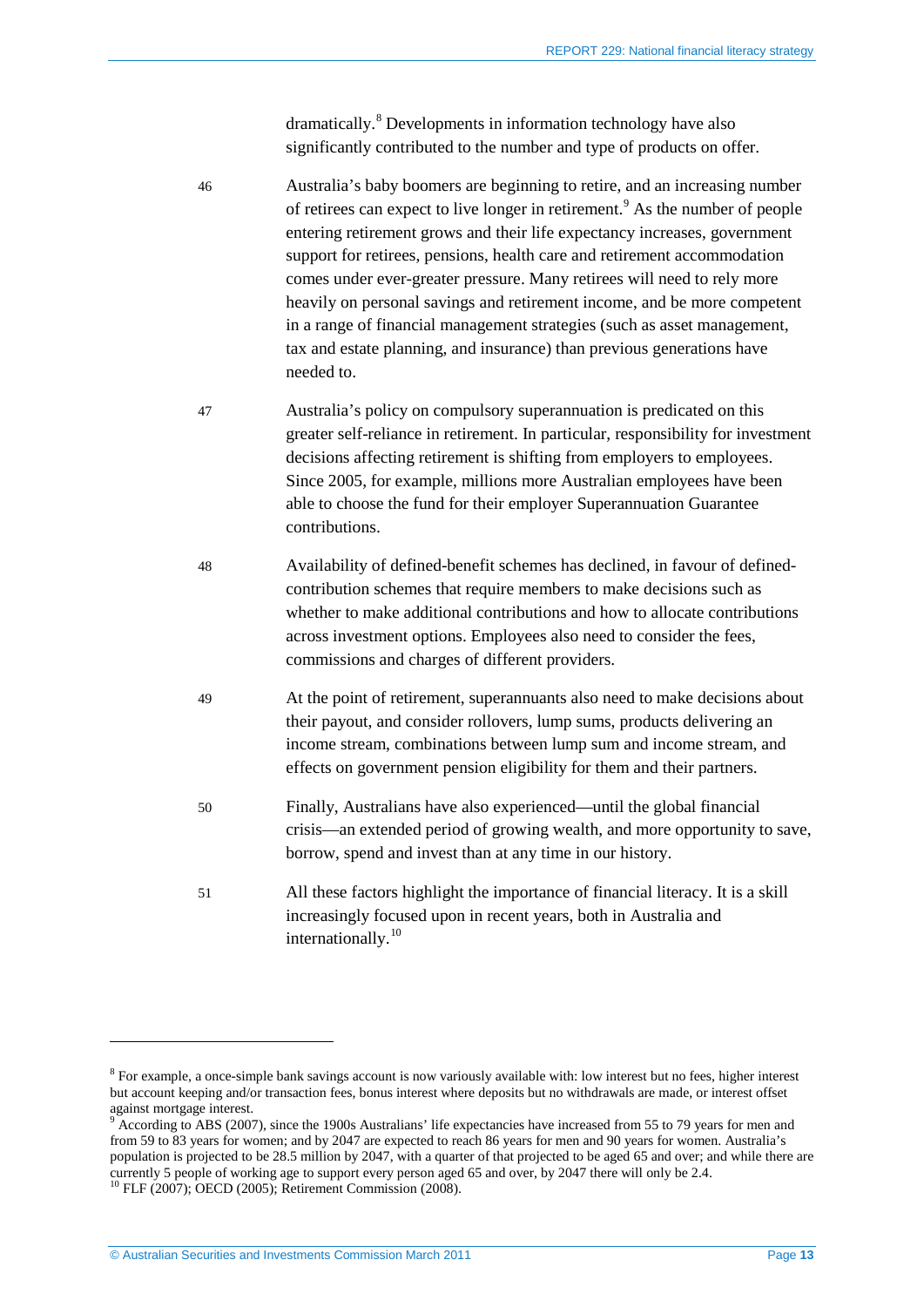dramatically.[8] Developments in information technology have also significantly contributed to the number and type of products on offer.

46 Australia's baby boomers are beginning to retire, and an increasing number of retirees can expect to live longer in retirement.[9] As the number of people entering retirement grows and their life expectancy increases, government support for retirees, pensions, health care and retirement accommodation comes under ever-greater pressure. Many retirees will need to rely more heavily on personal savings and retirement income, and be more competent in a range of financial management strategies (such as asset management, tax and estate planning, and insurance) than previous generations have needed to.

47 Australia's policy on compulsory superannuation is predicated on this greater self-reliance in retirement. In particular, responsibility for investment decisions affecting retirement is shifting from employers to employees. Since 2005, for example, millions more Australian employees have been able to choose the fund for their employer Superannuation Guarantee contributions.

48 Availability of defined-benefit schemes has declined, in favour of defined-contribution schemes that require members to make decisions such as whether to make additional contributions and how to allocate contributions across investment options. Employees also need to consider the fees, commissions and charges of different providers.

49 At the point of retirement, superannuants also need to make decisions about their payout, and consider rollovers, lump sums, products delivering an income stream, combinations between lump sum and income stream, and effects on government pension eligibility for them and their partners.

50 Finally, Australians have also experienced—until the global financial crisis—an extended period of growing wealth, and more opportunity to save, borrow, spend and invest than at any time in our history.

51 All these factors highlight the importance of financial literacy. It is a skill increasingly focused upon in recent years, both in Australia and internationally.[10]

---

[8] For example, a once-simple bank savings account is now variously available with: low interest but no fees, higher interest but account keeping and/or transaction fees, bonus interest where deposits but no withdrawals are made, or interest offset against mortgage interest.

[9] According to ABS (2007), since the 1900s Australians' life expectancies have increased from 55 to 79 years for men and from 59 to 83 years for women; and by 2047 are expected to reach 86 years for men and 90 years for women. Australia's population is projected to be 28.5 million by 2047, with a quarter of that projected to be aged 65 and over; and while there are currently 5 people of working age to support every person aged 65 and over, by 2047 there will only be 2.4.

[10] FLF (2007); OECD (2005); Retirement Commission (2008).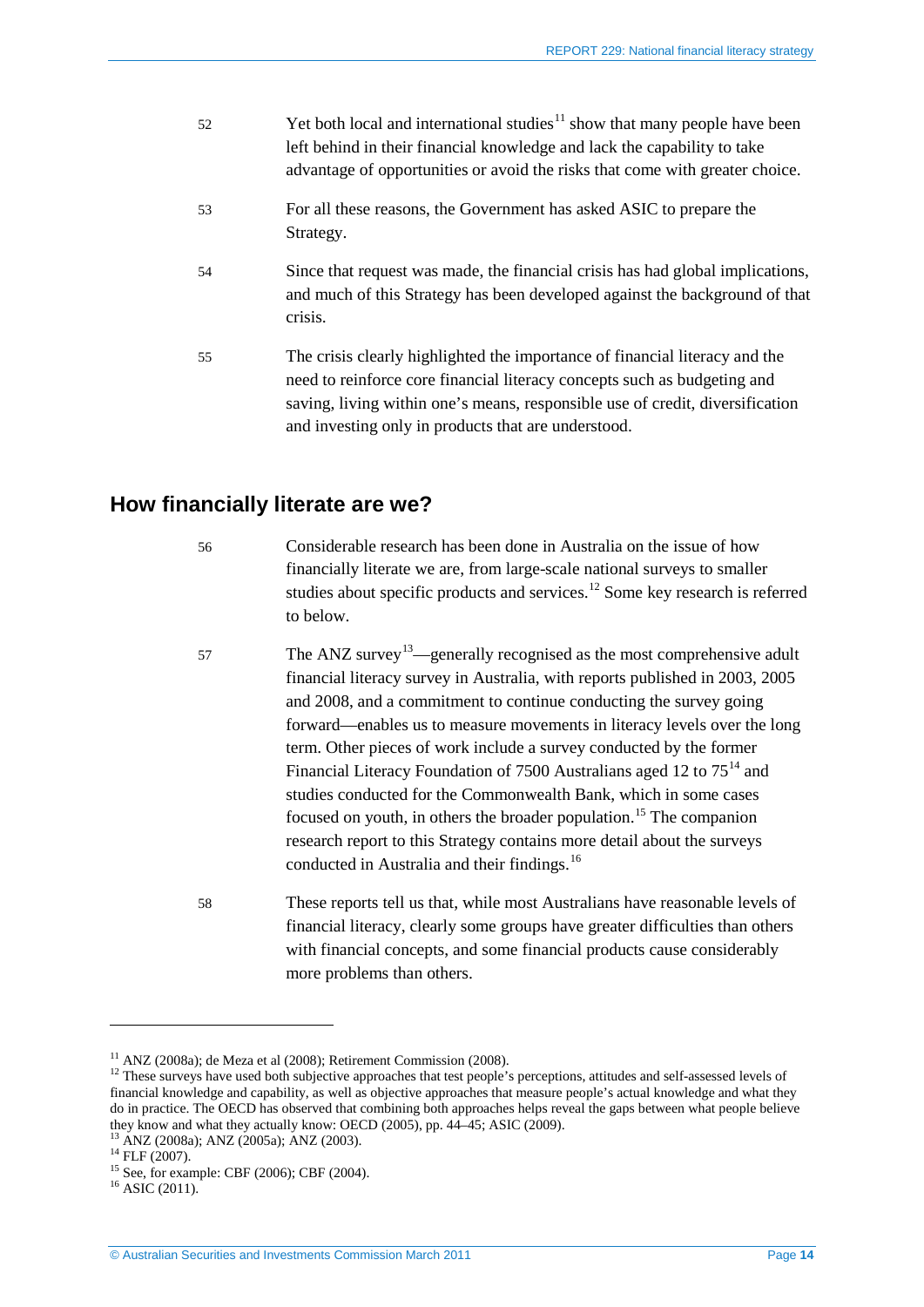52 Yet both local and international studies[11] show that many people have been left behind in their financial knowledge and lack the capability to take advantage of opportunities or avoid the risks that come with greater choice.

53 For all these reasons, the Government has asked ASIC to prepare the Strategy.

54 Since that request was made, the financial crisis has had global implications, and much of this Strategy has been developed against the background of that crisis.

55 The crisis clearly highlighted the importance of financial literacy and the need to reinforce core financial literacy concepts such as budgeting and saving, living within one's means, responsible use of credit, diversification and investing only in products that are understood.

## How financially literate are we?

56 Considerable research has been done in Australia on the issue of how financially literate we are, from large-scale national surveys to smaller studies about specific products and services.[12] Some key research is referred to below.

57 The ANZ survey[13]—generally recognised as the most comprehensive adult financial literacy survey in Australia, with reports published in 2003, 2005 and 2008, and a commitment to continue conducting the survey going forward—enables us to measure movements in literacy levels over the long term. Other pieces of work include a survey conducted by the former Financial Literacy Foundation of 7500 Australians aged 12 to 75[14] and studies conducted for the Commonwealth Bank, which in some cases focused on youth, in others the broader population.[15] The companion research report to this Strategy contains more detail about the surveys conducted in Australia and their findings.[16]

58 These reports tell us that, while most Australians have reasonable levels of financial literacy, clearly some groups have greater difficulties than others with financial concepts, and some financial products cause considerably more problems than others.

---

[11] ANZ (2008a); de Meza et al (2008); Retirement Commission (2008).

[12] These surveys have used both subjective approaches that test people's perceptions, attitudes and self-assessed levels of financial knowledge and capability, as well as objective approaches that measure people's actual knowledge and what they do in practice. The OECD has observed that combining both approaches helps reveal the gaps between what people believe they know and what they actually know: OECD (2005), pp. 44–45; ASIC (2009).

[13] ANZ (2008a); ANZ (2005a); ANZ (2003).

[14] FLF (2007).

[15] See, for example: CBF (2006); CBF (2004).

[16] ASIC (2011).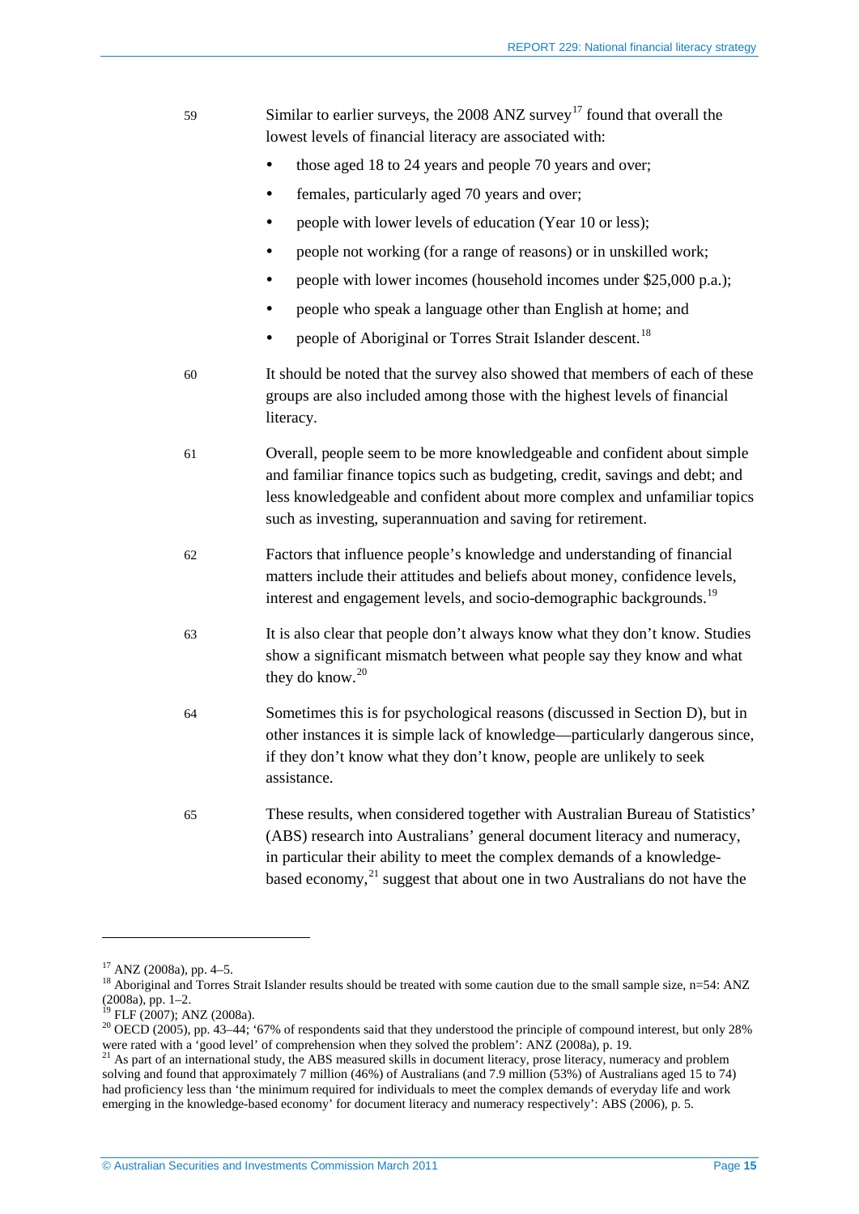59 Similar to earlier surveys, the 2008 ANZ survey[17] found that overall the lowest levels of financial literacy are associated with:

- those aged 18 to 24 years and people 70 years and over;
- females, particularly aged 70 years and over;
- people with lower levels of education (Year 10 or less);
- people not working (for a range of reasons) or in unskilled work;
- people with lower incomes (household incomes under $25,000 p.a.);
- people who speak a language other than English at home; and
- people of Aboriginal or Torres Strait Islander descent.[18]

60 It should be noted that the survey also showed that members of each of these groups are also included among those with the highest levels of financial literacy.

61 Overall, people seem to be more knowledgeable and confident about simple and familiar finance topics such as budgeting, credit, savings and debt; and less knowledgeable and confident about more complex and unfamiliar topics such as investing, superannuation and saving for retirement.

62 Factors that influence people's knowledge and understanding of financial matters include their attitudes and beliefs about money, confidence levels, interest and engagement levels, and socio-demographic backgrounds.[19]

63 It is also clear that people don't always know what they don't know. Studies show a significant mismatch between what people say they know and what they do know.[20]

64 Sometimes this is for psychological reasons (discussed in Section D), but in other instances it is simple lack of knowledge—particularly dangerous since, if they don't know what they don't know, people are unlikely to seek assistance.

65 These results, when considered together with Australian Bureau of Statistics' (ABS) research into Australians' general document literacy and numeracy, in particular their ability to meet the complex demands of a knowledge-based economy,[21] suggest that about one in two Australians do not have the

---

[17] ANZ (2008a), pp. 4–5.

[18] Aboriginal and Torres Strait Islander results should be treated with some caution due to the small sample size, n=54: ANZ (2008a), pp. 1–2.

[19] FLF (2007); ANZ (2008a).

[20] OECD (2005), pp. 43–44; '67% of respondents said that they understood the principle of compound interest, but only 28% were rated with a 'good level' of comprehension when they solved the problem': ANZ (2008a), p. 19.

[21] As part of an international study, the ABS measured skills in document literacy, prose literacy, numeracy and problem solving and found that approximately 7 million (46%) of Australians (and 7.9 million (53%) of Australians aged 15 to 74) had proficiency less than 'the minimum required for individuals to meet the complex demands of everyday life and work emerging in the knowledge-based economy' for document literacy and numeracy respectively': ABS (2006), p. 5.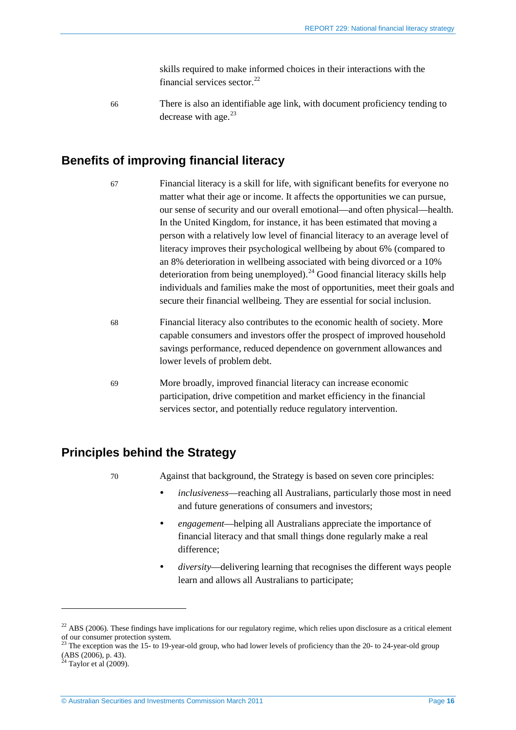skills required to make informed choices in their interactions with the financial services sector.[22]

66 There is also an identifiable age link, with document proficiency tending to decrease with age.[23]

## Benefits of improving financial literacy

67 Financial literacy is a skill for life, with significant benefits for everyone no matter what their age or income. It affects the opportunities we can pursue, our sense of security and our overall emotional—and often physical—health. In the United Kingdom, for instance, it has been estimated that moving a person with a relatively low level of financial literacy to an average level of literacy improves their psychological wellbeing by about 6% (compared to an 8% deterioration in wellbeing associated with being divorced or a 10% deterioration from being unemployed).[24] Good financial literacy skills help individuals and families make the most of opportunities, meet their goals and secure their financial wellbeing. They are essential for social inclusion.

68 Financial literacy also contributes to the economic health of society. More capable consumers and investors offer the prospect of improved household savings performance, reduced dependence on government allowances and lower levels of problem debt.

69 More broadly, improved financial literacy can increase economic participation, drive competition and market efficiency in the financial services sector, and potentially reduce regulatory intervention.

## Principles behind the Strategy

70 Against that background, the Strategy is based on seven core principles:

- *inclusiveness*—reaching all Australians, particularly those most in need and future generations of consumers and investors;
- *engagement*—helping all Australians appreciate the importance of financial literacy and that small things done regularly make a real difference;
- *diversity*—delivering learning that recognises the different ways people learn and allows all Australians to participate;

---

[22] ABS (2006). These findings have implications for our regulatory regime, which relies upon disclosure as a critical element of our consumer protection system.

[23] The exception was the 15- to 19-year-old group, who had lower levels of proficiency than the 20- to 24-year-old group (ABS (2006), p. 43).

[24] Taylor et al (2009).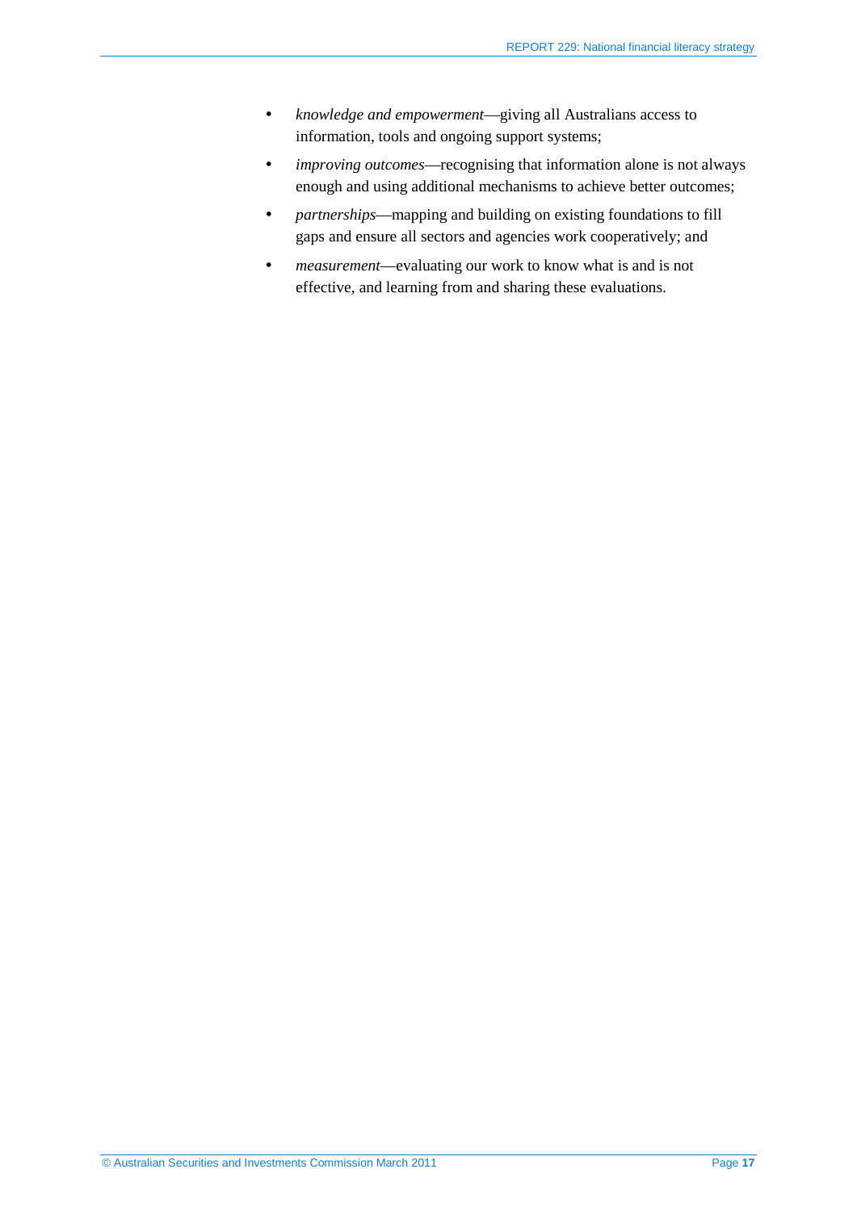- *knowledge and empowerment*—giving all Australians access to information, tools and ongoing support systems;
- *improving outcomes*—recognising that information alone is not always enough and using additional mechanisms to achieve better outcomes;
- *partnerships*—mapping and building on existing foundations to fill gaps and ensure all sectors and agencies work cooperatively; and
- *measurement*—evaluating our work to know what is and is not effective, and learning from and sharing these evaluations.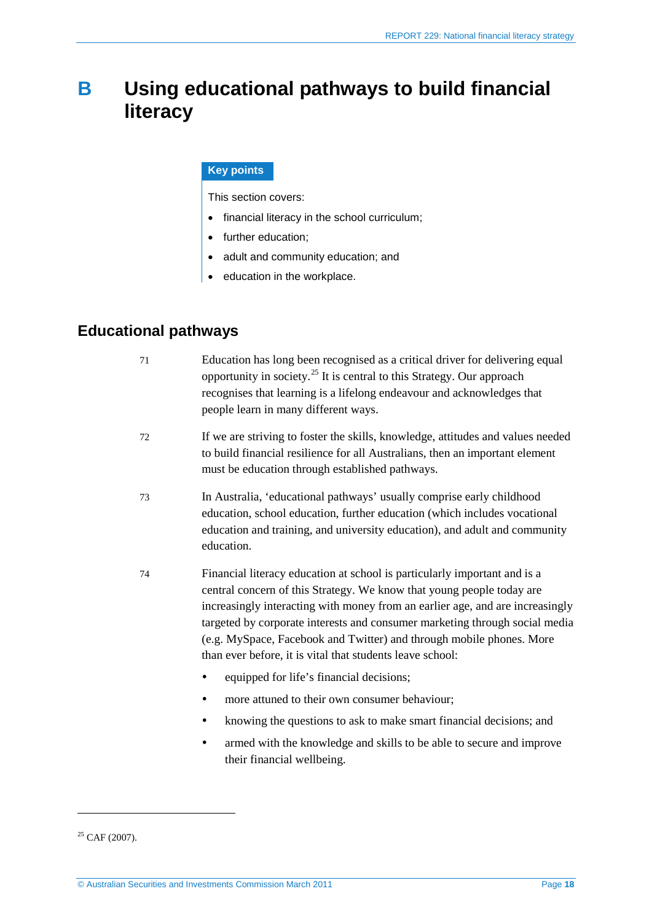# B Using educational pathways to build financial literacy

**Key points**

This section covers:

- financial literacy in the school curriculum;
- further education;
- adult and community education; and
- education in the workplace.

## Educational pathways

71 Education has long been recognised as a critical driver for delivering equal opportunity in society.[25] It is central to this Strategy. Our approach recognises that learning is a lifelong endeavour and acknowledges that people learn in many different ways.

72 If we are striving to foster the skills, knowledge, attitudes and values needed to build financial resilience for all Australians, then an important element must be education through established pathways.

73 In Australia, 'educational pathways' usually comprise early childhood education, school education, further education (which includes vocational education and training, and university education), and adult and community education.

74 Financial literacy education at school is particularly important and is a central concern of this Strategy. We know that young people today are increasingly interacting with money from an earlier age, and are increasingly targeted by corporate interests and consumer marketing through social media (e.g. MySpace, Facebook and Twitter) and through mobile phones. More than ever before, it is vital that students leave school:

- equipped for life's financial decisions;
- more attuned to their own consumer behaviour;
- knowing the questions to ask to make smart financial decisions; and
- armed with the knowledge and skills to be able to secure and improve their financial wellbeing.

[25] CAF (2007).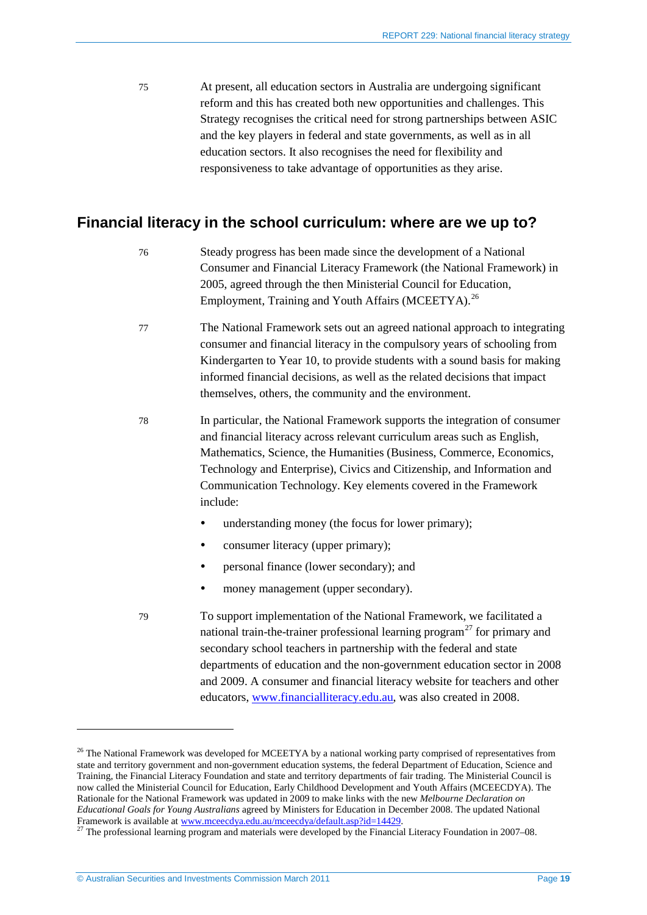75 At present, all education sectors in Australia are undergoing significant reform and this has created both new opportunities and challenges. This Strategy recognises the critical need for strong partnerships between ASIC and the key players in federal and state governments, as well as in all education sectors. It also recognises the need for flexibility and responsiveness to take advantage of opportunities as they arise.

## Financial literacy in the school curriculum: where are we up to?

76 Steady progress has been made since the development of a National Consumer and Financial Literacy Framework (the National Framework) in 2005, agreed through the then Ministerial Council for Education, Employment, Training and Youth Affairs (MCEETYA).[26]

77 The National Framework sets out an agreed national approach to integrating consumer and financial literacy in the compulsory years of schooling from Kindergarten to Year 10, to provide students with a sound basis for making informed financial decisions, as well as the related decisions that impact themselves, others, the community and the environment.

78 In particular, the National Framework supports the integration of consumer and financial literacy across relevant curriculum areas such as English, Mathematics, Science, the Humanities (Business, Commerce, Economics, Technology and Enterprise), Civics and Citizenship, and Information and Communication Technology. Key elements covered in the Framework include:

- understanding money (the focus for lower primary);
- consumer literacy (upper primary);
- personal finance (lower secondary); and
- money management (upper secondary).

79 To support implementation of the National Framework, we facilitated a national train-the-trainer professional learning program[27] for primary and secondary school teachers in partnership with the federal and state departments of education and the non-government education sector in 2008 and 2009. A consumer and financial literacy website for teachers and other educators, www.financialliteracy.edu.au, was also created in 2008.

---

[26] The National Framework was developed for MCEETYA by a national working party comprised of representatives from state and territory government and non-government education systems, the federal Department of Education, Science and Training, the Financial Literacy Foundation and state and territory departments of fair trading. The Ministerial Council is now called the Ministerial Council for Education, Early Childhood Development and Youth Affairs (MCEECDYA). The Rationale for the National Framework was updated in 2009 to make links with the new *Melbourne Declaration on Educational Goals for Young Australians* agreed by Ministers for Education in December 2008. The updated National Framework is available at www.mceecdya.edu.au/mceecdya/default.asp?id=14429.

[27] The professional learning program and materials were developed by the Financial Literacy Foundation in 2007–08.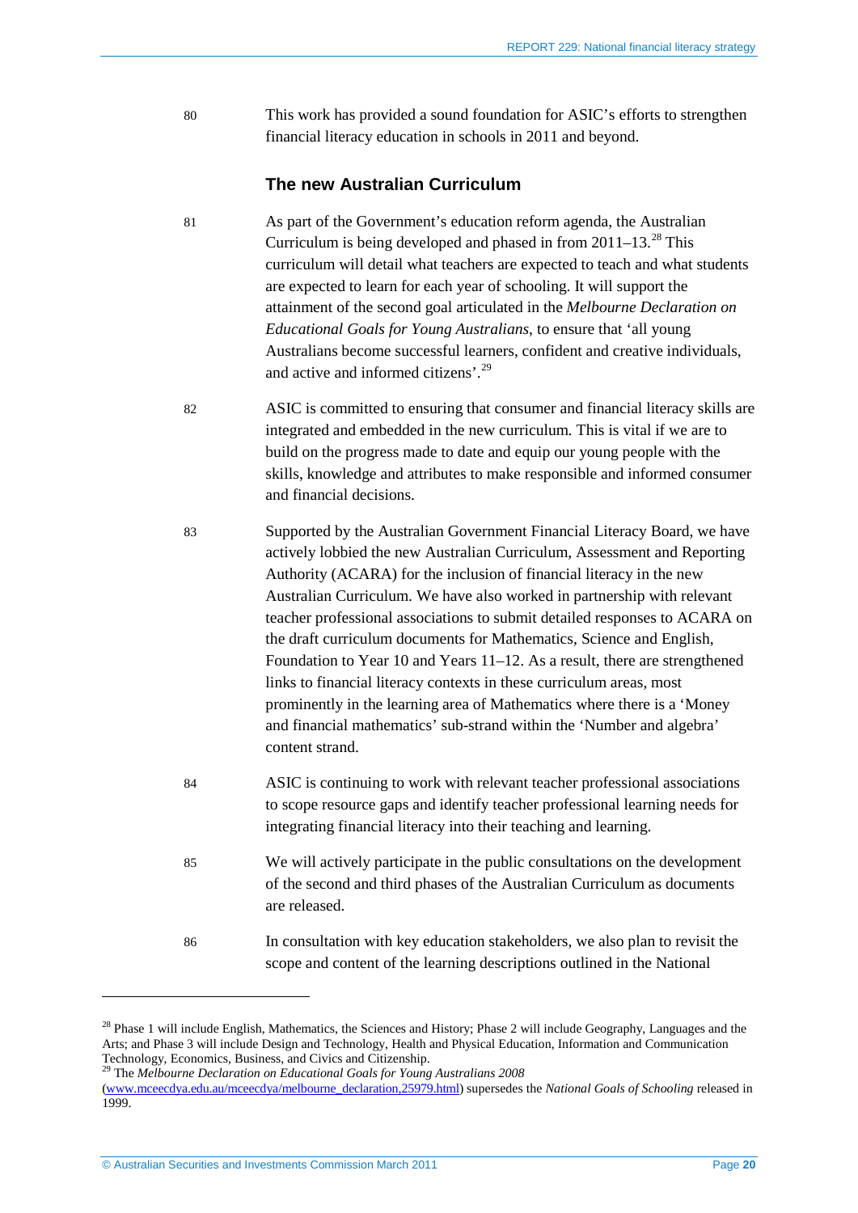80 This work has provided a sound foundation for ASIC's efforts to strengthen financial literacy education in schools in 2011 and beyond.

### The new Australian Curriculum

81 As part of the Government's education reform agenda, the Australian Curriculum is being developed and phased in from 2011–13.[28] This curriculum will detail what teachers are expected to teach and what students are expected to learn for each year of schooling. It will support the attainment of the second goal articulated in the *Melbourne Declaration on Educational Goals for Young Australians*, to ensure that 'all young Australians become successful learners, confident and creative individuals, and active and informed citizens'.[29]

82 ASIC is committed to ensuring that consumer and financial literacy skills are integrated and embedded in the new curriculum. This is vital if we are to build on the progress made to date and equip our young people with the skills, knowledge and attributes to make responsible and informed consumer and financial decisions.

83 Supported by the Australian Government Financial Literacy Board, we have actively lobbied the new Australian Curriculum, Assessment and Reporting Authority (ACARA) for the inclusion of financial literacy in the new Australian Curriculum. We have also worked in partnership with relevant teacher professional associations to submit detailed responses to ACARA on the draft curriculum documents for Mathematics, Science and English, Foundation to Year 10 and Years 11–12. As a result, there are strengthened links to financial literacy contexts in these curriculum areas, most prominently in the learning area of Mathematics where there is a 'Money and financial mathematics' sub-strand within the 'Number and algebra' content strand.

84 ASIC is continuing to work with relevant teacher professional associations to scope resource gaps and identify teacher professional learning needs for integrating financial literacy into their teaching and learning.

85 We will actively participate in the public consultations on the development of the second and third phases of the Australian Curriculum as documents are released.

86 In consultation with key education stakeholders, we also plan to revisit the scope and content of the learning descriptions outlined in the National

---

[28] Phase 1 will include English, Mathematics, the Sciences and History; Phase 2 will include Geography, Languages and the Arts; and Phase 3 will include Design and Technology, Health and Physical Education, Information and Communication Technology, Economics, Business, and Civics and Citizenship.

[29] The *Melbourne Declaration on Educational Goals for Young Australians 2008* (www.mceecdya.edu.au/mceecdya/melbourne_declaration,25979.html) supersedes the *National Goals of Schooling* released in 1999.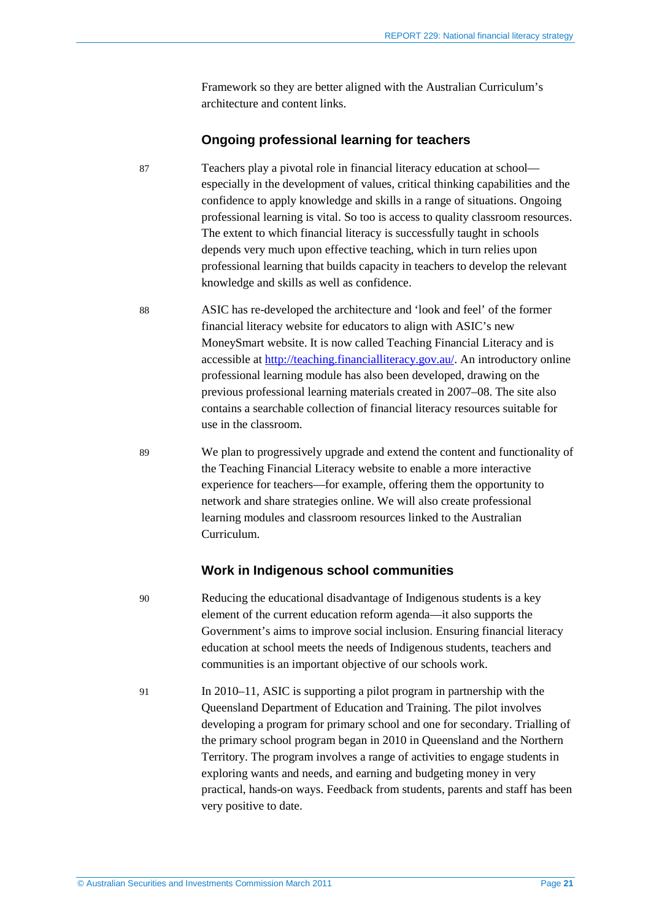Framework so they are better aligned with the Australian Curriculum's architecture and content links.

### Ongoing professional learning for teachers

87 Teachers play a pivotal role in financial literacy education at school—especially in the development of values, critical thinking capabilities and the confidence to apply knowledge and skills in a range of situations. Ongoing professional learning is vital. So too is access to quality classroom resources. The extent to which financial literacy is successfully taught in schools depends very much upon effective teaching, which in turn relies upon professional learning that builds capacity in teachers to develop the relevant knowledge and skills as well as confidence.

88 ASIC has re-developed the architecture and 'look and feel' of the former financial literacy website for educators to align with ASIC's new MoneySmart website. It is now called Teaching Financial Literacy and is accessible at [http://teaching.financialliteracy.gov.au/](http://teaching.financialliteracy.gov.au/). An introductory online professional learning module has also been developed, drawing on the previous professional learning materials created in 2007–08. The site also contains a searchable collection of financial literacy resources suitable for use in the classroom.

89 We plan to progressively upgrade and extend the content and functionality of the Teaching Financial Literacy website to enable a more interactive experience for teachers—for example, offering them the opportunity to network and share strategies online. We will also create professional learning modules and classroom resources linked to the Australian Curriculum.

### Work in Indigenous school communities

90 Reducing the educational disadvantage of Indigenous students is a key element of the current education reform agenda—it also supports the Government's aims to improve social inclusion. Ensuring financial literacy education at school meets the needs of Indigenous students, teachers and communities is an important objective of our schools work.

91 In 2010–11, ASIC is supporting a pilot program in partnership with the Queensland Department of Education and Training. The pilot involves developing a program for primary school and one for secondary. Trialling of the primary school program began in 2010 in Queensland and the Northern Territory. The program involves a range of activities to engage students in exploring wants and needs, and earning and budgeting money in very practical, hands-on ways. Feedback from students, parents and staff has been very positive to date.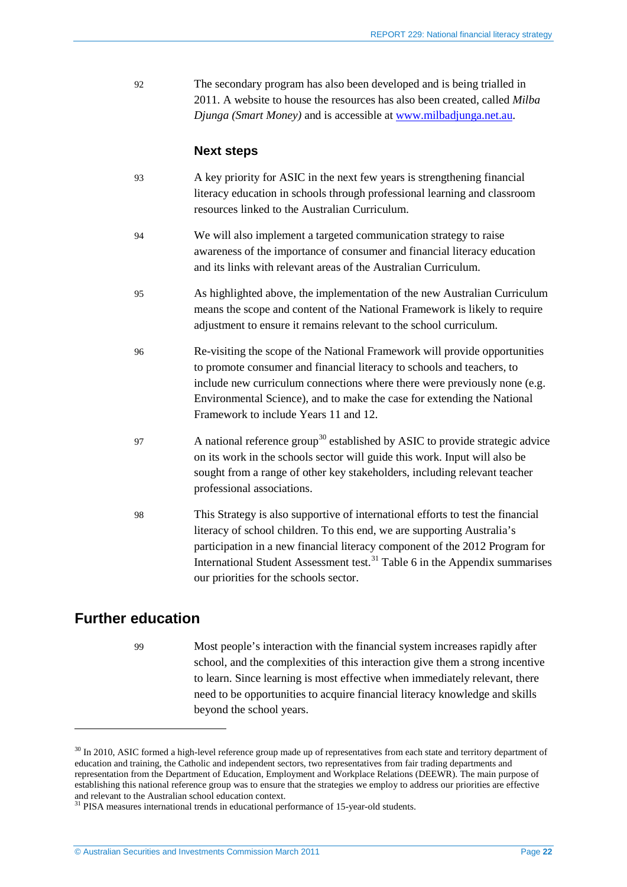92 The secondary program has also been developed and is being trialled in 2011. A website to house the resources has also been created, called *Milba Djunga (Smart Money)* and is accessible at www.milbadjunga.net.au.

### Next steps

93 A key priority for ASIC in the next few years is strengthening financial literacy education in schools through professional learning and classroom resources linked to the Australian Curriculum.

94 We will also implement a targeted communication strategy to raise awareness of the importance of consumer and financial literacy education and its links with relevant areas of the Australian Curriculum.

95 As highlighted above, the implementation of the new Australian Curriculum means the scope and content of the National Framework is likely to require adjustment to ensure it remains relevant to the school curriculum.

96 Re-visiting the scope of the National Framework will provide opportunities to promote consumer and financial literacy to schools and teachers, to include new curriculum connections where there were previously none (e.g. Environmental Science), and to make the case for extending the National Framework to include Years 11 and 12.

97 A national reference group[30] established by ASIC to provide strategic advice on its work in the schools sector will guide this work. Input will also be sought from a range of other key stakeholders, including relevant teacher professional associations.

98 This Strategy is also supportive of international efforts to test the financial literacy of school children. To this end, we are supporting Australia's participation in a new financial literacy component of the 2012 Program for International Student Assessment test.[31] Table 6 in the Appendix summarises our priorities for the schools sector.

## Further education

99 Most people's interaction with the financial system increases rapidly after school, and the complexities of this interaction give them a strong incentive to learn. Since learning is most effective when immediately relevant, there need to be opportunities to acquire financial literacy knowledge and skills beyond the school years.

---

[30] In 2010, ASIC formed a high-level reference group made up of representatives from each state and territory department of education and training, the Catholic and independent sectors, two representatives from fair trading departments and representation from the Department of Education, Employment and Workplace Relations (DEEWR). The main purpose of establishing this national reference group was to ensure that the strategies we employ to address our priorities are effective and relevant to the Australian school education context.

[31] PISA measures international trends in educational performance of 15-year-old students.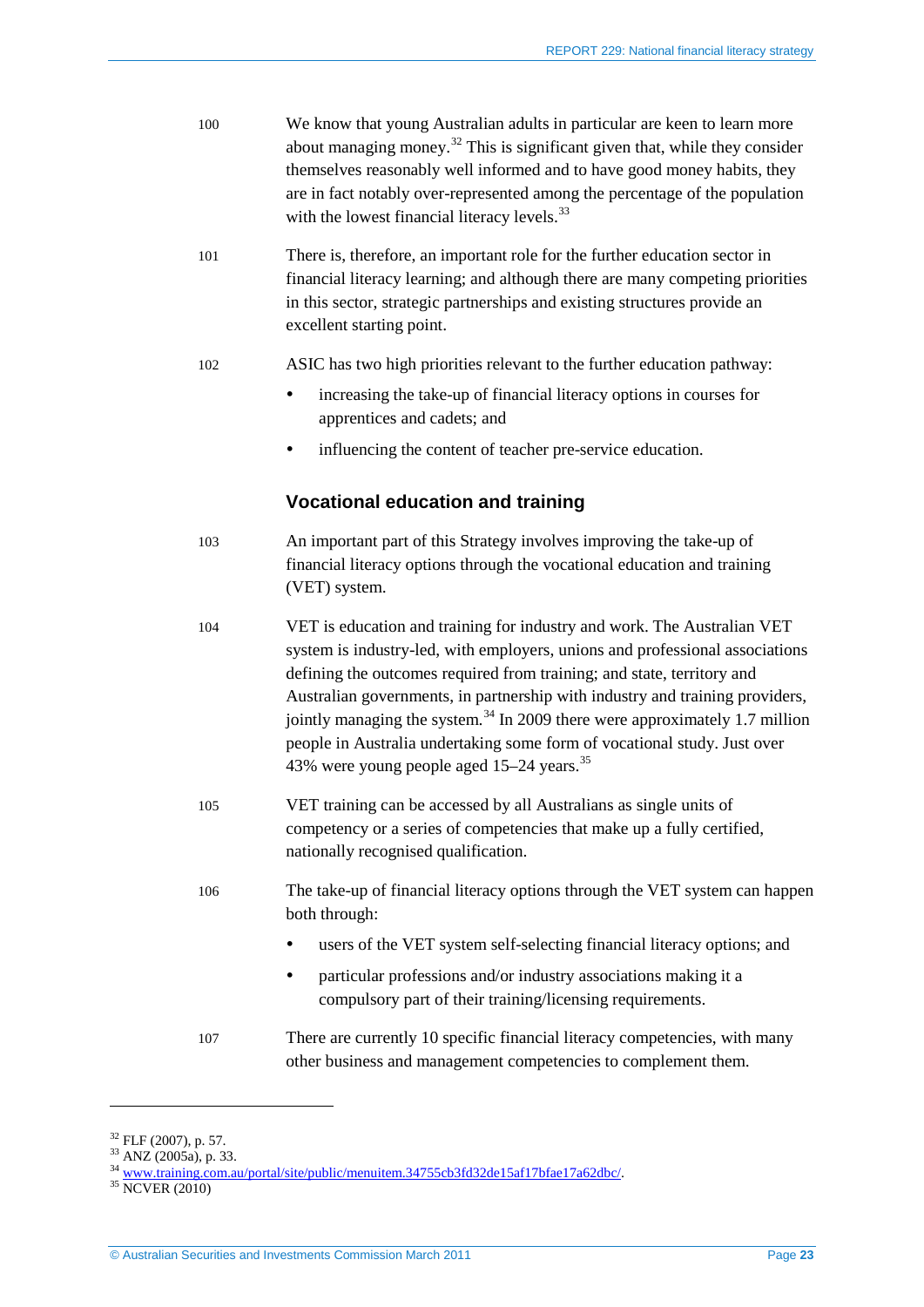100 We know that young Australian adults in particular are keen to learn more about managing money.[32] This is significant given that, while they consider themselves reasonably well informed and to have good money habits, they are in fact notably over-represented among the percentage of the population with the lowest financial literacy levels.[33]

101 There is, therefore, an important role for the further education sector in financial literacy learning; and although there are many competing priorities in this sector, strategic partnerships and existing structures provide an excellent starting point.

102 ASIC has two high priorities relevant to the further education pathway:

- increasing the take-up of financial literacy options in courses for apprentices and cadets; and
- influencing the content of teacher pre-service education.

### Vocational education and training

103 An important part of this Strategy involves improving the take-up of financial literacy options through the vocational education and training (VET) system.

104 VET is education and training for industry and work. The Australian VET system is industry-led, with employers, unions and professional associations defining the outcomes required from training; and state, territory and Australian governments, in partnership with industry and training providers, jointly managing the system.[34] In 2009 there were approximately 1.7 million people in Australia undertaking some form of vocational study. Just over 43% were young people aged 15–24 years.[35]

105 VET training can be accessed by all Australians as single units of competency or a series of competencies that make up a fully certified, nationally recognised qualification.

106 The take-up of financial literacy options through the VET system can happen both through:

- users of the VET system self-selecting financial literacy options; and
- particular professions and/or industry associations making it a compulsory part of their training/licensing requirements.

107 There are currently 10 specific financial literacy competencies, with many other business and management competencies to complement them.

---

[32] FLF (2007), p. 57.
[33] ANZ (2005a), p. 33.
[34] www.training.com.au/portal/site/public/menuitem.34755cb3fd32de15af17bfae17a62dbc/.
[35] NCVER (2010)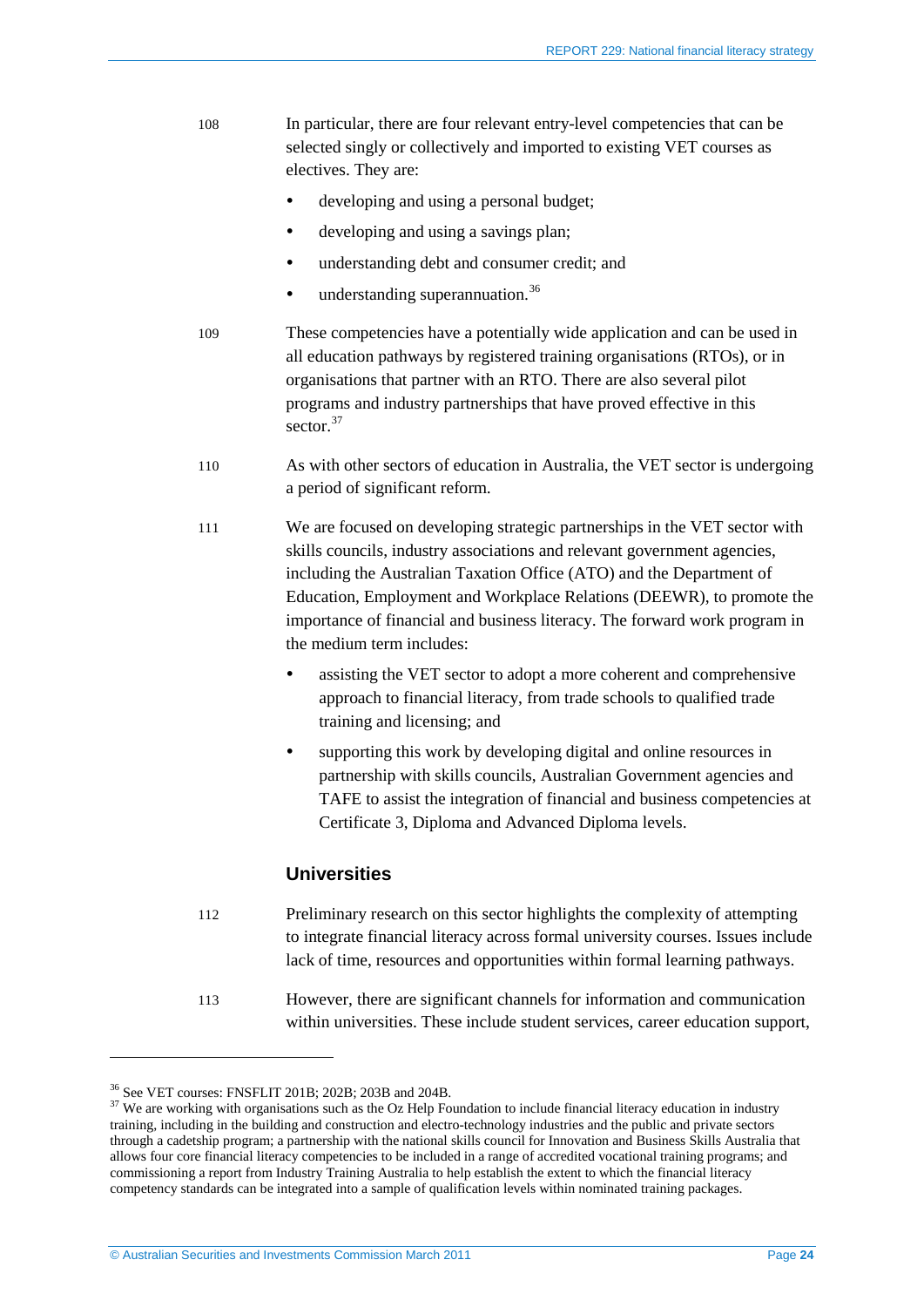108 In particular, there are four relevant entry-level competencies that can be selected singly or collectively and imported to existing VET courses as electives. They are:

- developing and using a personal budget;
- developing and using a savings plan;
- understanding debt and consumer credit; and
- understanding superannuation.[36]

109 These competencies have a potentially wide application and can be used in all education pathways by registered training organisations (RTOs), or in organisations that partner with an RTO. There are also several pilot programs and industry partnerships that have proved effective in this sector.[37]

110 As with other sectors of education in Australia, the VET sector is undergoing a period of significant reform.

111 We are focused on developing strategic partnerships in the VET sector with skills councils, industry associations and relevant government agencies, including the Australian Taxation Office (ATO) and the Department of Education, Employment and Workplace Relations (DEEWR), to promote the importance of financial and business literacy. The forward work program in the medium term includes:

- assisting the VET sector to adopt a more coherent and comprehensive approach to financial literacy, from trade schools to qualified trade training and licensing; and
- supporting this work by developing digital and online resources in partnership with skills councils, Australian Government agencies and TAFE to assist the integration of financial and business competencies at Certificate 3, Diploma and Advanced Diploma levels.

### Universities

112 Preliminary research on this sector highlights the complexity of attempting to integrate financial literacy across formal university courses. Issues include lack of time, resources and opportunities within formal learning pathways.

113 However, there are significant channels for information and communication within universities. These include student services, career education support,

---

[36] See VET courses: FNSFLIT 201B; 202B; 203B and 204B.

[37] We are working with organisations such as the Oz Help Foundation to include financial literacy education in industry training, including in the building and construction and electro-technology industries and the public and private sectors through a cadetship program; a partnership with the national skills council for Innovation and Business Skills Australia that allows four core financial literacy competencies to be included in a range of accredited vocational training programs; and commissioning a report from Industry Training Australia to help establish the extent to which the financial literacy competency standards can be integrated into a sample of qualification levels within nominated training packages.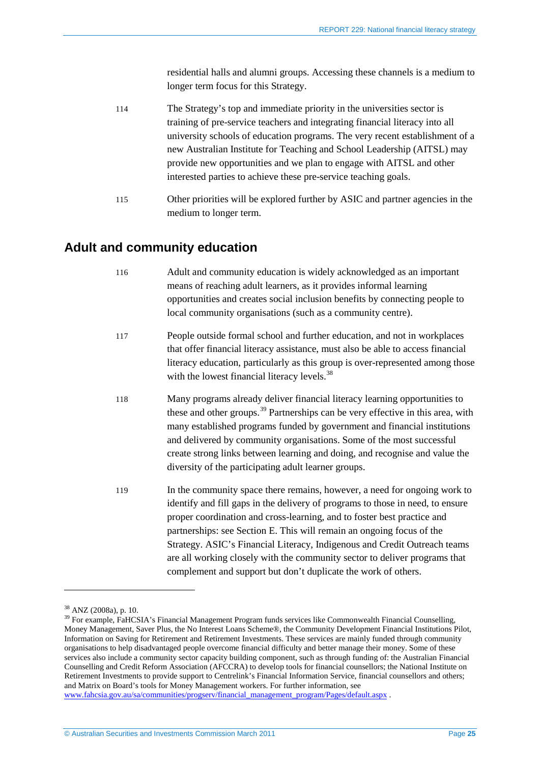residential halls and alumni groups. Accessing these channels is a medium to longer term focus for this Strategy.

114 The Strategy's top and immediate priority in the universities sector is training of pre-service teachers and integrating financial literacy into all university schools of education programs. The very recent establishment of a new Australian Institute for Teaching and School Leadership (AITSL) may provide new opportunities and we plan to engage with AITSL and other interested parties to achieve these pre-service teaching goals.

115 Other priorities will be explored further by ASIC and partner agencies in the medium to longer term.

## Adult and community education

116 Adult and community education is widely acknowledged as an important means of reaching adult learners, as it provides informal learning opportunities and creates social inclusion benefits by connecting people to local community organisations (such as a community centre).

117 People outside formal school and further education, and not in workplaces that offer financial literacy assistance, must also be able to access financial literacy education, particularly as this group is over-represented among those with the lowest financial literacy levels.[38]

118 Many programs already deliver financial literacy learning opportunities to these and other groups.[39] Partnerships can be very effective in this area, with many established programs funded by government and financial institutions and delivered by community organisations. Some of the most successful create strong links between learning and doing, and recognise and value the diversity of the participating adult learner groups.

119 In the community space there remains, however, a need for ongoing work to identify and fill gaps in the delivery of programs to those in need, to ensure proper coordination and cross-learning, and to foster best practice and partnerships: see Section E. This will remain an ongoing focus of the Strategy. ASIC's Financial Literacy, Indigenous and Credit Outreach teams are all working closely with the community sector to deliver programs that complement and support but don't duplicate the work of others.

---

[38] ANZ (2008a), p. 10.

[39] For example, FaHCSIA's Financial Management Program funds services like Commonwealth Financial Counselling, Money Management, Saver Plus, the No Interest Loans Scheme®, the Community Development Financial Institutions Pilot, Information on Saving for Retirement and Retirement Investments. These services are mainly funded through community organisations to help disadvantaged people overcome financial difficulty and better manage their money. Some of these services also include a community sector capacity building component, such as through funding of: the Australian Financial Counselling and Credit Reform Association (AFCCRA) to develop tools for financial counsellors; the National Institute on Retirement Investments to provide support to Centrelink's Financial Information Service, financial counsellors and others; and Matrix on Board's tools for Money Management workers. For further information, see www.fahcsia.gov.au/sa/communities/progserv/financial_management_program/Pages/default.aspx .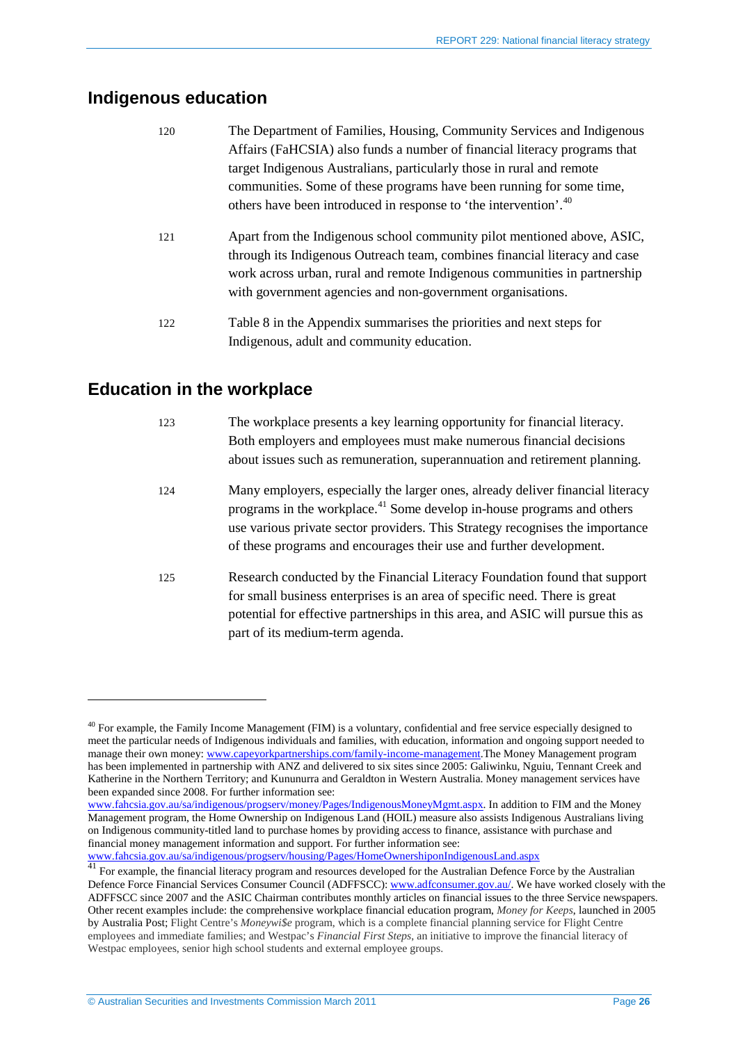## Indigenous education

120 The Department of Families, Housing, Community Services and Indigenous Affairs (FaHCSIA) also funds a number of financial literacy programs that target Indigenous Australians, particularly those in rural and remote communities. Some of these programs have been running for some time, others have been introduced in response to 'the intervention'.[40]

121 Apart from the Indigenous school community pilot mentioned above, ASIC, through its Indigenous Outreach team, combines financial literacy and case work across urban, rural and remote Indigenous communities in partnership with government agencies and non-government organisations.

122 Table 8 in the Appendix summarises the priorities and next steps for Indigenous, adult and community education.

## Education in the workplace

123 The workplace presents a key learning opportunity for financial literacy. Both employers and employees must make numerous financial decisions about issues such as remuneration, superannuation and retirement planning.

124 Many employers, especially the larger ones, already deliver financial literacy programs in the workplace.[41] Some develop in-house programs and others use various private sector providers. This Strategy recognises the importance of these programs and encourages their use and further development.

125 Research conducted by the Financial Literacy Foundation found that support for small business enterprises is an area of specific need. There is great potential for effective partnerships in this area, and ASIC will pursue this as part of its medium-term agenda.

---

[40] For example, the Family Income Management (FIM) is a voluntary, confidential and free service especially designed to meet the particular needs of Indigenous individuals and families, with education, information and ongoing support needed to manage their own money: www.capeyorkpartnerships.com/family-income-management.The Money Management program has been implemented in partnership with ANZ and delivered to six sites since 2005: Galiwinku, Nguiu, Tennant Creek and Katherine in the Northern Territory; and Kununurra and Geraldton in Western Australia. Money management services have been expanded since 2008. For further information see: www.fahcsia.gov.au/sa/indigenous/progserv/money/Pages/IndigenousMoneyMgmt.aspx. In addition to FIM and the Money Management program, the Home Ownership on Indigenous Land (HOIL) measure also assists Indigenous Australians living on Indigenous community-titled land to purchase homes by providing access to finance, assistance with purchase and financial money management information and support. For further information see: www.fahcsia.gov.au/sa/indigenous/progserv/housing/Pages/HomeOwnershiponIndigenousLand.aspx

[41] For example, the financial literacy program and resources developed for the Australian Defence Force by the Australian Defence Force Financial Services Consumer Council (ADFFSCC): www.adfconsumer.gov.au/. We have worked closely with the ADFFSCC since 2007 and the ASIC Chairman contributes monthly articles on financial issues to the three Service newspapers. Other recent examples include: the comprehensive workplace financial education program, *Money for Keeps*, launched in 2005 by Australia Post; Flight Centre's *Moneywi$e* program, which is a complete financial planning service for Flight Centre employees and immediate families; and Westpac's *Financial First Steps*, an initiative to improve the financial literacy of Westpac employees, senior high school students and external employee groups.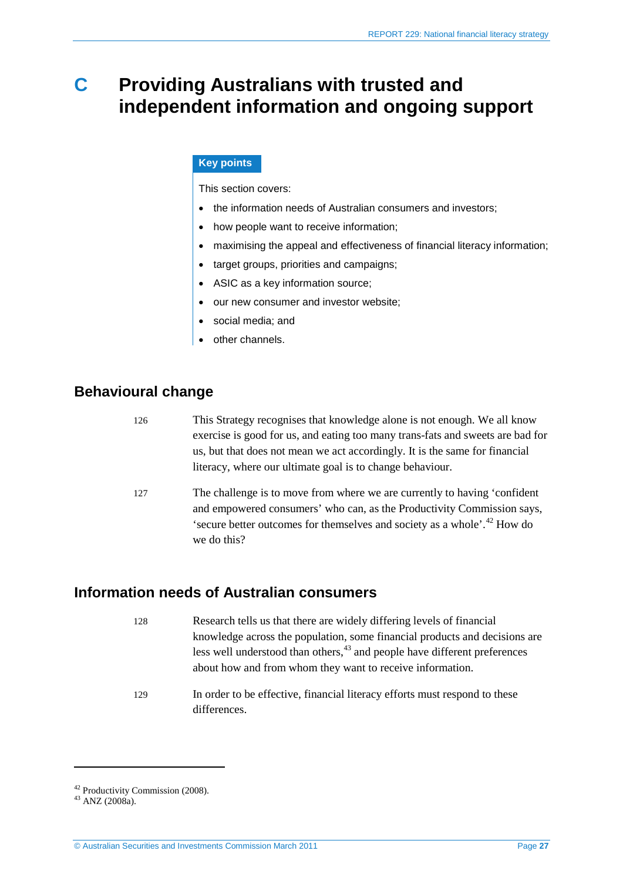# C Providing Australians with trusted and independent information and ongoing support

**Key points**

This section covers:

- the information needs of Australian consumers and investors;
- how people want to receive information;
- maximising the appeal and effectiveness of financial literacy information;
- target groups, priorities and campaigns;
- ASIC as a key information source;
- our new consumer and investor website;
- social media; and
- other channels.

## Behavioural change

126 This Strategy recognises that knowledge alone is not enough. We all know exercise is good for us, and eating too many trans-fats and sweets are bad for us, but that does not mean we act accordingly. It is the same for financial literacy, where our ultimate goal is to change behaviour.

127 The challenge is to move from where we are currently to having 'confident and empowered consumers' who can, as the Productivity Commission says, 'secure better outcomes for themselves and society as a whole'.[42] How do we do this?

## Information needs of Australian consumers

128 Research tells us that there are widely differing levels of financial knowledge across the population, some financial products and decisions are less well understood than others,[43] and people have different preferences about how and from whom they want to receive information.

129 In order to be effective, financial literacy efforts must respond to these differences.

[42] Productivity Commission (2008).
[43] ANZ (2008a).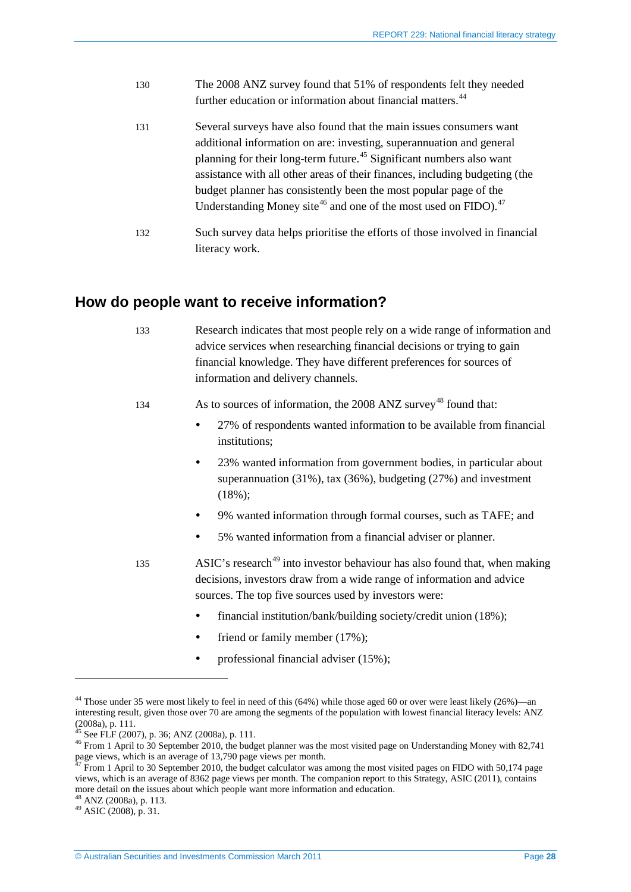130 The 2008 ANZ survey found that 51% of respondents felt they needed further education or information about financial matters.[44]

131 Several surveys have also found that the main issues consumers want additional information on are: investing, superannuation and general planning for their long-term future.[45] Significant numbers also want assistance with all other areas of their finances, including budgeting (the budget planner has consistently been the most popular page of the Understanding Money site[46] and one of the most used on FIDO).[47]

132 Such survey data helps prioritise the efforts of those involved in financial literacy work.

## How do people want to receive information?

133 Research indicates that most people rely on a wide range of information and advice services when researching financial decisions or trying to gain financial knowledge. They have different preferences for sources of information and delivery channels.

134 As to sources of information, the 2008 ANZ survey[48] found that:

- 27% of respondents wanted information to be available from financial institutions;
- 23% wanted information from government bodies, in particular about superannuation (31%), tax (36%), budgeting (27%) and investment (18%);
- 9% wanted information through formal courses, such as TAFE; and
- 5% wanted information from a financial adviser or planner.

135 ASIC's research[49] into investor behaviour has also found that, when making decisions, investors draw from a wide range of information and advice sources. The top five sources used by investors were:

- financial institution/bank/building society/credit union (18%);
- friend or family member (17%);
- professional financial adviser (15%);

---

[44] Those under 35 were most likely to feel in need of this (64%) while those aged 60 or over were least likely (26%)—an interesting result, given those over 70 are among the segments of the population with lowest financial literacy levels: ANZ (2008a), p. 111.

[45] See FLF (2007), p. 36; ANZ (2008a), p. 111.

[46] From 1 April to 30 September 2010, the budget planner was the most visited page on Understanding Money with 82,741 page views, which is an average of 13,790 page views per month.

[47] From 1 April to 30 September 2010, the budget calculator was among the most visited pages on FIDO with 50,174 page views, which is an average of 8362 page views per month. The companion report to this Strategy, ASIC (2011), contains more detail on the issues about which people want more information and education.

[48] ANZ (2008a), p. 113.

[49] ASIC (2008), p. 31.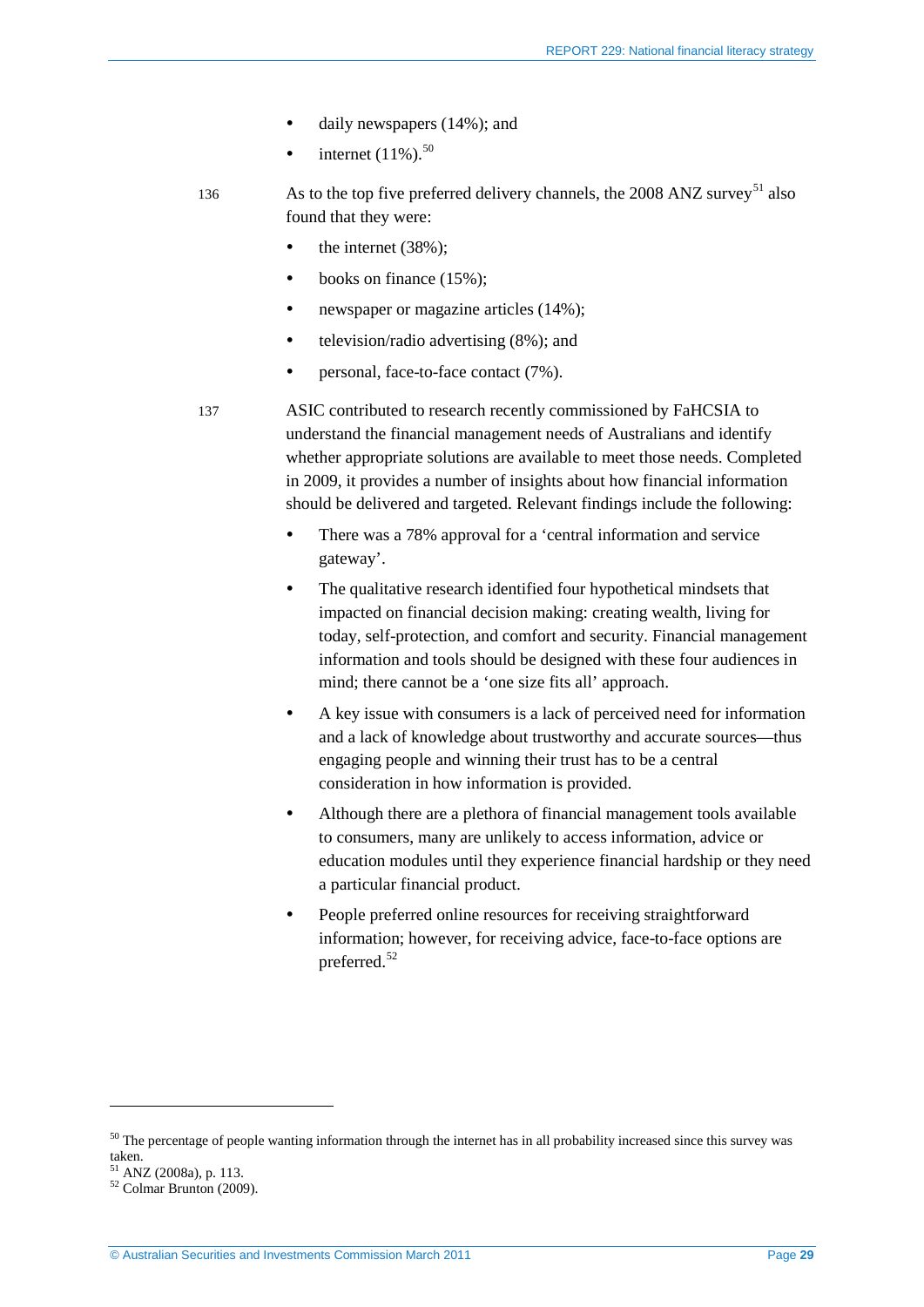- daily newspapers (14%); and
- internet (11%).[50]

136 As to the top five preferred delivery channels, the 2008 ANZ survey[51] also found that they were:

- the internet (38%);
- books on finance (15%);
- newspaper or magazine articles (14%);
- television/radio advertising (8%); and
- personal, face-to-face contact (7%).

137 ASIC contributed to research recently commissioned by FaHCSIA to understand the financial management needs of Australians and identify whether appropriate solutions are available to meet those needs. Completed in 2009, it provides a number of insights about how financial information should be delivered and targeted. Relevant findings include the following:

- There was a 78% approval for a 'central information and service gateway'.
- The qualitative research identified four hypothetical mindsets that impacted on financial decision making: creating wealth, living for today, self-protection, and comfort and security. Financial management information and tools should be designed with these four audiences in mind; there cannot be a 'one size fits all' approach.
- A key issue with consumers is a lack of perceived need for information and a lack of knowledge about trustworthy and accurate sources—thus engaging people and winning their trust has to be a central consideration in how information is provided.
- Although there are a plethora of financial management tools available to consumers, many are unlikely to access information, advice or education modules until they experience financial hardship or they need a particular financial product.
- People preferred online resources for receiving straightforward information; however, for receiving advice, face-to-face options are preferred.[52]

---

[50] The percentage of people wanting information through the internet has in all probability increased since this survey was taken.

[51] ANZ (2008a), p. 113.

[52] Colmar Brunton (2009).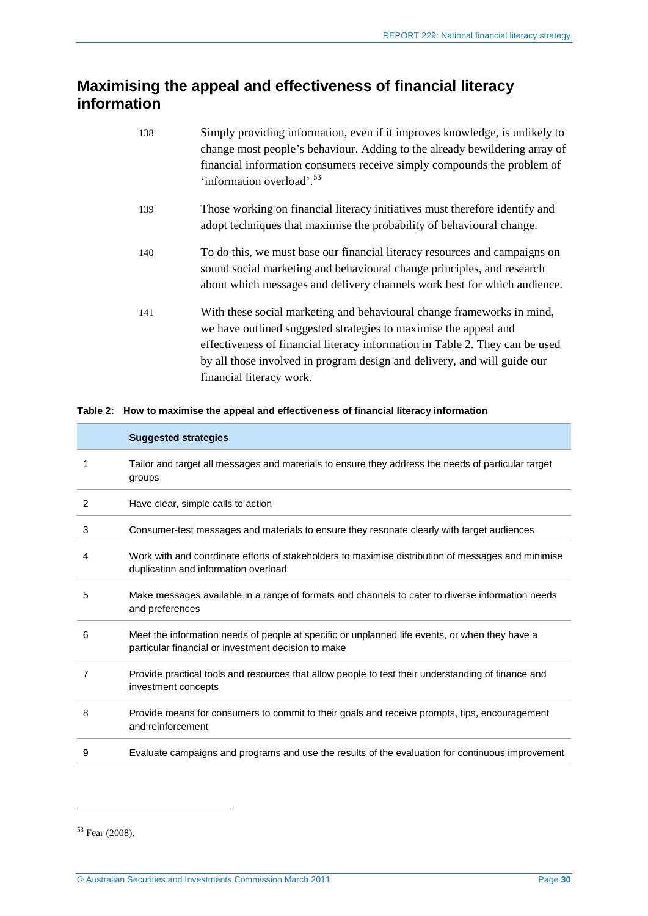## Maximising the appeal and effectiveness of financial literacy information

138 Simply providing information, even if it improves knowledge, is unlikely to change most people's behaviour. Adding to the already bewildering array of financial information consumers receive simply compounds the problem of 'information overload'.[53]

139 Those working on financial literacy initiatives must therefore identify and adopt techniques that maximise the probability of behavioural change.

140 To do this, we must base our financial literacy resources and campaigns on sound social marketing and behavioural change principles, and research about which messages and delivery channels work best for which audience.

141 With these social marketing and behavioural change frameworks in mind, we have outlined suggested strategies to maximise the appeal and effectiveness of financial literacy information in Table 2. They can be used by all those involved in program design and delivery, and will guide our financial literacy work.

**Table 2: How to maximise the appeal and effectiveness of financial literacy information**

| | Suggested strategies |
|---|---|
| 1 | Tailor and target all messages and materials to ensure they address the needs of particular target groups |
| 2 | Have clear, simple calls to action |
| 3 | Consumer-test messages and materials to ensure they resonate clearly with target audiences |
| 4 | Work with and coordinate efforts of stakeholders to maximise distribution of messages and minimise duplication and information overload |
| 5 | Make messages available in a range of formats and channels to cater to diverse information needs and preferences |
| 6 | Meet the information needs of people at specific or unplanned life events, or when they have a particular financial or investment decision to make |
| 7 | Provide practical tools and resources that allow people to test their understanding of finance and investment concepts |
| 8 | Provide means for consumers to commit to their goals and receive prompts, tips, encouragement and reinforcement |
| 9 | Evaluate campaigns and programs and use the results of the evaluation for continuous improvement |

[53] Fear (2008).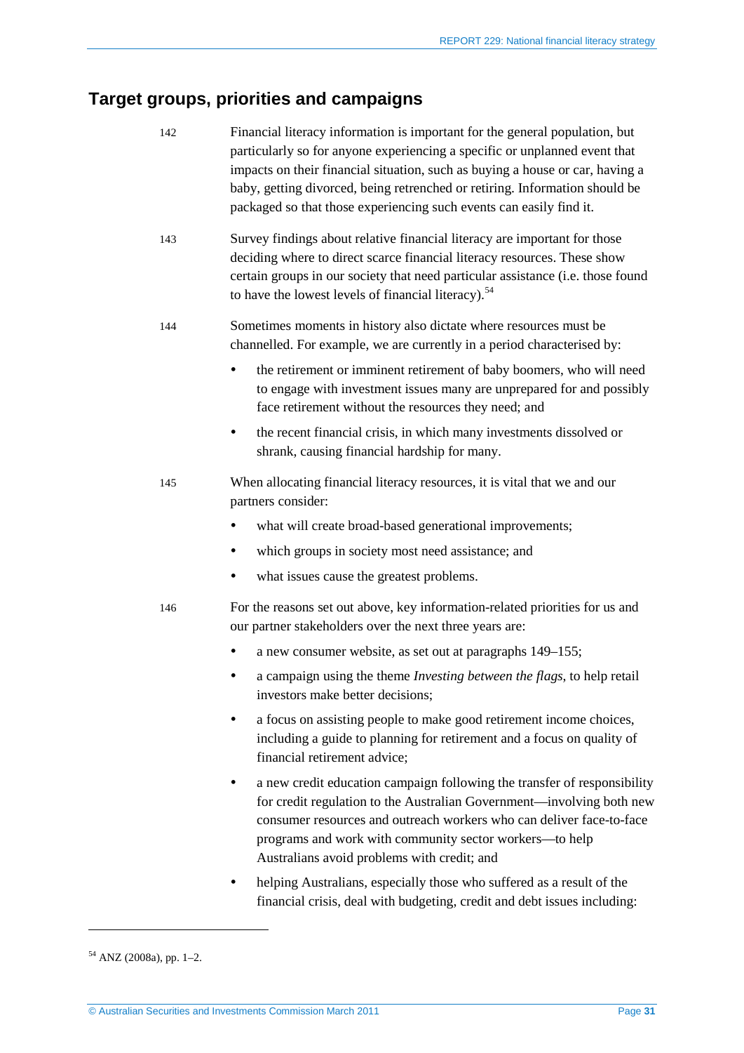## Target groups, priorities and campaigns

142 Financial literacy information is important for the general population, but particularly so for anyone experiencing a specific or unplanned event that impacts on their financial situation, such as buying a house or car, having a baby, getting divorced, being retrenched or retiring. Information should be packaged so that those experiencing such events can easily find it.

143 Survey findings about relative financial literacy are important for those deciding where to direct scarce financial literacy resources. These show certain groups in our society that need particular assistance (i.e. those found to have the lowest levels of financial literacy).[54]

144 Sometimes moments in history also dictate where resources must be channelled. For example, we are currently in a period characterised by:

- the retirement or imminent retirement of baby boomers, who will need to engage with investment issues many are unprepared for and possibly face retirement without the resources they need; and
- the recent financial crisis, in which many investments dissolved or shrank, causing financial hardship for many.

145 When allocating financial literacy resources, it is vital that we and our partners consider:

- what will create broad-based generational improvements;
- which groups in society most need assistance; and
- what issues cause the greatest problems.

146 For the reasons set out above, key information-related priorities for us and our partner stakeholders over the next three years are:

- a new consumer website, as set out at paragraphs 149–155;
- a campaign using the theme *Investing between the flags*, to help retail investors make better decisions;
- a focus on assisting people to make good retirement income choices, including a guide to planning for retirement and a focus on quality of financial retirement advice;
- a new credit education campaign following the transfer of responsibility for credit regulation to the Australian Government—involving both new consumer resources and outreach workers who can deliver face-to-face programs and work with community sector workers—to help Australians avoid problems with credit; and
- helping Australians, especially those who suffered as a result of the financial crisis, deal with budgeting, credit and debt issues including:

---

[54] ANZ (2008a), pp. 1–2.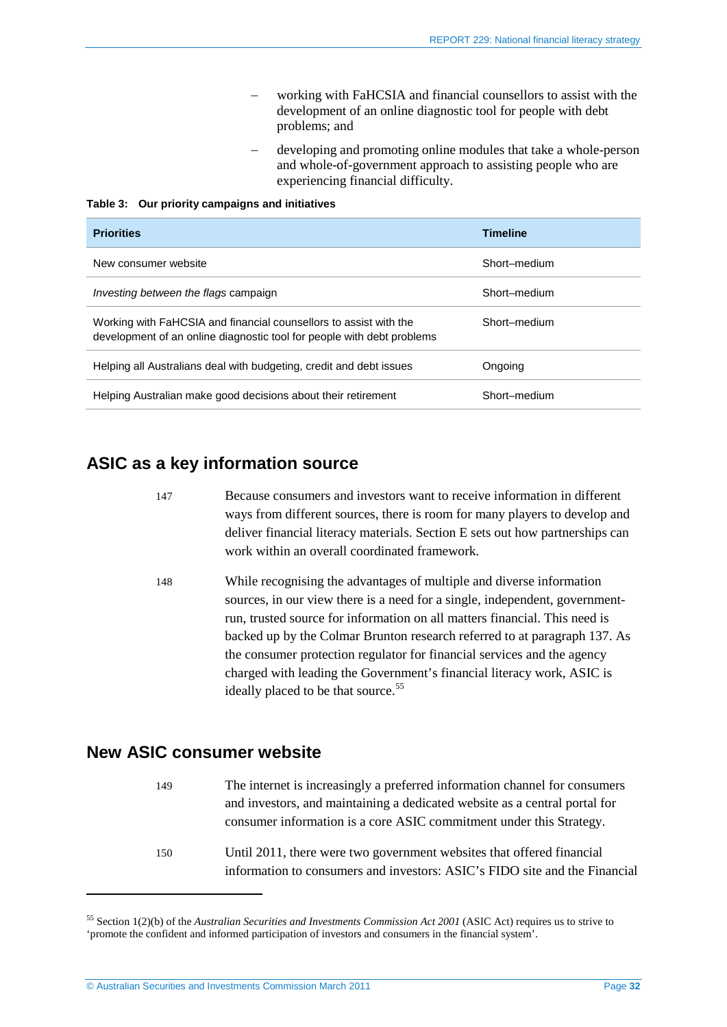– working with FaHCSIA and financial counsellors to assist with the development of an online diagnostic tool for people with debt problems; and

– developing and promoting online modules that take a whole-person and whole-of-government approach to assisting people who are experiencing financial difficulty.

**Table 3: Our priority campaigns and initiatives**

| Priorities | Timeline |
|---|---|
| New consumer website | Short–medium |
| *Investing between the flags* campaign | Short–medium |
| Working with FaHCSIA and financial counsellors to assist with the development of an online diagnostic tool for people with debt problems | Short–medium |
| Helping all Australians deal with budgeting, credit and debt issues | Ongoing |
| Helping Australian make good decisions about their retirement | Short–medium |

## ASIC as a key information source

147 Because consumers and investors want to receive information in different ways from different sources, there is room for many players to develop and deliver financial literacy materials. Section E sets out how partnerships can work within an overall coordinated framework.

148 While recognising the advantages of multiple and diverse information sources, in our view there is a need for a single, independent, government-run, trusted source for information on all matters financial. This need is backed up by the Colmar Brunton research referred to at paragraph 137. As the consumer protection regulator for financial services and the agency charged with leading the Government's financial literacy work, ASIC is ideally placed to be that source.[55]

## New ASIC consumer website

149 The internet is increasingly a preferred information channel for consumers and investors, and maintaining a dedicated website as a central portal for consumer information is a core ASIC commitment under this Strategy.

150 Until 2011, there were two government websites that offered financial information to consumers and investors: ASIC's FIDO site and the Financial

---

[55] Section 1(2)(b) of the *Australian Securities and Investments Commission Act 2001* (ASIC Act) requires us to strive to 'promote the confident and informed participation of investors and consumers in the financial system'.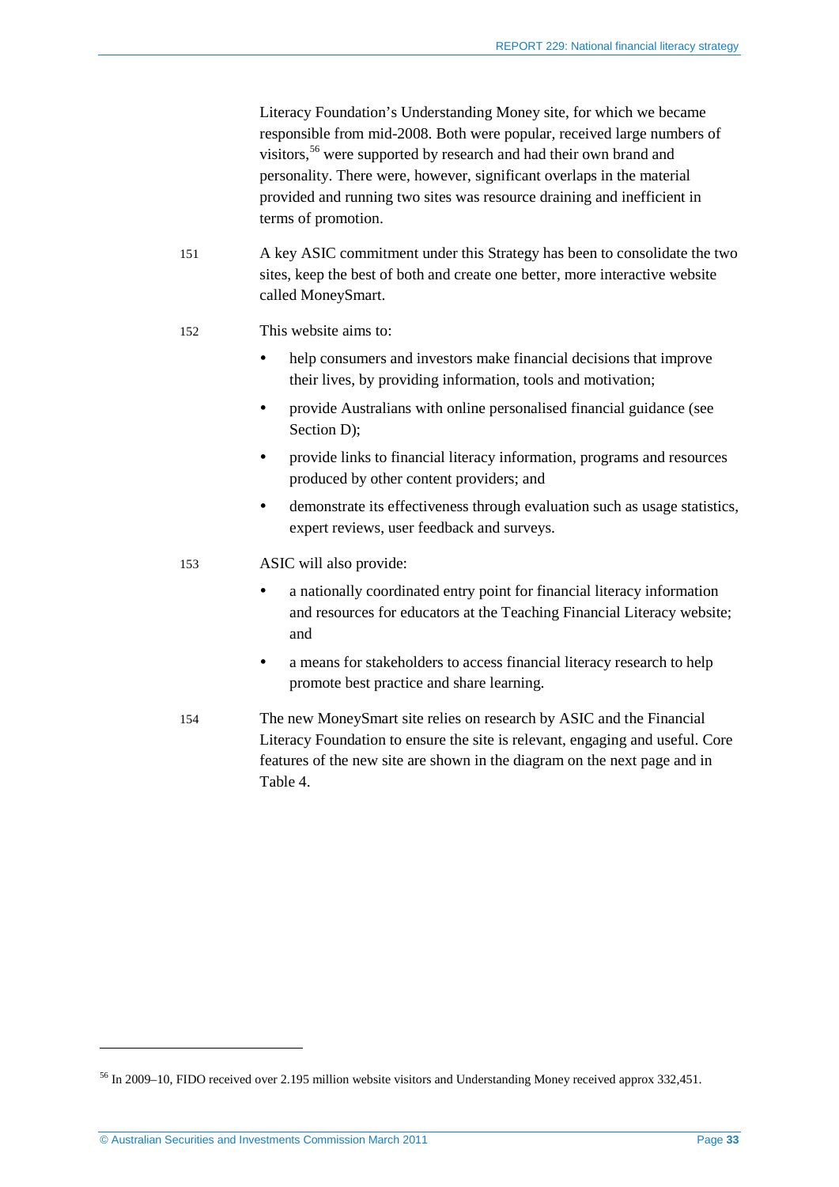Literacy Foundation's Understanding Money site, for which we became responsible from mid-2008. Both were popular, received large numbers of visitors,[56] were supported by research and had their own brand and personality. There were, however, significant overlaps in the material provided and running two sites was resource draining and inefficient in terms of promotion.

151 A key ASIC commitment under this Strategy has been to consolidate the two sites, keep the best of both and create one better, more interactive website called MoneySmart.

152 This website aims to:

- help consumers and investors make financial decisions that improve their lives, by providing information, tools and motivation;
- provide Australians with online personalised financial guidance (see Section D);
- provide links to financial literacy information, programs and resources produced by other content providers; and
- demonstrate its effectiveness through evaluation such as usage statistics, expert reviews, user feedback and surveys.

153 ASIC will also provide:

- a nationally coordinated entry point for financial literacy information and resources for educators at the Teaching Financial Literacy website; and
- a means for stakeholders to access financial literacy research to help promote best practice and share learning.

154 The new MoneySmart site relies on research by ASIC and the Financial Literacy Foundation to ensure the site is relevant, engaging and useful. Core features of the new site are shown in the diagram on the next page and in Table 4.

---

[56] In 2009–10, FIDO received over 2.195 million website visitors and Understanding Money received approx 332,451.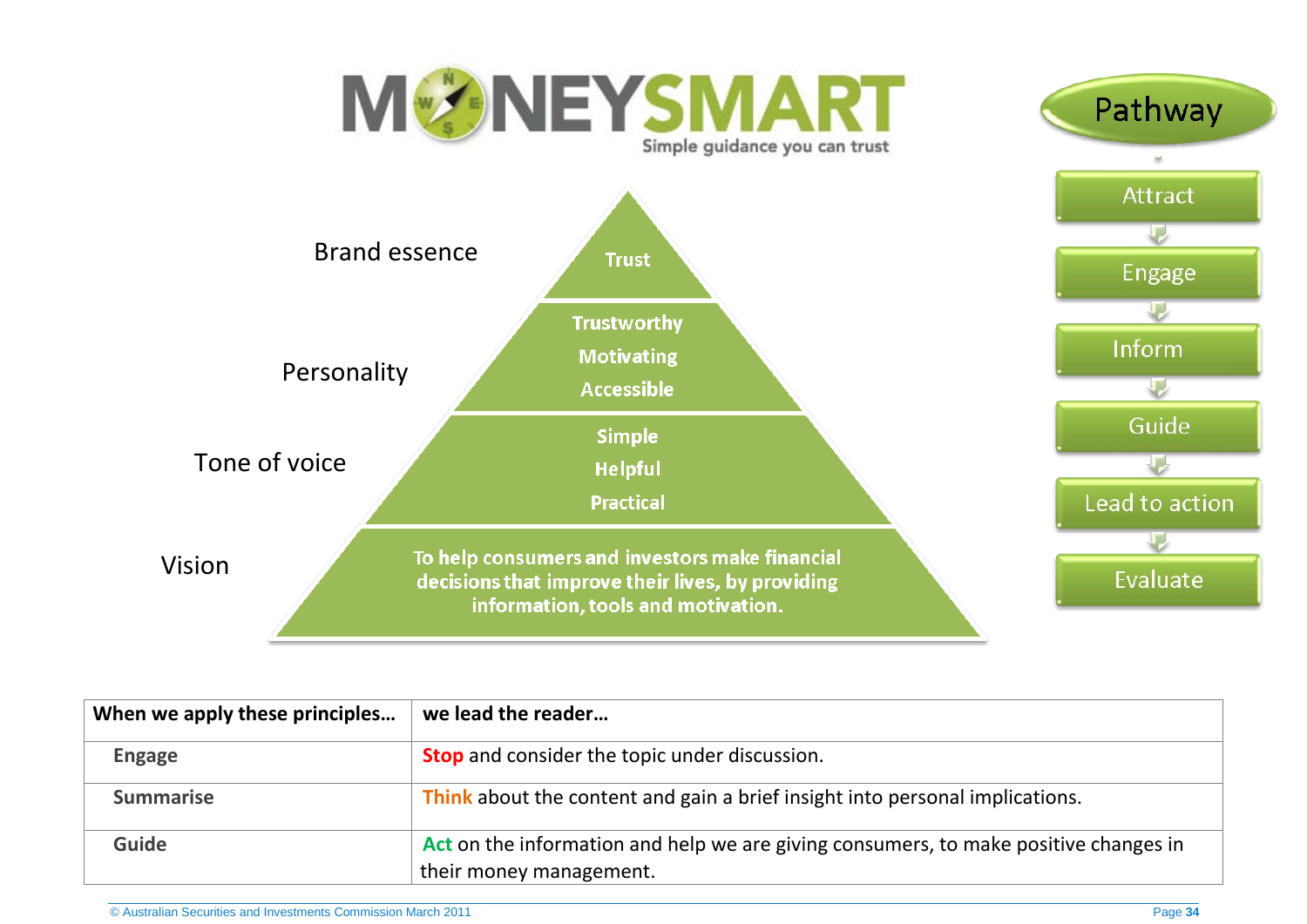# MONEYSMART

Simple guidance you can trust

| | |
|---|---|
| Brand essence | Trust |
| Personality | Trustworthy<br>Motivating<br>Accessible |
| Tone of voice | Simple<br>Helpful<br>Practical |
| Vision | To help consumers and investors make financial decisions that improve their lives, by providing information, tools and motivation. |

**Pathway**

- Attract
- Engage
- Inform
- Guide
- Lead to action
- Evaluate

| When we apply these principles… | we lead the reader… |
|---|---|
| Engage | **Stop** and consider the topic under discussion. |
| Summarise | **Think** about the content and gain a brief insight into personal implications. |
| Guide | **Act** on the information and help we are giving consumers, to make positive changes in their money management. |

© Australian Securities and Investments Commission March 2011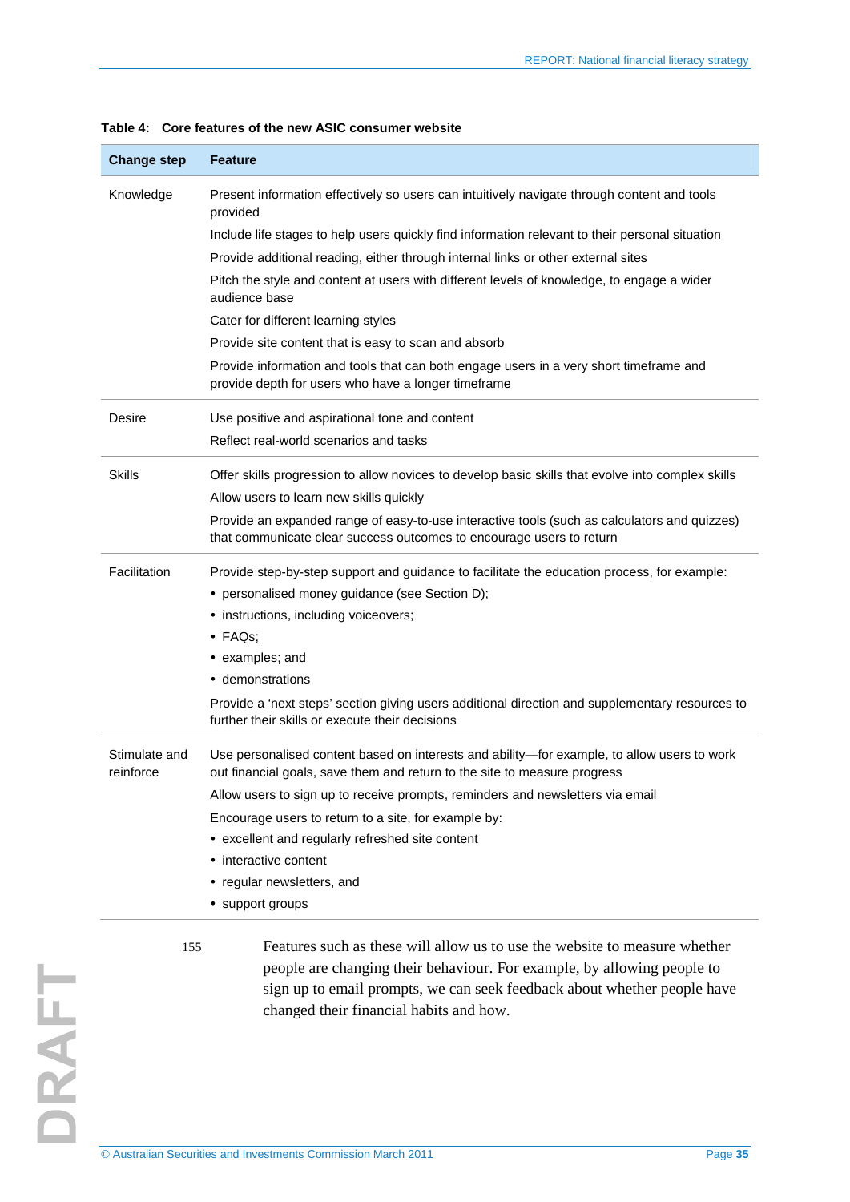**Table 4: Core features of the new ASIC consumer website**

| Change step | Feature |
|---|---|
| Knowledge | Present information effectively so users can intuitively navigate through content and tools provided<br>Include life stages to help users quickly find information relevant to their personal situation<br>Provide additional reading, either through internal links or other external sites<br>Pitch the style and content at users with different levels of knowledge, to engage a wider audience base<br>Cater for different learning styles<br>Provide site content that is easy to scan and absorb<br>Provide information and tools that can both engage users in a very short timeframe and provide depth for users who have a longer timeframe |
| Desire | Use positive and aspirational tone and content<br>Reflect real-world scenarios and tasks |
| Skills | Offer skills progression to allow novices to develop basic skills that evolve into complex skills<br>Allow users to learn new skills quickly<br>Provide an expanded range of easy-to-use interactive tools (such as calculators and quizzes) that communicate clear success outcomes to encourage users to return |
| Facilitation | Provide step-by-step support and guidance to facilitate the education process, for example:<br>• personalised money guidance (see Section D);<br>• instructions, including voiceovers;<br>• FAQs;<br>• examples; and<br>• demonstrations<br>Provide a 'next steps' section giving users additional direction and supplementary resources to further their skills or execute their decisions |
| Stimulate and reinforce | Use personalised content based on interests and ability—for example, to allow users to work out financial goals, save them and return to the site to measure progress<br>Allow users to sign up to receive prompts, reminders and newsletters via email<br>Encourage users to return to a site, for example by:<br>• excellent and regularly refreshed site content<br>• interactive content<br>• regular newsletters, and<br>• support groups |

155 Features such as these will allow us to use the website to measure whether people are changing their behaviour. For example, by allowing people to sign up to email prompts, we can seek feedback about whether people have changed their financial habits and how.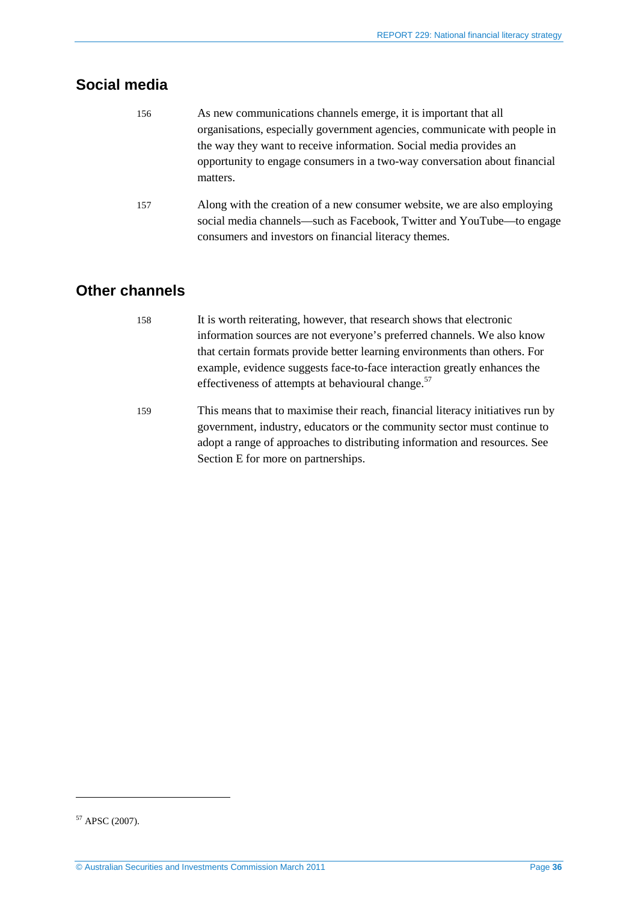## Social media

156 As new communications channels emerge, it is important that all organisations, especially government agencies, communicate with people in the way they want to receive information. Social media provides an opportunity to engage consumers in a two-way conversation about financial matters.

157 Along with the creation of a new consumer website, we are also employing social media channels—such as Facebook, Twitter and YouTube—to engage consumers and investors on financial literacy themes.

## Other channels

158 It is worth reiterating, however, that research shows that electronic information sources are not everyone's preferred channels. We also know that certain formats provide better learning environments than others. For example, evidence suggests face-to-face interaction greatly enhances the effectiveness of attempts at behavioural change.[57]

159 This means that to maximise their reach, financial literacy initiatives run by government, industry, educators or the community sector must continue to adopt a range of approaches to distributing information and resources. See Section E for more on partnerships.

---

[57] APSC (2007).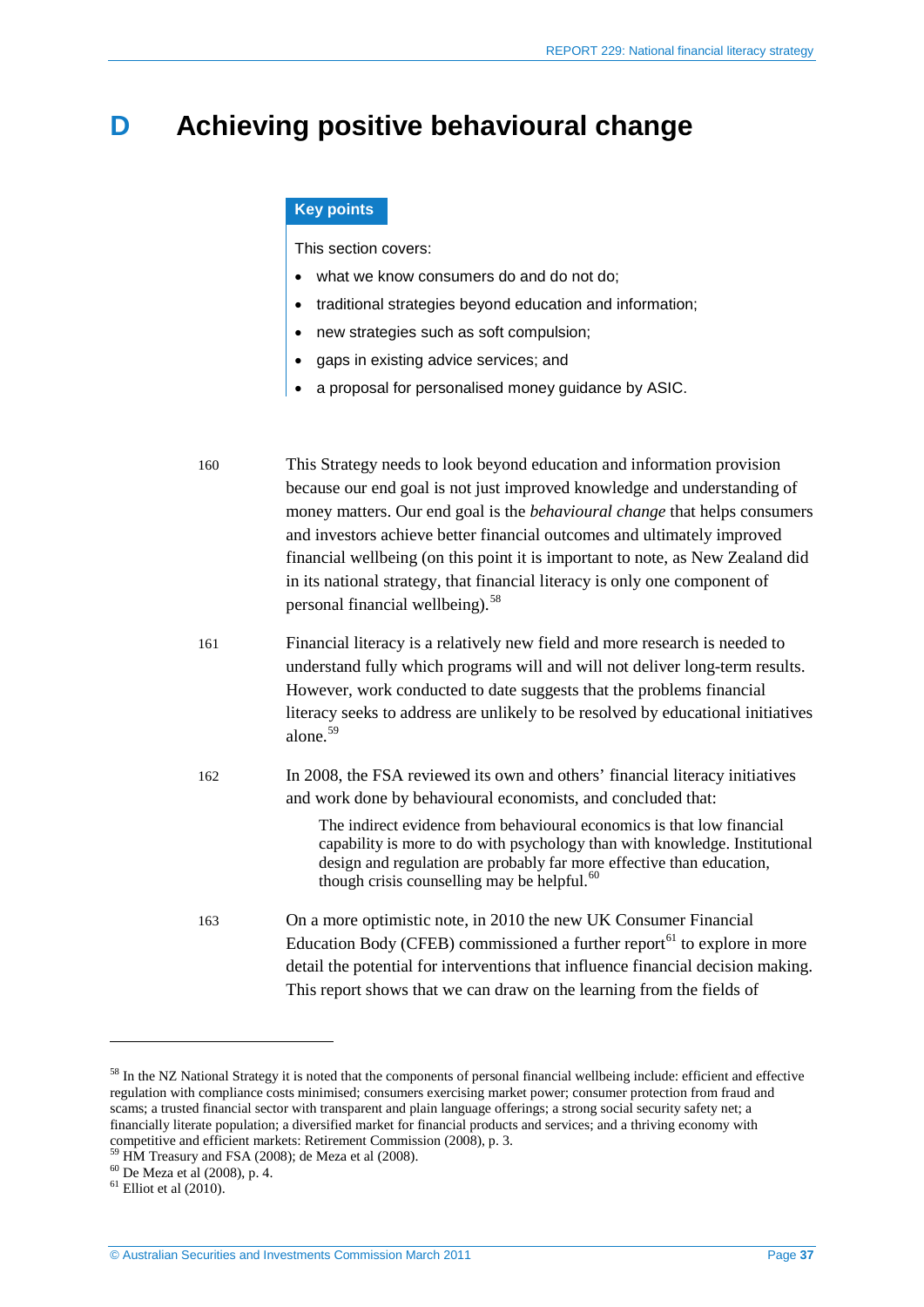# D Achieving positive behavioural change

**Key points**

This section covers:

- what we know consumers do and do not do;
- traditional strategies beyond education and information;
- new strategies such as soft compulsion;
- gaps in existing advice services; and
- a proposal for personalised money guidance by ASIC.

160 This Strategy needs to look beyond education and information provision because our end goal is not just improved knowledge and understanding of money matters. Our end goal is the *behavioural change* that helps consumers and investors achieve better financial outcomes and ultimately improved financial wellbeing (on this point it is important to note, as New Zealand did in its national strategy, that financial literacy is only one component of personal financial wellbeing).[58]

161 Financial literacy is a relatively new field and more research is needed to understand fully which programs will and will not deliver long-term results. However, work conducted to date suggests that the problems financial literacy seeks to address are unlikely to be resolved by educational initiatives alone.[59]

162 In 2008, the FSA reviewed its own and others' financial literacy initiatives and work done by behavioural economists, and concluded that:

> The indirect evidence from behavioural economics is that low financial capability is more to do with psychology than with knowledge. Institutional design and regulation are probably far more effective than education, though crisis counselling may be helpful.[60]

163 On a more optimistic note, in 2010 the new UK Consumer Financial Education Body (CFEB) commissioned a further report[61] to explore in more detail the potential for interventions that influence financial decision making. This report shows that we can draw on the learning from the fields of

---

[58] In the NZ National Strategy it is noted that the components of personal financial wellbeing include: efficient and effective regulation with compliance costs minimised; consumers exercising market power; consumer protection from fraud and scams; a trusted financial sector with transparent and plain language offerings; a strong social security safety net; a financially literate population; a diversified market for financial products and services; and a thriving economy with competitive and efficient markets: Retirement Commission (2008), p. 3.

[59] HM Treasury and FSA (2008); de Meza et al (2008).

[60] De Meza et al (2008), p. 4.

[61] Elliot et al (2010).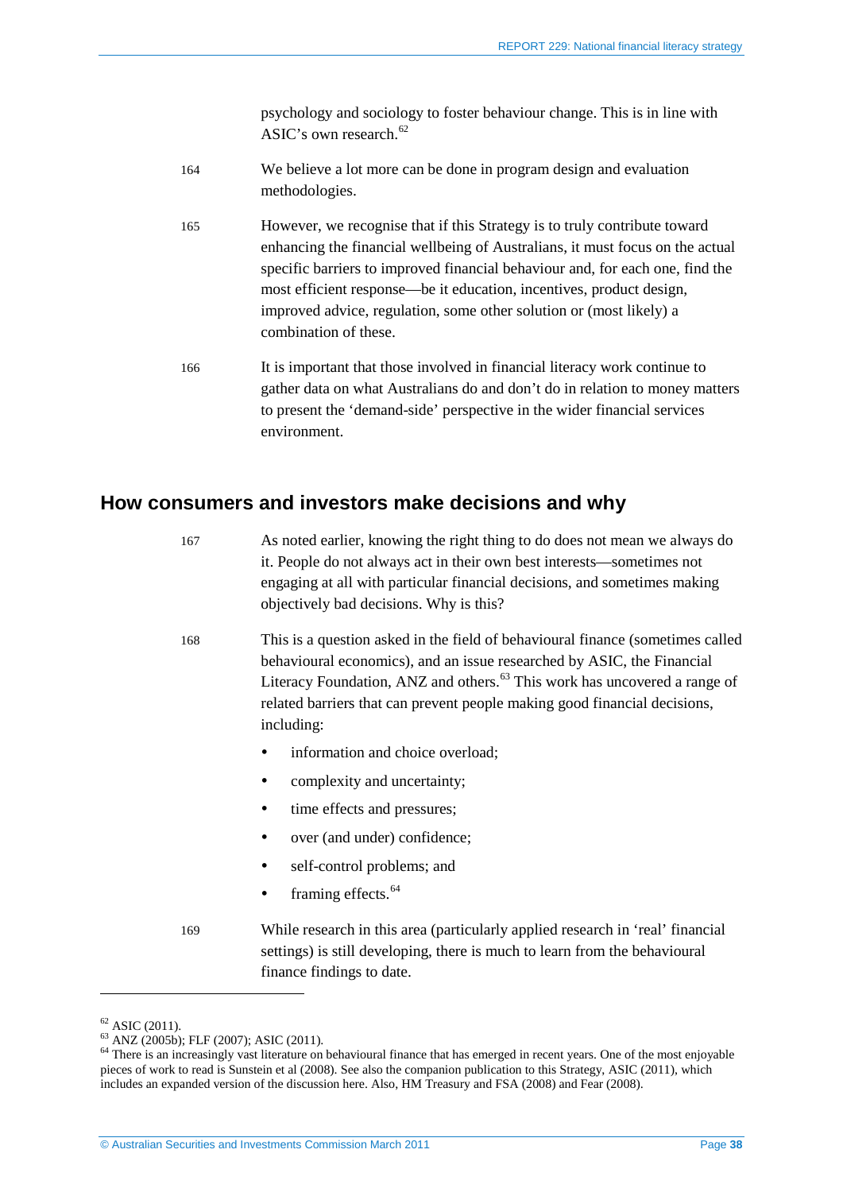psychology and sociology to foster behaviour change. This is in line with ASIC's own research.[62]

164 We believe a lot more can be done in program design and evaluation methodologies.

165 However, we recognise that if this Strategy is to truly contribute toward enhancing the financial wellbeing of Australians, it must focus on the actual specific barriers to improved financial behaviour and, for each one, find the most efficient response—be it education, incentives, product design, improved advice, regulation, some other solution or (most likely) a combination of these.

166 It is important that those involved in financial literacy work continue to gather data on what Australians do and don't do in relation to money matters to present the 'demand-side' perspective in the wider financial services environment.

## How consumers and investors make decisions and why

167 As noted earlier, knowing the right thing to do does not mean we always do it. People do not always act in their own best interests—sometimes not engaging at all with particular financial decisions, and sometimes making objectively bad decisions. Why is this?

168 This is a question asked in the field of behavioural finance (sometimes called behavioural economics), and an issue researched by ASIC, the Financial Literacy Foundation, ANZ and others.[63] This work has uncovered a range of related barriers that can prevent people making good financial decisions, including:

- information and choice overload;
- complexity and uncertainty;
- time effects and pressures;
- over (and under) confidence;
- self-control problems; and
- framing effects.[64]

169 While research in this area (particularly applied research in 'real' financial settings) is still developing, there is much to learn from the behavioural finance findings to date.

---

[62] ASIC (2011).
[63] ANZ (2005b); FLF (2007); ASIC (2011).
[64] There is an increasingly vast literature on behavioural finance that has emerged in recent years. One of the most enjoyable pieces of work to read is Sunstein et al (2008). See also the companion publication to this Strategy, ASIC (2011), which includes an expanded version of the discussion here. Also, HM Treasury and FSA (2008) and Fear (2008).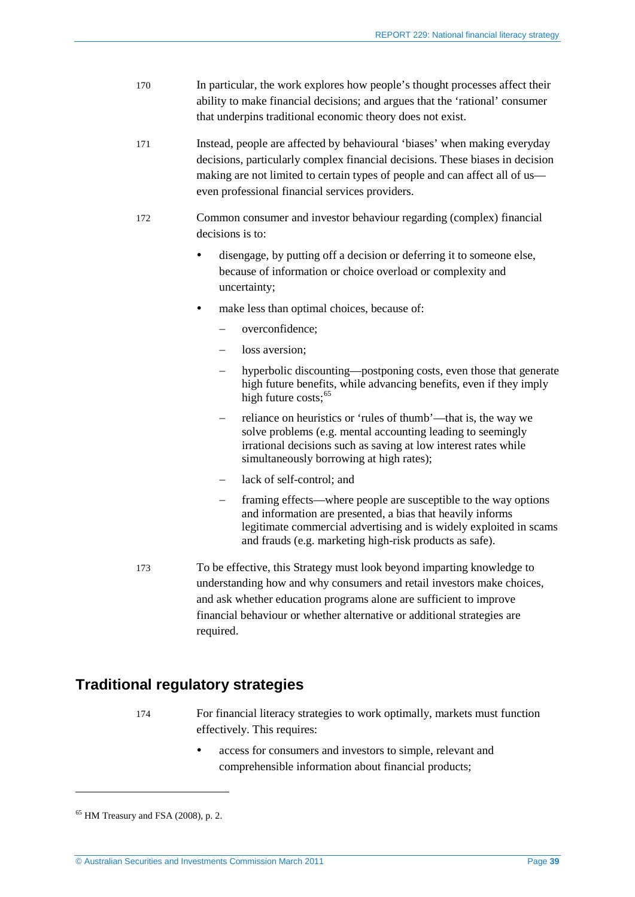170 In particular, the work explores how people's thought processes affect their ability to make financial decisions; and argues that the 'rational' consumer that underpins traditional economic theory does not exist.

171 Instead, people are affected by behavioural 'biases' when making everyday decisions, particularly complex financial decisions. These biases in decision making are not limited to certain types of people and can affect all of us—even professional financial services providers.

172 Common consumer and investor behaviour regarding (complex) financial decisions is to:

- disengage, by putting off a decision or deferring it to someone else, because of information or choice overload or complexity and uncertainty;
- make less than optimal choices, because of:
  - overconfidence;
  - loss aversion;
  - hyperbolic discounting—postponing costs, even those that generate high future benefits, while advancing benefits, even if they imply high future costs;[65]
  - reliance on heuristics or 'rules of thumb'—that is, the way we solve problems (e.g. mental accounting leading to seemingly irrational decisions such as saving at low interest rates while simultaneously borrowing at high rates);
  - lack of self-control; and
  - framing effects—where people are susceptible to the way options and information are presented, a bias that heavily informs legitimate commercial advertising and is widely exploited in scams and frauds (e.g. marketing high-risk products as safe).

173 To be effective, this Strategy must look beyond imparting knowledge to understanding how and why consumers and retail investors make choices, and ask whether education programs alone are sufficient to improve financial behaviour or whether alternative or additional strategies are required.

## Traditional regulatory strategies

174 For financial literacy strategies to work optimally, markets must function effectively. This requires:

- access for consumers and investors to simple, relevant and comprehensible information about financial products;

---

[65] HM Treasury and FSA (2008), p. 2.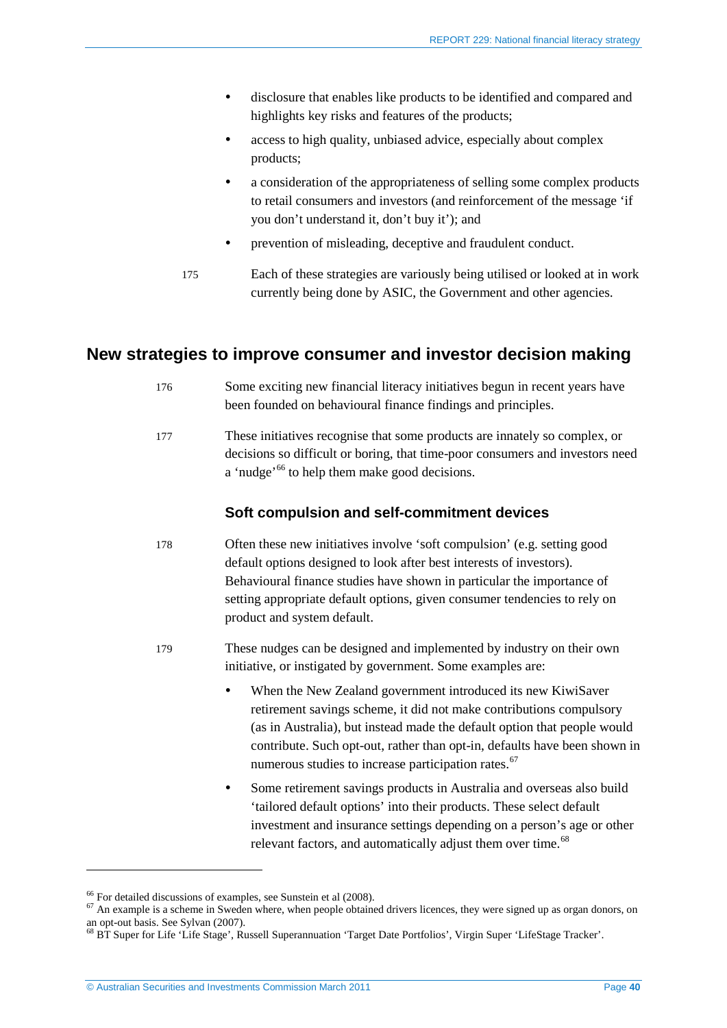- disclosure that enables like products to be identified and compared and highlights key risks and features of the products;
- access to high quality, unbiased advice, especially about complex products;
- a consideration of the appropriateness of selling some complex products to retail consumers and investors (and reinforcement of the message 'if you don't understand it, don't buy it'); and
- prevention of misleading, deceptive and fraudulent conduct.

175 Each of these strategies are variously being utilised or looked at in work currently being done by ASIC, the Government and other agencies.

## New strategies to improve consumer and investor decision making

176 Some exciting new financial literacy initiatives begun in recent years have been founded on behavioural finance findings and principles.

177 These initiatives recognise that some products are innately so complex, or decisions so difficult or boring, that time-poor consumers and investors need a 'nudge'[66] to help them make good decisions.

### Soft compulsion and self-commitment devices

178 Often these new initiatives involve 'soft compulsion' (e.g. setting good default options designed to look after best interests of investors). Behavioural finance studies have shown in particular the importance of setting appropriate default options, given consumer tendencies to rely on product and system default.

179 These nudges can be designed and implemented by industry on their own initiative, or instigated by government. Some examples are:

- When the New Zealand government introduced its new KiwiSaver retirement savings scheme, it did not make contributions compulsory (as in Australia), but instead made the default option that people would contribute. Such opt-out, rather than opt-in, defaults have been shown in numerous studies to increase participation rates.[67]
- Some retirement savings products in Australia and overseas also build 'tailored default options' into their products. These select default investment and insurance settings depending on a person's age or other relevant factors, and automatically adjust them over time.[68]

---

[66] For detailed discussions of examples, see Sunstein et al (2008).

[67] An example is a scheme in Sweden where, when people obtained drivers licences, they were signed up as organ donors, on an opt-out basis. See Sylvan (2007).

[68] BT Super for Life 'Life Stage', Russell Superannuation 'Target Date Portfolios', Virgin Super 'LifeStage Tracker'.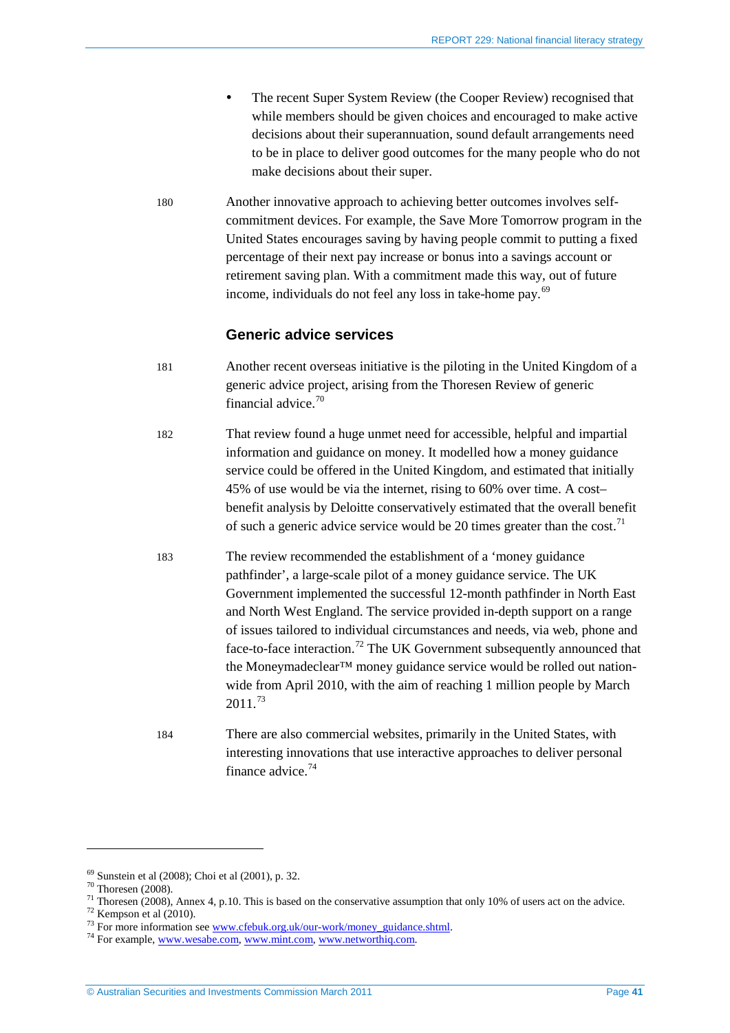- The recent Super System Review (the Cooper Review) recognised that while members should be given choices and encouraged to make active decisions about their superannuation, sound default arrangements need to be in place to deliver good outcomes for the many people who do not make decisions about their super.

180 Another innovative approach to achieving better outcomes involves self-commitment devices. For example, the Save More Tomorrow program in the United States encourages saving by having people commit to putting a fixed percentage of their next pay increase or bonus into a savings account or retirement saving plan. With a commitment made this way, out of future income, individuals do not feel any loss in take-home pay.[69]

### Generic advice services

181 Another recent overseas initiative is the piloting in the United Kingdom of a generic advice project, arising from the Thoresen Review of generic financial advice.[70]

182 That review found a huge unmet need for accessible, helpful and impartial information and guidance on money. It modelled how a money guidance service could be offered in the United Kingdom, and estimated that initially 45% of use would be via the internet, rising to 60% over time. A cost–benefit analysis by Deloitte conservatively estimated that the overall benefit of such a generic advice service would be 20 times greater than the cost.[71]

183 The review recommended the establishment of a 'money guidance pathfinder', a large-scale pilot of a money guidance service. The UK Government implemented the successful 12-month pathfinder in North East and North West England. The service provided in-depth support on a range of issues tailored to individual circumstances and needs, via web, phone and face-to-face interaction.[72] The UK Government subsequently announced that the Moneymadeclear™ money guidance service would be rolled out nation-wide from April 2010, with the aim of reaching 1 million people by March 2011.[73]

184 There are also commercial websites, primarily in the United States, with interesting innovations that use interactive approaches to deliver personal finance advice.[74]

---

[69] Sunstein et al (2008); Choi et al (2001), p. 32.
[70] Thoresen (2008).
[71] Thoresen (2008), Annex 4, p.10. This is based on the conservative assumption that only 10% of users act on the advice.
[72] Kempson et al (2010).
[73] For more information see www.cfebuk.org.uk/our-work/money_guidance.shtml.
[74] For example, www.wesabe.com, www.mint.com, www.networthiq.com.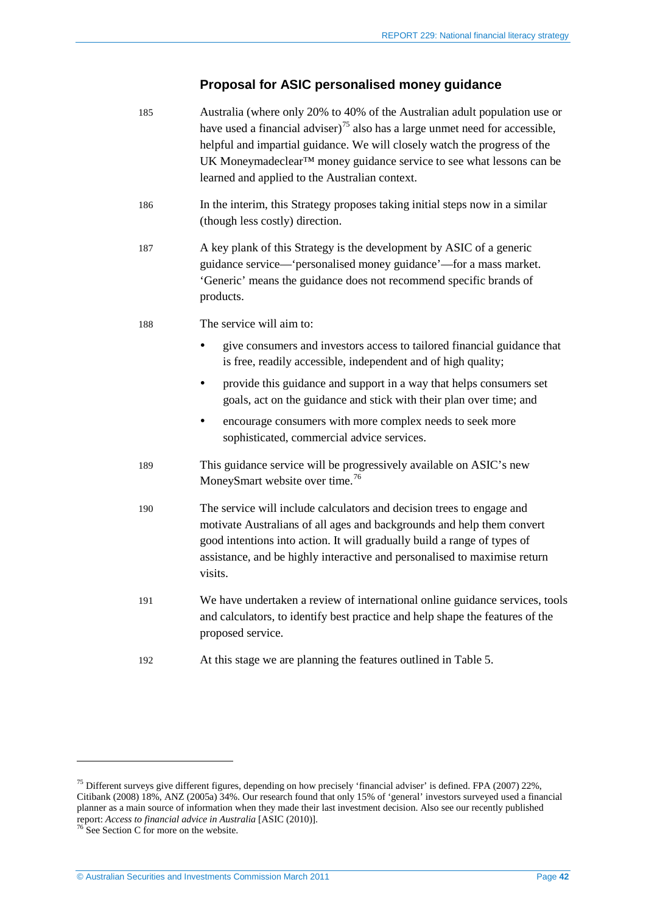### Proposal for ASIC personalised money guidance

185 Australia (where only 20% to 40% of the Australian adult population use or have used a financial adviser)[75] also has a large unmet need for accessible, helpful and impartial guidance. We will closely watch the progress of the UK Moneymadeclear™ money guidance service to see what lessons can be learned and applied to the Australian context.

186 In the interim, this Strategy proposes taking initial steps now in a similar (though less costly) direction.

187 A key plank of this Strategy is the development by ASIC of a generic guidance service—'personalised money guidance'—for a mass market. 'Generic' means the guidance does not recommend specific brands of products.

188 The service will aim to:

- give consumers and investors access to tailored financial guidance that is free, readily accessible, independent and of high quality;
- provide this guidance and support in a way that helps consumers set goals, act on the guidance and stick with their plan over time; and
- encourage consumers with more complex needs to seek more sophisticated, commercial advice services.

189 This guidance service will be progressively available on ASIC's new MoneySmart website over time.[76]

190 The service will include calculators and decision trees to engage and motivate Australians of all ages and backgrounds and help them convert good intentions into action. It will gradually build a range of types of assistance, and be highly interactive and personalised to maximise return visits.

191 We have undertaken a review of international online guidance services, tools and calculators, to identify best practice and help shape the features of the proposed service.

192 At this stage we are planning the features outlined in Table 5.

---

[75] Different surveys give different figures, depending on how precisely 'financial adviser' is defined. FPA (2007) 22%, Citibank (2008) 18%, ANZ (2005a) 34%. Our research found that only 15% of 'general' investors surveyed used a financial planner as a main source of information when they made their last investment decision. Also see our recently published report: *Access to financial advice in Australia* [ASIC (2010)].

[76] See Section C for more on the website.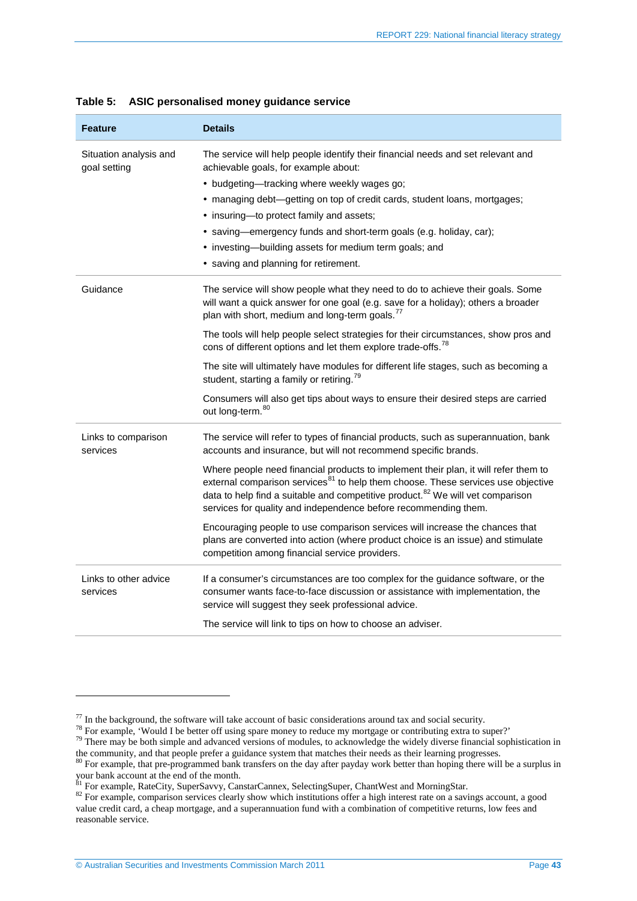**Table 5: ASIC personalised money guidance service**

| Feature | Details |
|---|---|
| Situation analysis and goal setting | The service will help people identify their financial needs and set relevant and achievable goals, for example about: <br>• budgeting—tracking where weekly wages go; <br>• managing debt—getting on top of credit cards, student loans, mortgages; <br>• insuring—to protect family and assets; <br>• saving—emergency funds and short-term goals (e.g. holiday, car); <br>• investing—building assets for medium term goals; and <br>• saving and planning for retirement. |
| Guidance | The service will show people what they need to do to achieve their goals. Some will want a quick answer for one goal (e.g. save for a holiday); others a broader plan with short, medium and long-term goals.[77] <br><br>The tools will help people select strategies for their circumstances, show pros and cons of different options and let them explore trade-offs.[78] <br><br>The site will ultimately have modules for different life stages, such as becoming a student, starting a family or retiring.[79] <br><br>Consumers will also get tips about ways to ensure their desired steps are carried out long-term.[80] |
| Links to comparison services | The service will refer to types of financial products, such as superannuation, bank accounts and insurance, but will not recommend specific brands. <br><br>Where people need financial products to implement their plan, it will refer them to external comparison services[81] to help them choose. These services use objective data to help find a suitable and competitive product.[82] We will vet comparison services for quality and independence before recommending them. <br><br>Encouraging people to use comparison services will increase the chances that plans are converted into action (where product choice is an issue) and stimulate competition among financial service providers. |
| Links to other advice services | If a consumer's circumstances are too complex for the guidance software, or the consumer wants face-to-face discussion or assistance with implementation, the service will suggest they seek professional advice. <br><br>The service will link to tips on how to choose an adviser. |

---

[77] In the background, the software will take account of basic considerations around tax and social security.

[78] For example, 'Would I be better off using spare money to reduce my mortgage or contributing extra to super?'

[79] There may be both simple and advanced versions of modules, to acknowledge the widely diverse financial sophistication in the community, and that people prefer a guidance system that matches their needs as their learning progresses.

[80] For example, that pre-programmed bank transfers on the day after payday work better than hoping there will be a surplus in your bank account at the end of the month.

[81] For example, RateCity, SuperSavvy, CanstarCannex, SelectingSuper, ChantWest and MorningStar.

[82] For example, comparison services clearly show which institutions offer a high interest rate on a savings account, a good value credit card, a cheap mortgage, and a superannuation fund with a combination of competitive returns, low fees and reasonable service.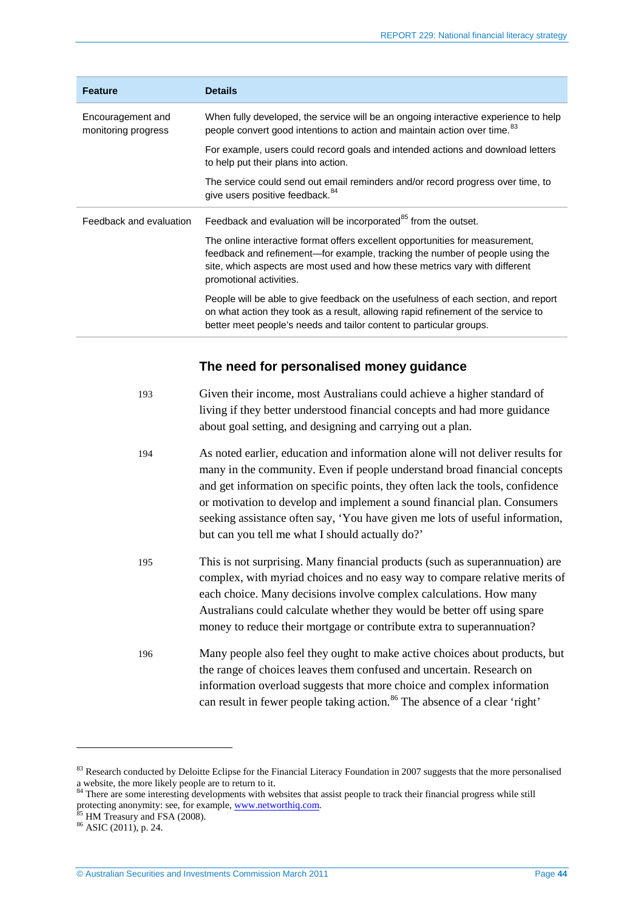| Feature | Details |
|---|---|
| Encouragement and monitoring progress | When fully developed, the service will be an ongoing interactive experience to help people convert good intentions to action and maintain action over time.[83] |
| | For example, users could record goals and intended actions and download letters to help put their plans into action. |
| | The service could send out email reminders and/or record progress over time, to give users positive feedback.[84] |
| Feedback and evaluation | Feedback and evaluation will be incorporated[85] from the outset. |
| | The online interactive format offers excellent opportunities for measurement, feedback and refinement—for example, tracking the number of people using the site, which aspects are most used and how these metrics vary with different promotional activities. |
| | People will be able to give feedback on the usefulness of each section, and report on what action they took as a result, allowing rapid refinement of the service to better meet people's needs and tailor content to particular groups. |

### The need for personalised money guidance

193 Given their income, most Australians could achieve a higher standard of living if they better understood financial concepts and had more guidance about goal setting, and designing and carrying out a plan.

194 As noted earlier, education and information alone will not deliver results for many in the community. Even if people understand broad financial concepts and get information on specific points, they often lack the tools, confidence or motivation to develop and implement a sound financial plan. Consumers seeking assistance often say, 'You have given me lots of useful information, but can you tell me what I should actually do?'

195 This is not surprising. Many financial products (such as superannuation) are complex, with myriad choices and no easy way to compare relative merits of each choice. Many decisions involve complex calculations. How many Australians could calculate whether they would be better off using spare money to reduce their mortgage or contribute extra to superannuation?

196 Many people also feel they ought to make active choices about products, but the range of choices leaves them confused and uncertain. Research on information overload suggests that more choice and complex information can result in fewer people taking action.[86] The absence of a clear 'right'

---

[83] Research conducted by Deloitte Eclipse for the Financial Literacy Foundation in 2007 suggests that the more personalised a website, the more likely people are to return to it.

[84] There are some interesting developments with websites that assist people to track their financial progress while still protecting anonymity: see, for example, www.networthiq.com.

[85] HM Treasury and FSA (2008).

[86] ASIC (2011), p. 24.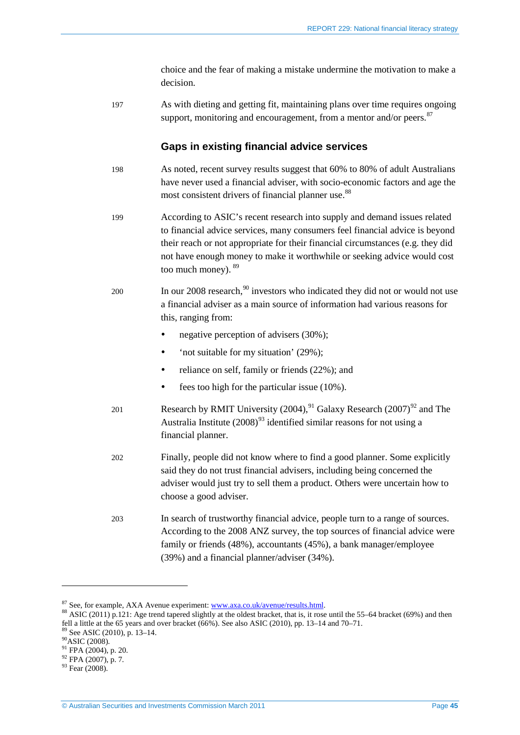choice and the fear of making a mistake undermine the motivation to make a decision.

197 As with dieting and getting fit, maintaining plans over time requires ongoing support, monitoring and encouragement, from a mentor and/or peers.[87]

### Gaps in existing financial advice services

198 As noted, recent survey results suggest that 60% to 80% of adult Australians have never used a financial adviser, with socio-economic factors and age the most consistent drivers of financial planner use.[88]

199 According to ASIC's recent research into supply and demand issues related to financial advice services, many consumers feel financial advice is beyond their reach or not appropriate for their financial circumstances (e.g. they did not have enough money to make it worthwhile or seeking advice would cost too much money).[89]

200 In our 2008 research,[90] investors who indicated they did not or would not use a financial adviser as a main source of information had various reasons for this, ranging from:

- negative perception of advisers (30%);
- 'not suitable for my situation' (29%);
- reliance on self, family or friends (22%); and
- fees too high for the particular issue (10%).

201 Research by RMIT University (2004),[91] Galaxy Research (2007)[92] and The Australia Institute (2008)[93] identified similar reasons for not using a financial planner.

202 Finally, people did not know where to find a good planner. Some explicitly said they do not trust financial advisers, including being concerned the adviser would just try to sell them a product. Others were uncertain how to choose a good adviser.

203 In search of trustworthy financial advice, people turn to a range of sources. According to the 2008 ANZ survey, the top sources of financial advice were family or friends (48%), accountants (45%), a bank manager/employee (39%) and a financial planner/adviser (34%).

---

[87] See, for example, AXA Avenue experiment: www.axa.co.uk/avenue/results.html.
[88] ASIC (2011) p.121: Age trend tapered slightly at the oldest bracket, that is, it rose until the 55–64 bracket (69%) and then fell a little at the 65 years and over bracket (66%). See also ASIC (2010), pp. 13–14 and 70–71.
[89] See ASIC (2010), p. 13–14.
[90] ASIC (2008).
[91] FPA (2004), p. 20.
[92] FPA (2007), p. 7.
[93] Fear (2008).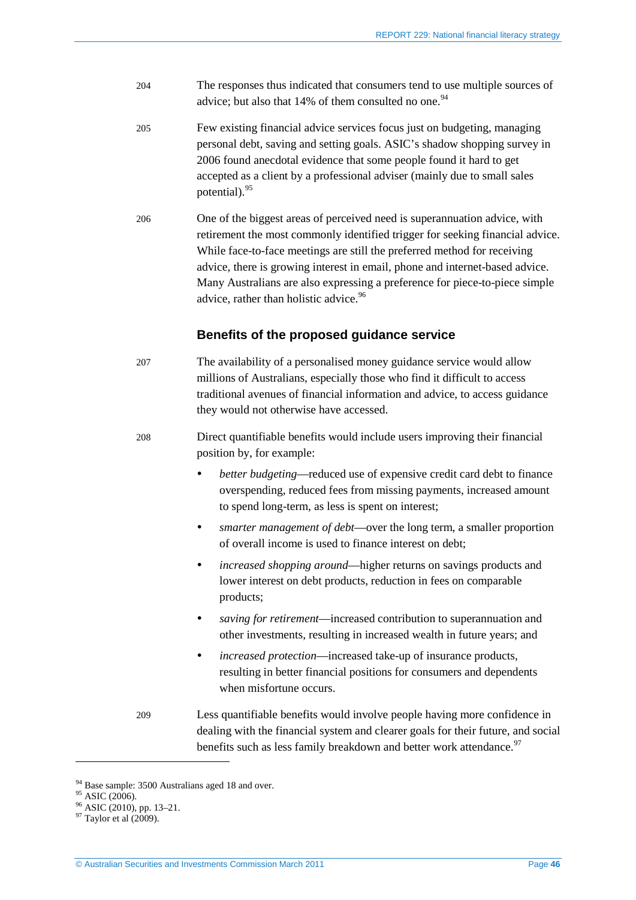204 The responses thus indicated that consumers tend to use multiple sources of advice; but also that 14% of them consulted no one.[94]

205 Few existing financial advice services focus just on budgeting, managing personal debt, saving and setting goals. ASIC's shadow shopping survey in 2006 found anecdotal evidence that some people found it hard to get accepted as a client by a professional adviser (mainly due to small sales potential).[95]

206 One of the biggest areas of perceived need is superannuation advice, with retirement the most commonly identified trigger for seeking financial advice. While face-to-face meetings are still the preferred method for receiving advice, there is growing interest in email, phone and internet-based advice. Many Australians are also expressing a preference for piece-to-piece simple advice, rather than holistic advice.[96]

### Benefits of the proposed guidance service

207 The availability of a personalised money guidance service would allow millions of Australians, especially those who find it difficult to access traditional avenues of financial information and advice, to access guidance they would not otherwise have accessed.

208 Direct quantifiable benefits would include users improving their financial position by, for example:

- *better budgeting*—reduced use of expensive credit card debt to finance overspending, reduced fees from missing payments, increased amount to spend long-term, as less is spent on interest;
- *smarter management of debt*—over the long term, a smaller proportion of overall income is used to finance interest on debt;
- *increased shopping around*—higher returns on savings products and lower interest on debt products, reduction in fees on comparable products;
- *saving for retirement*—increased contribution to superannuation and other investments, resulting in increased wealth in future years; and
- *increased protection*—increased take-up of insurance products, resulting in better financial positions for consumers and dependents when misfortune occurs.

209 Less quantifiable benefits would involve people having more confidence in dealing with the financial system and clearer goals for their future, and social benefits such as less family breakdown and better work attendance.[97]

---

[94] Base sample: 3500 Australians aged 18 and over.
[95] ASIC (2006).
[96] ASIC (2010), pp. 13–21.
[97] Taylor et al (2009).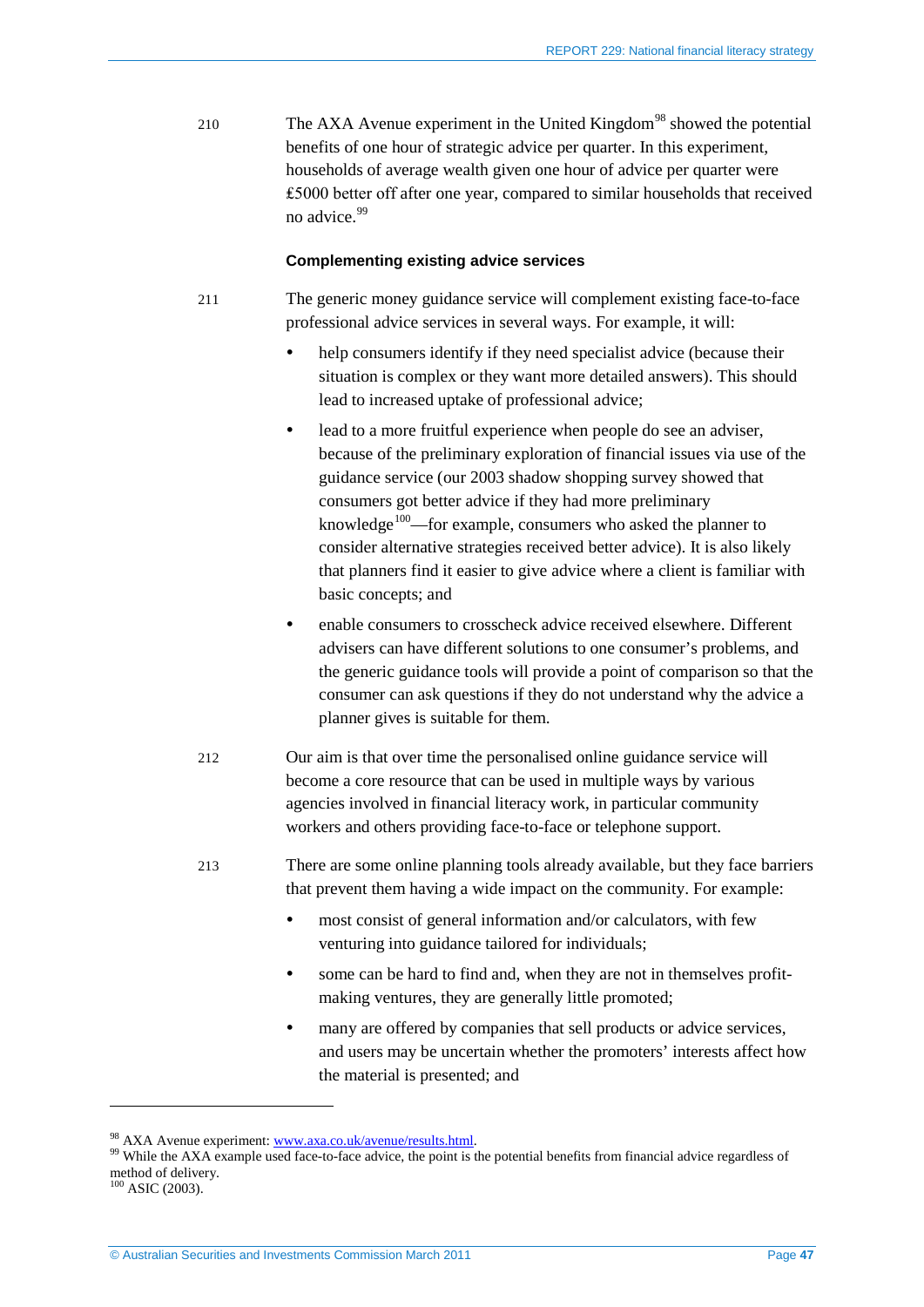210 The AXA Avenue experiment in the United Kingdom[98] showed the potential benefits of one hour of strategic advice per quarter. In this experiment, households of average wealth given one hour of advice per quarter were £5000 better off after one year, compared to similar households that received no advice.[99]

### Complementing existing advice services

211 The generic money guidance service will complement existing face-to-face professional advice services in several ways. For example, it will:

- help consumers identify if they need specialist advice (because their situation is complex or they want more detailed answers). This should lead to increased uptake of professional advice;
- lead to a more fruitful experience when people do see an adviser, because of the preliminary exploration of financial issues via use of the guidance service (our 2003 shadow shopping survey showed that consumers got better advice if they had more preliminary knowledge[100]—for example, consumers who asked the planner to consider alternative strategies received better advice). It is also likely that planners find it easier to give advice where a client is familiar with basic concepts; and
- enable consumers to crosscheck advice received elsewhere. Different advisers can have different solutions to one consumer's problems, and the generic guidance tools will provide a point of comparison so that the consumer can ask questions if they do not understand why the advice a planner gives is suitable for them.

212 Our aim is that over time the personalised online guidance service will become a core resource that can be used in multiple ways by various agencies involved in financial literacy work, in particular community workers and others providing face-to-face or telephone support.

213 There are some online planning tools already available, but they face barriers that prevent them having a wide impact on the community. For example:

- most consist of general information and/or calculators, with few venturing into guidance tailored for individuals;
- some can be hard to find and, when they are not in themselves profit-making ventures, they are generally little promoted;
- many are offered by companies that sell products or advice services, and users may be uncertain whether the promoters' interests affect how the material is presented; and

---

[98] AXA Avenue experiment: www.axa.co.uk/avenue/results.html.

[99] While the AXA example used face-to-face advice, the point is the potential benefits from financial advice regardless of method of delivery.

[100] ASIC (2003).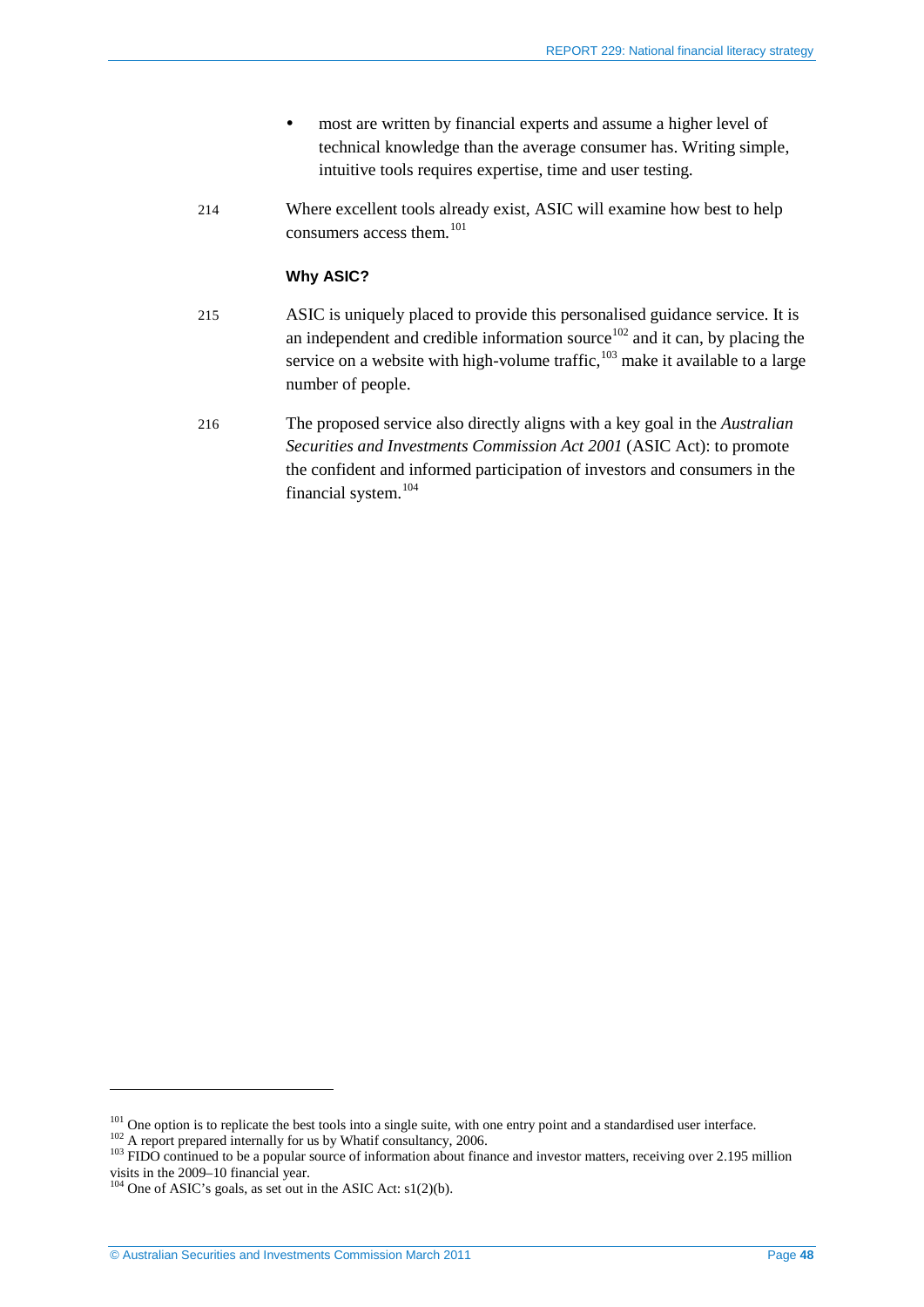- most are written by financial experts and assume a higher level of technical knowledge than the average consumer has. Writing simple, intuitive tools requires expertise, time and user testing.

214 Where excellent tools already exist, ASIC will examine how best to help consumers access them.[101]

### Why ASIC?

215 ASIC is uniquely placed to provide this personalised guidance service. It is an independent and credible information source[102] and it can, by placing the service on a website with high-volume traffic,[103] make it available to a large number of people.

216 The proposed service also directly aligns with a key goal in the *Australian Securities and Investments Commission Act 2001* (ASIC Act): to promote the confident and informed participation of investors and consumers in the financial system.[104]

---

[101] One option is to replicate the best tools into a single suite, with one entry point and a standardised user interface.

[102] A report prepared internally for us by Whatif consultancy, 2006.

[103] FIDO continued to be a popular source of information about finance and investor matters, receiving over 2.195 million visits in the 2009–10 financial year.

[104] One of ASIC's goals, as set out in the ASIC Act: s1(2)(b).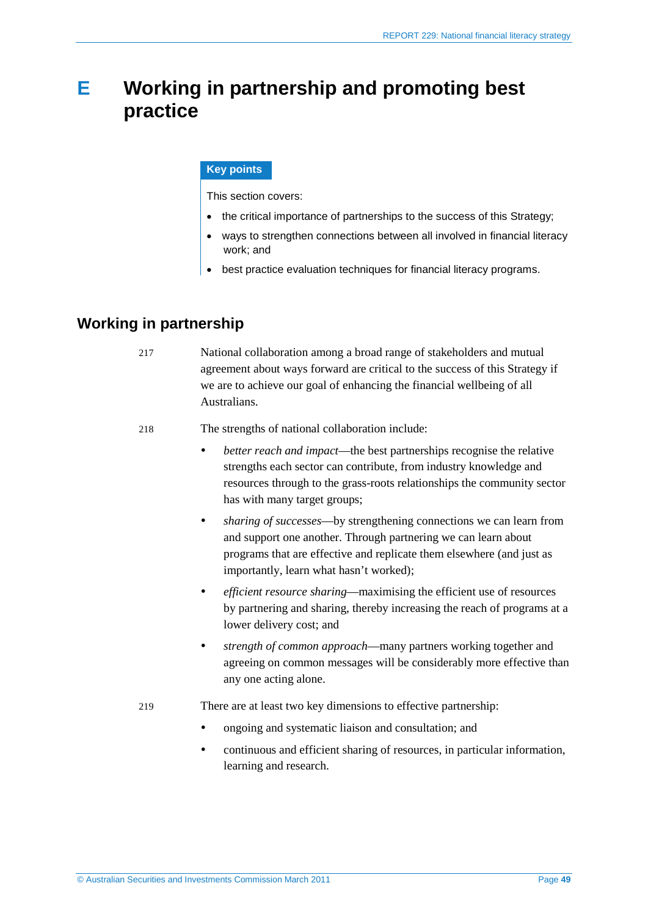# E Working in partnership and promoting best practice

**Key points**

This section covers:

- the critical importance of partnerships to the success of this Strategy;
- ways to strengthen connections between all involved in financial literacy work; and
- best practice evaluation techniques for financial literacy programs.

## Working in partnership

217 National collaboration among a broad range of stakeholders and mutual agreement about ways forward are critical to the success of this Strategy if we are to achieve our goal of enhancing the financial wellbeing of all Australians.

218 The strengths of national collaboration include:

- *better reach and impact*—the best partnerships recognise the relative strengths each sector can contribute, from industry knowledge and resources through to the grass-roots relationships the community sector has with many target groups;
- *sharing of successes*—by strengthening connections we can learn from and support one another. Through partnering we can learn about programs that are effective and replicate them elsewhere (and just as importantly, learn what hasn't worked);
- *efficient resource sharing*—maximising the efficient use of resources by partnering and sharing, thereby increasing the reach of programs at a lower delivery cost; and
- *strength of common approach*—many partners working together and agreeing on common messages will be considerably more effective than any one acting alone.

219 There are at least two key dimensions to effective partnership:

- ongoing and systematic liaison and consultation; and
- continuous and efficient sharing of resources, in particular information, learning and research.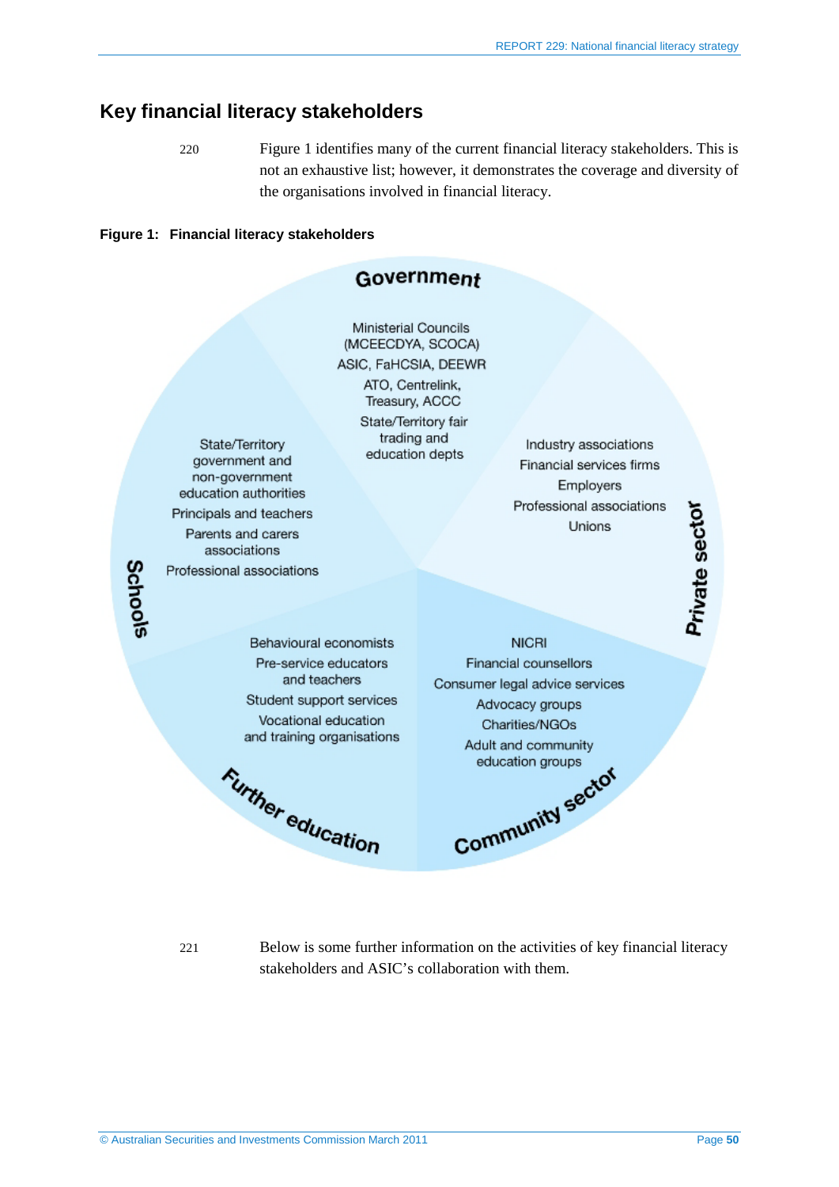## Key financial literacy stakeholders

220 Figure 1 identifies many of the current financial literacy stakeholders. This is not an exhaustive list; however, it demonstrates the coverage and diversity of the organisations involved in financial literacy.

**Figure 1: Financial literacy stakeholders**

**Government**

- Ministerial Councils (MCEECDYA, SCOCA)
- ASIC, FaHCSIA, DEEWR
- ATO, Centrelink, Treasury, ACCC
- State/Territory fair trading and education depts

**Private sector**

- Industry associations
- Financial services firms
- Employers
- Professional associations
- Unions

**Community sector**

- NICRI
- Financial counsellors
- Consumer legal advice services
- Advocacy groups
- Charities/NGOs
- Adult and community education groups

**Further education**

- Behavioural economists
- Pre-service educators and teachers
- Student support services
- Vocational education and training organisations

**Schools**

- State/Territory government and non-government education authorities
- Principals and teachers
- Parents and carers associations
- Professional associations

221 Below is some further information on the activities of key financial literacy stakeholders and ASIC's collaboration with them.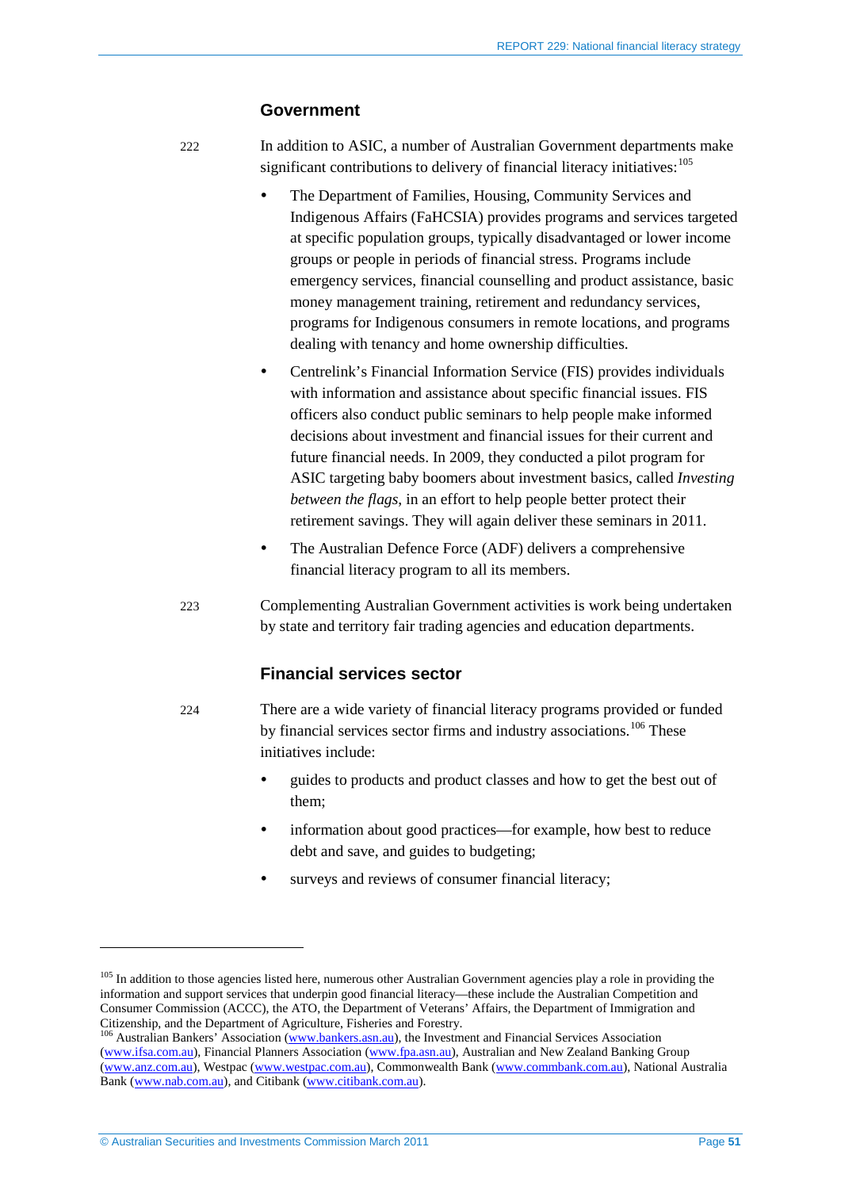### Government

222 In addition to ASIC, a number of Australian Government departments make significant contributions to delivery of financial literacy initiatives:[105]

- The Department of Families, Housing, Community Services and Indigenous Affairs (FaHCSIA) provides programs and services targeted at specific population groups, typically disadvantaged or lower income groups or people in periods of financial stress. Programs include emergency services, financial counselling and product assistance, basic money management training, retirement and redundancy services, programs for Indigenous consumers in remote locations, and programs dealing with tenancy and home ownership difficulties.
- Centrelink's Financial Information Service (FIS) provides individuals with information and assistance about specific financial issues. FIS officers also conduct public seminars to help people make informed decisions about investment and financial issues for their current and future financial needs. In 2009, they conducted a pilot program for ASIC targeting baby boomers about investment basics, called *Investing between the flags*, in an effort to help people better protect their retirement savings. They will again deliver these seminars in 2011.
- The Australian Defence Force (ADF) delivers a comprehensive financial literacy program to all its members.

223 Complementing Australian Government activities is work being undertaken by state and territory fair trading agencies and education departments.

### Financial services sector

224 There are a wide variety of financial literacy programs provided or funded by financial services sector firms and industry associations.[106] These initiatives include:

- guides to products and product classes and how to get the best out of them;
- information about good practices—for example, how best to reduce debt and save, and guides to budgeting;
- surveys and reviews of consumer financial literacy;

---

[105] In addition to those agencies listed here, numerous other Australian Government agencies play a role in providing the information and support services that underpin good financial literacy—these include the Australian Competition and Consumer Commission (ACCC), the ATO, the Department of Veterans' Affairs, the Department of Immigration and Citizenship, and the Department of Agriculture, Fisheries and Forestry.

[106] Australian Bankers' Association (www.bankers.asn.au), the Investment and Financial Services Association (www.ifsa.com.au), Financial Planners Association (www.fpa.asn.au), Australian and New Zealand Banking Group (www.anz.com.au), Westpac (www.westpac.com.au), Commonwealth Bank (www.commbank.com.au), National Australia Bank (www.nab.com.au), and Citibank (www.citibank.com.au).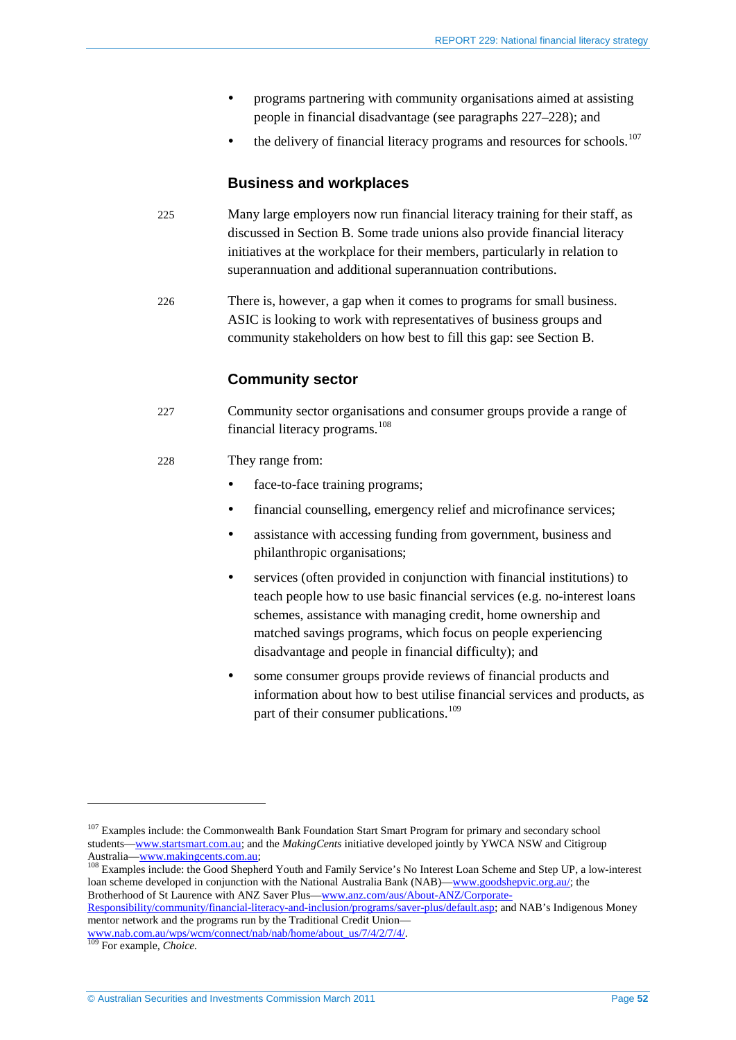- programs partnering with community organisations aimed at assisting people in financial disadvantage (see paragraphs 227–228); and
- the delivery of financial literacy programs and resources for schools.[107]

### Business and workplaces

225 Many large employers now run financial literacy training for their staff, as discussed in Section B. Some trade unions also provide financial literacy initiatives at the workplace for their members, particularly in relation to superannuation and additional superannuation contributions.

226 There is, however, a gap when it comes to programs for small business. ASIC is looking to work with representatives of business groups and community stakeholders on how best to fill this gap: see Section B.

### Community sector

227 Community sector organisations and consumer groups provide a range of financial literacy programs.[108]

228 They range from:

- face-to-face training programs;
- financial counselling, emergency relief and microfinance services;
- assistance with accessing funding from government, business and philanthropic organisations;
- services (often provided in conjunction with financial institutions) to teach people how to use basic financial services (e.g. no-interest loans schemes, assistance with managing credit, home ownership and matched savings programs, which focus on people experiencing disadvantage and people in financial difficulty); and
- some consumer groups provide reviews of financial products and information about how to best utilise financial services and products, as part of their consumer publications.[109]

---

[107] Examples include: the Commonwealth Bank Foundation Start Smart Program for primary and secondary school students—www.startsmart.com.au; and the *MakingCents* initiative developed jointly by YWCA NSW and Citigroup Australia—www.makingcents.com.au;

[108] Examples include: the Good Shepherd Youth and Family Service's No Interest Loan Scheme and Step UP, a low-interest loan scheme developed in conjunction with the National Australia Bank (NAB)—www.goodshepvic.org.au/; the Brotherhood of St Laurence with ANZ Saver Plus—www.anz.com/aus/About-ANZ/Corporate-Responsibility/community/financial-literacy-and-inclusion/programs/saver-plus/default.asp; and NAB's Indigenous Money mentor network and the programs run by the Traditional Credit Union—www.nab.com.au/wps/wcm/connect/nab/nab/home/about_us/7/4/2/7/4/.

[109] For example, *Choice.*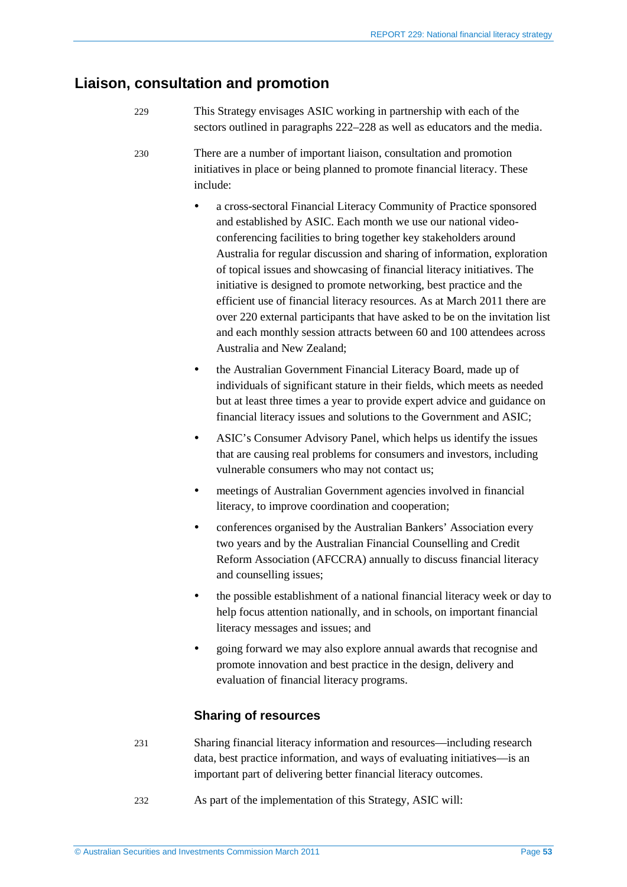## Liaison, consultation and promotion

229 This Strategy envisages ASIC working in partnership with each of the sectors outlined in paragraphs 222–228 as well as educators and the media.

230 There are a number of important liaison, consultation and promotion initiatives in place or being planned to promote financial literacy. These include:

- a cross-sectoral Financial Literacy Community of Practice sponsored and established by ASIC. Each month we use our national video-conferencing facilities to bring together key stakeholders around Australia for regular discussion and sharing of information, exploration of topical issues and showcasing of financial literacy initiatives. The initiative is designed to promote networking, best practice and the efficient use of financial literacy resources. As at March 2011 there are over 220 external participants that have asked to be on the invitation list and each monthly session attracts between 60 and 100 attendees across Australia and New Zealand;
- the Australian Government Financial Literacy Board, made up of individuals of significant stature in their fields, which meets as needed but at least three times a year to provide expert advice and guidance on financial literacy issues and solutions to the Government and ASIC;
- ASIC's Consumer Advisory Panel, which helps us identify the issues that are causing real problems for consumers and investors, including vulnerable consumers who may not contact us;
- meetings of Australian Government agencies involved in financial literacy, to improve coordination and cooperation;
- conferences organised by the Australian Bankers' Association every two years and by the Australian Financial Counselling and Credit Reform Association (AFCCRA) annually to discuss financial literacy and counselling issues;
- the possible establishment of a national financial literacy week or day to help focus attention nationally, and in schools, on important financial literacy messages and issues; and
- going forward we may also explore annual awards that recognise and promote innovation and best practice in the design, delivery and evaluation of financial literacy programs.

### Sharing of resources

231 Sharing financial literacy information and resources—including research data, best practice information, and ways of evaluating initiatives—is an important part of delivering better financial literacy outcomes.

232 As part of the implementation of this Strategy, ASIC will: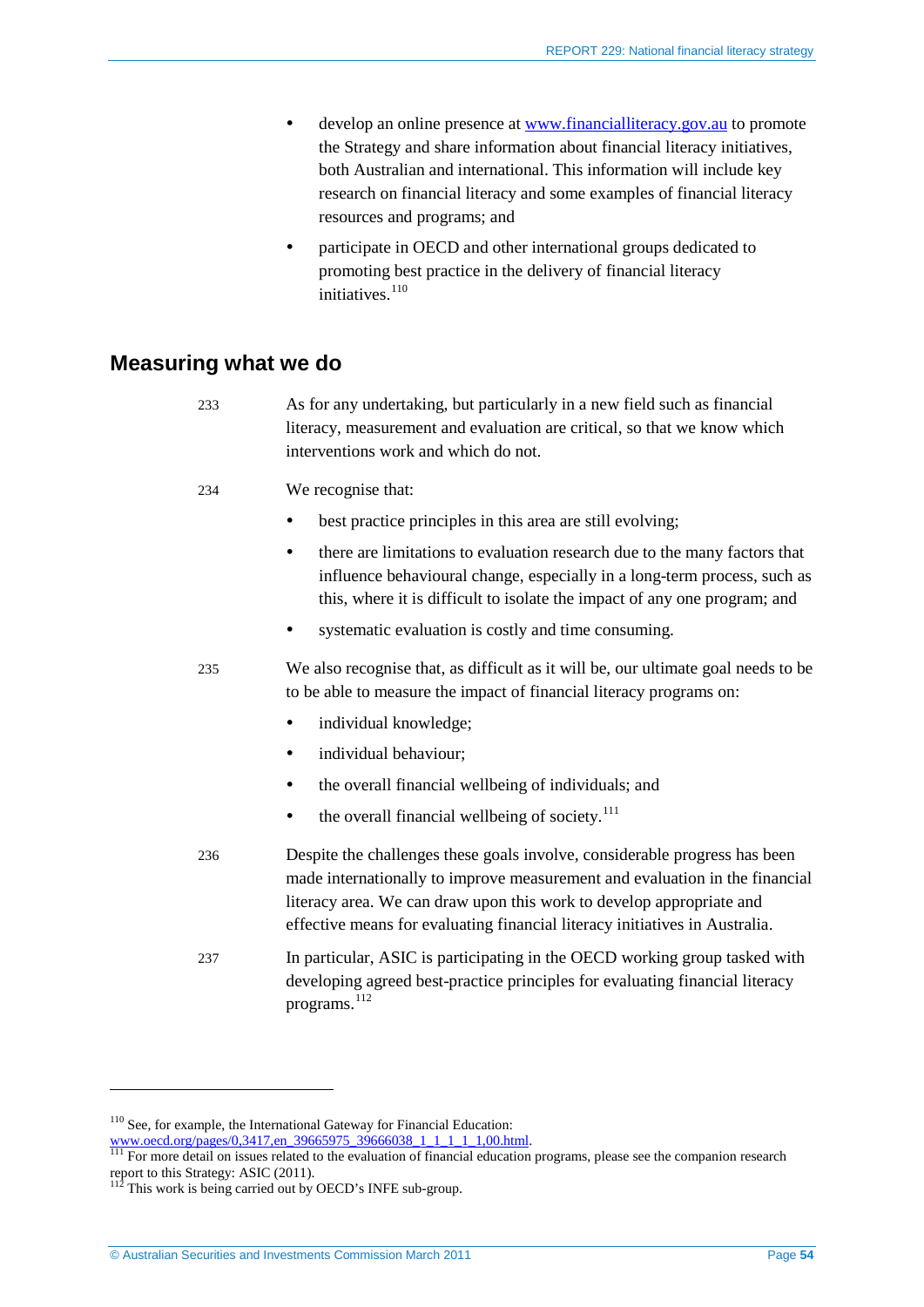- develop an online presence at www.financialliteracy.gov.au to promote the Strategy and share information about financial literacy initiatives, both Australian and international. This information will include key research on financial literacy and some examples of financial literacy resources and programs; and
- participate in OECD and other international groups dedicated to promoting best practice in the delivery of financial literacy initiatives.[110]

## Measuring what we do

233 As for any undertaking, but particularly in a new field such as financial literacy, measurement and evaluation are critical, so that we know which interventions work and which do not.

234 We recognise that:

- best practice principles in this area are still evolving;
- there are limitations to evaluation research due to the many factors that influence behavioural change, especially in a long-term process, such as this, where it is difficult to isolate the impact of any one program; and
- systematic evaluation is costly and time consuming.

235 We also recognise that, as difficult as it will be, our ultimate goal needs to be to be able to measure the impact of financial literacy programs on:

- individual knowledge;
- individual behaviour;
- the overall financial wellbeing of individuals; and
- the overall financial wellbeing of society.[111]

236 Despite the challenges these goals involve, considerable progress has been made internationally to improve measurement and evaluation in the financial literacy area. We can draw upon this work to develop appropriate and effective means for evaluating financial literacy initiatives in Australia.

237 In particular, ASIC is participating in the OECD working group tasked with developing agreed best-practice principles for evaluating financial literacy programs.[112]

---

[110] See, for example, the International Gateway for Financial Education: www.oecd.org/pages/0,3417,en_39665975_39666038_1_1_1_1_1,00.html.

[111] For more detail on issues related to the evaluation of financial education programs, please see the companion research report to this Strategy: ASIC (2011).

[112] This work is being carried out by OECD's INFE sub-group.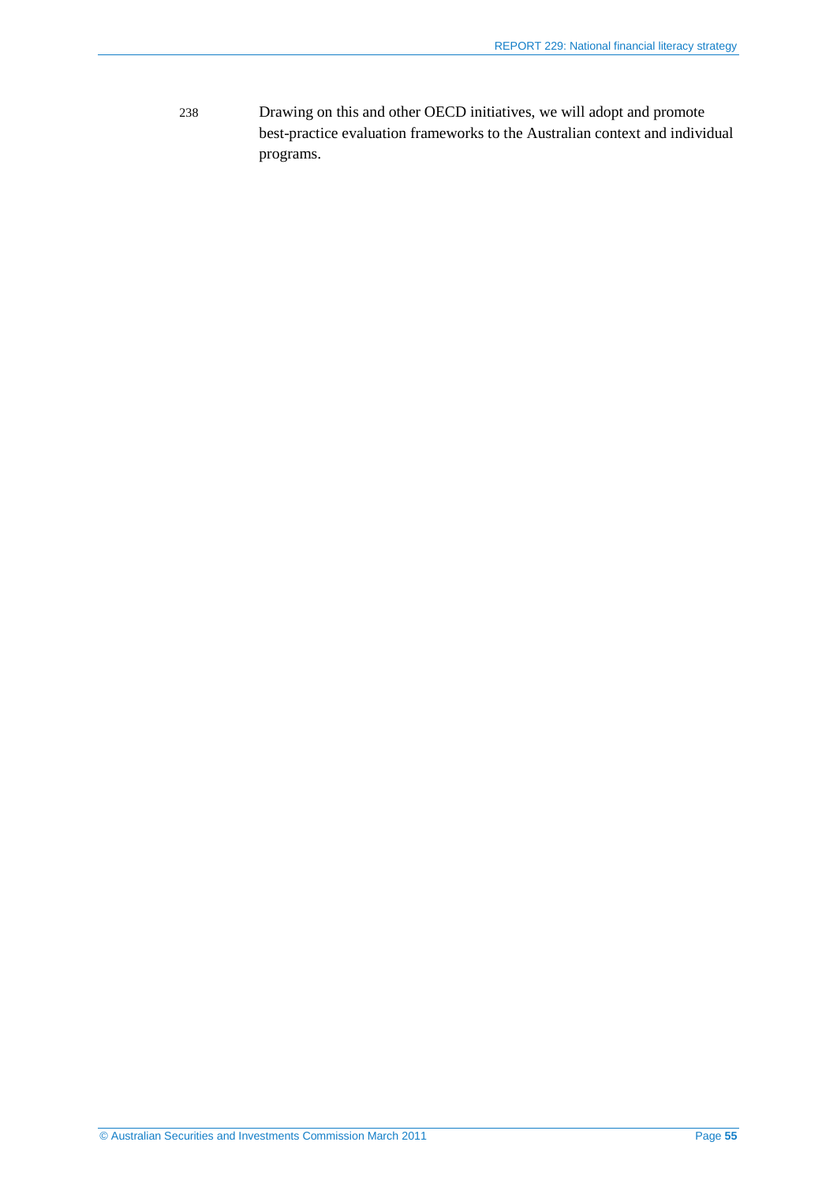238 Drawing on this and other OECD initiatives, we will adopt and promote best-practice evaluation frameworks to the Australian context and individual programs.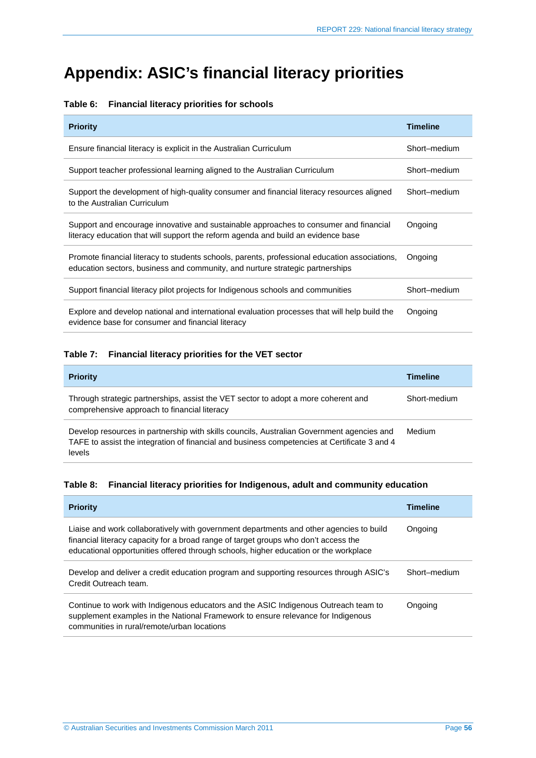# Appendix: ASIC's financial literacy priorities

**Table 6: Financial literacy priorities for schools**

| Priority | Timeline |
|---|---|
| Ensure financial literacy is explicit in the Australian Curriculum | Short–medium |
| Support teacher professional learning aligned to the Australian Curriculum | Short–medium |
| Support the development of high-quality consumer and financial literacy resources aligned to the Australian Curriculum | Short–medium |
| Support and encourage innovative and sustainable approaches to consumer and financial literacy education that will support the reform agenda and build an evidence base | Ongoing |
| Promote financial literacy to students schools, parents, professional education associations, education sectors, business and community, and nurture strategic partnerships | Ongoing |
| Support financial literacy pilot projects for Indigenous schools and communities | Short–medium |
| Explore and develop national and international evaluation processes that will help build the evidence base for consumer and financial literacy | Ongoing |

**Table 7: Financial literacy priorities for the VET sector**

| Priority | Timeline |
|---|---|
| Through strategic partnerships, assist the VET sector to adopt a more coherent and comprehensive approach to financial literacy | Short-medium |
| Develop resources in partnership with skills councils, Australian Government agencies and TAFE to assist the integration of financial and business competencies at Certificate 3 and 4 levels | Medium |

**Table 8: Financial literacy priorities for Indigenous, adult and community education**

| Priority | Timeline |
|---|---|
| Liaise and work collaboratively with government departments and other agencies to build financial literacy capacity for a broad range of target groups who don't access the educational opportunities offered through schools, higher education or the workplace | Ongoing |
| Develop and deliver a credit education program and supporting resources through ASIC's Credit Outreach team. | Short–medium |
| Continue to work with Indigenous educators and the ASIC Indigenous Outreach team to supplement examples in the National Framework to ensure relevance for Indigenous communities in rural/remote/urban locations | Ongoing |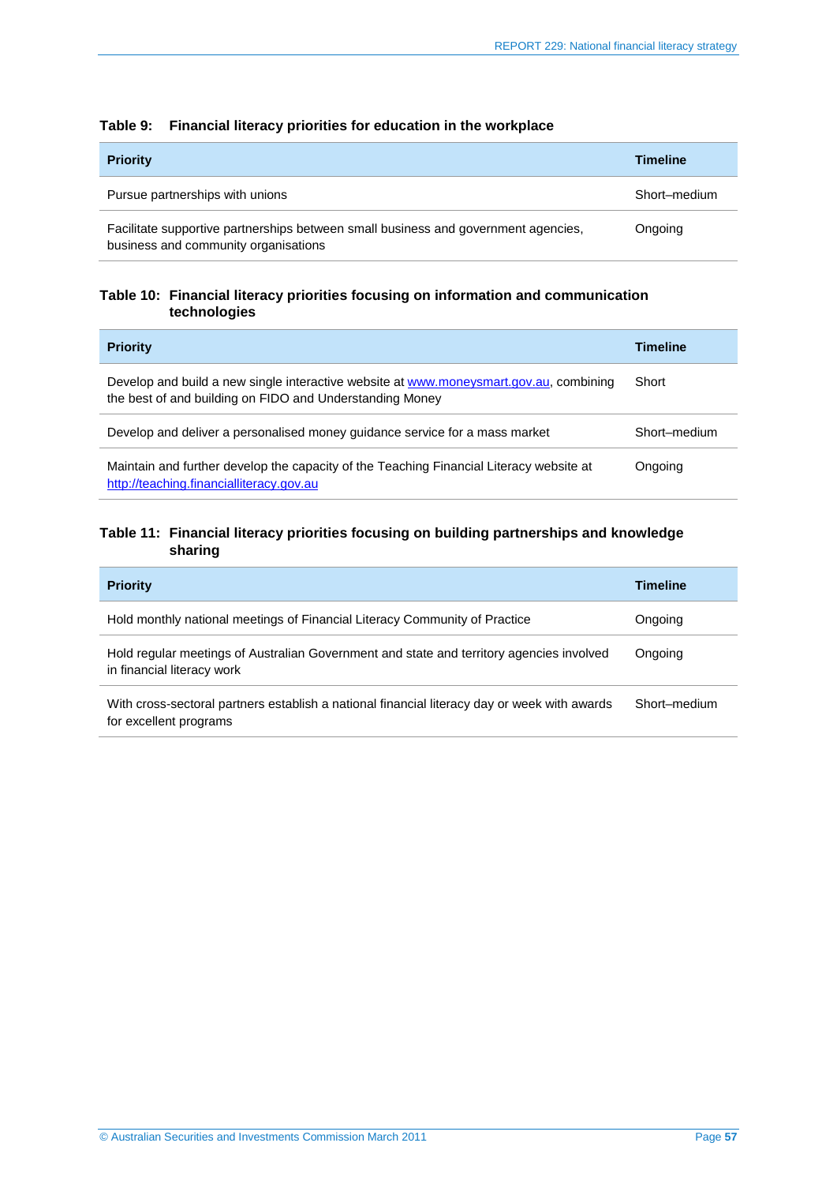**Table 9: Financial literacy priorities for education in the workplace**

| Priority | Timeline |
|---|---|
| Pursue partnerships with unions | Short–medium |
| Facilitate supportive partnerships between small business and government agencies, business and community organisations | Ongoing |

**Table 10: Financial literacy priorities focusing on information and communication technologies**

| Priority | Timeline |
|---|---|
| Develop and build a new single interactive website at www.moneysmart.gov.au, combining the best of and building on FIDO and Understanding Money | Short |
| Develop and deliver a personalised money guidance service for a mass market | Short–medium |
| Maintain and further develop the capacity of the Teaching Financial Literacy website at http://teaching.financialliteracy.gov.au | Ongoing |

**Table 11: Financial literacy priorities focusing on building partnerships and knowledge sharing**

| Priority | Timeline |
|---|---|
| Hold monthly national meetings of Financial Literacy Community of Practice | Ongoing |
| Hold regular meetings of Australian Government and state and territory agencies involved in financial literacy work | Ongoing |
| With cross-sectoral partners establish a national financial literacy day or week with awards for excellent programs | Short–medium |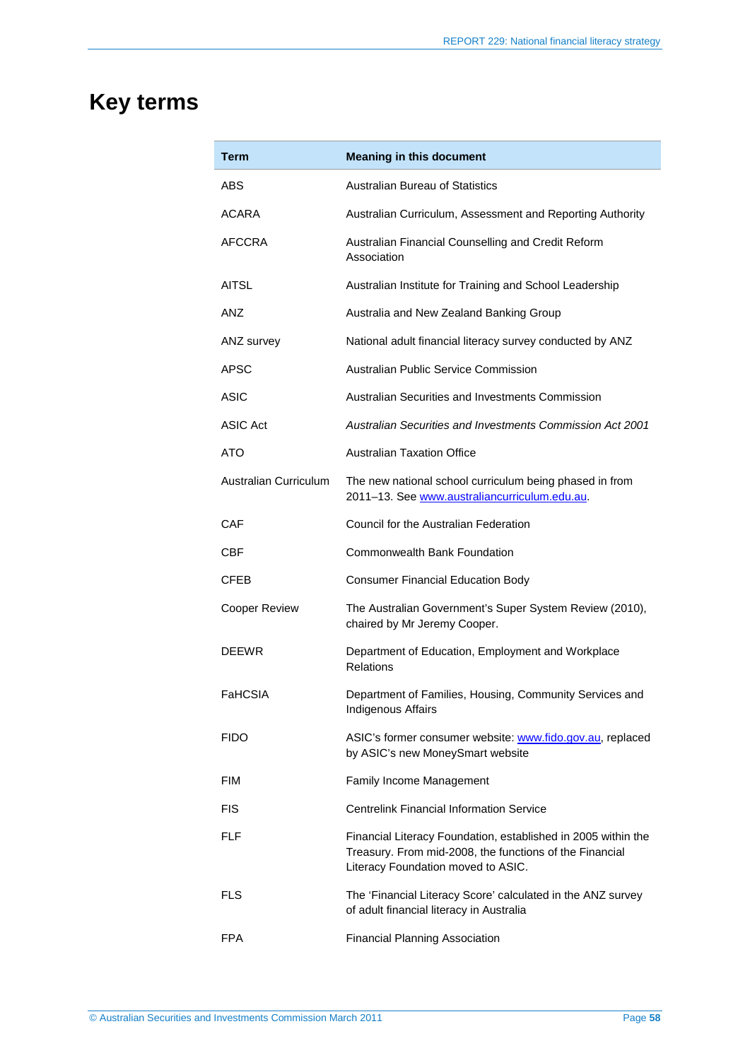# Key terms

| Term | Meaning in this document |
|---|---|
| ABS | Australian Bureau of Statistics |
| ACARA | Australian Curriculum, Assessment and Reporting Authority |
| AFCCRA | Australian Financial Counselling and Credit Reform Association |
| AITSL | Australian Institute for Training and School Leadership |
| ANZ | Australia and New Zealand Banking Group |
| ANZ survey | National adult financial literacy survey conducted by ANZ |
| APSC | Australian Public Service Commission |
| ASIC | Australian Securities and Investments Commission |
| ASIC Act | *Australian Securities and Investments Commission Act 2001* |
| ATO | Australian Taxation Office |
| Australian Curriculum | The new national school curriculum being phased in from 2011–13. See [www.australiancurriculum.edu.au](http://www.australiancurriculum.edu.au). |
| CAF | Council for the Australian Federation |
| CBF | Commonwealth Bank Foundation |
| CFEB | Consumer Financial Education Body |
| Cooper Review | The Australian Government's Super System Review (2010), chaired by Mr Jeremy Cooper. |
| DEEWR | Department of Education, Employment and Workplace Relations |
| FaHCSIA | Department of Families, Housing, Community Services and Indigenous Affairs |
| FIDO | ASIC's former consumer website: [www.fido.gov.au](http://www.fido.gov.au), replaced by ASIC's new MoneySmart website |
| FIM | Family Income Management |
| FIS | Centrelink Financial Information Service |
| FLF | Financial Literacy Foundation, established in 2005 within the Treasury. From mid-2008, the functions of the Financial Literacy Foundation moved to ASIC. |
| FLS | The 'Financial Literacy Score' calculated in the ANZ survey of adult financial literacy in Australia |
| FPA | Financial Planning Association |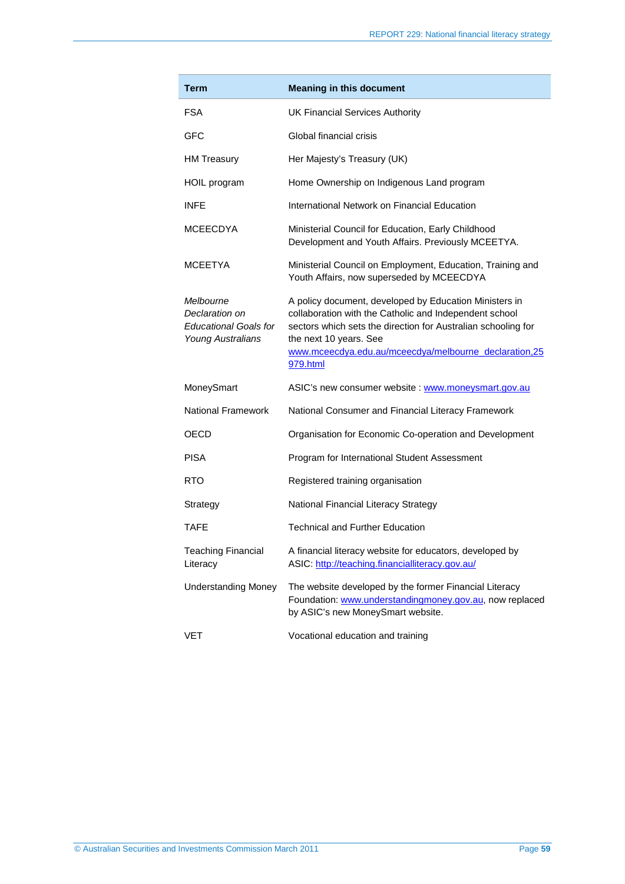| Term | Meaning in this document |
|---|---|
| FSA | UK Financial Services Authority |
| GFC | Global financial crisis |
| HM Treasury | Her Majesty's Treasury (UK) |
| HOIL program | Home Ownership on Indigenous Land program |
| INFE | International Network on Financial Education |
| MCEECDYA | Ministerial Council for Education, Early Childhood Development and Youth Affairs. Previously MCEETYA. |
| MCEETYA | Ministerial Council on Employment, Education, Training and Youth Affairs, now superseded by MCEECDYA |
| *Melbourne Declaration on Educational Goals for Young Australians* | A policy document, developed by Education Ministers in collaboration with the Catholic and Independent school sectors which sets the direction for Australian schooling for the next 10 years. See www.mceecdya.edu.au/mceecdya/melbourne_declaration,25979.html |
| MoneySmart | ASIC's new consumer website : www.moneysmart.gov.au |
| National Framework | National Consumer and Financial Literacy Framework |
| OECD | Organisation for Economic Co-operation and Development |
| PISA | Program for International Student Assessment |
| RTO | Registered training organisation |
| Strategy | National Financial Literacy Strategy |
| TAFE | Technical and Further Education |
| Teaching Financial Literacy | A financial literacy website for educators, developed by ASIC: http://teaching.financialliteracy.gov.au/ |
| Understanding Money | The website developed by the former Financial Literacy Foundation: www.understandingmoney.gov.au, now replaced by ASIC's new MoneySmart website. |
| VET | Vocational education and training |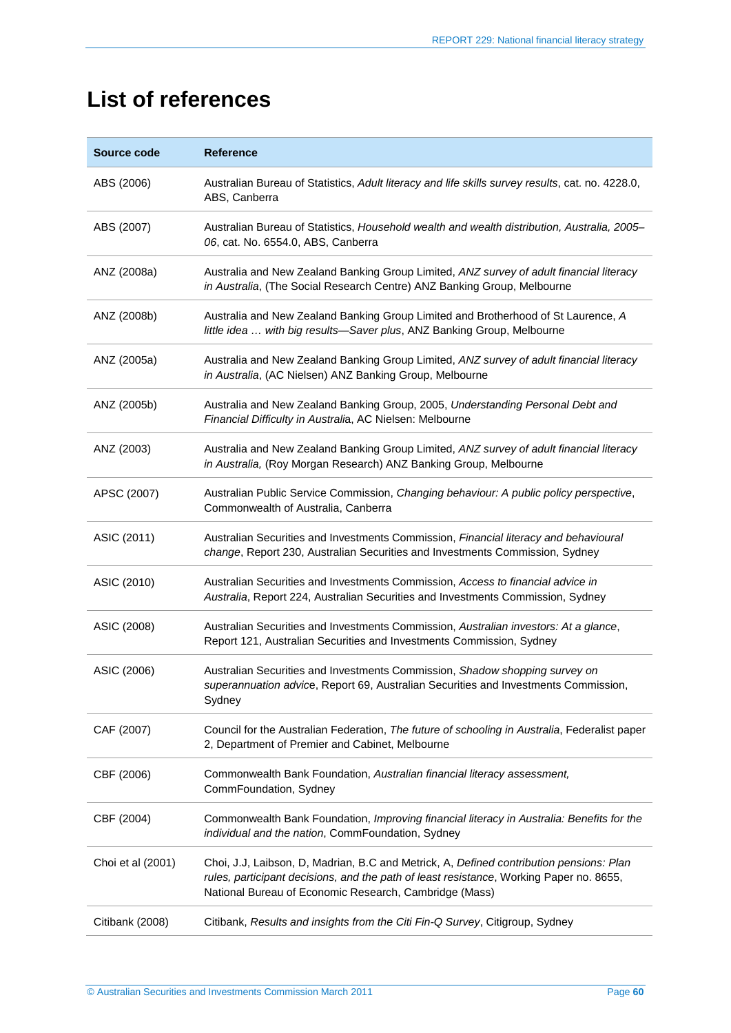# List of references

| Source code | Reference |
|---|---|
| ABS (2006) | Australian Bureau of Statistics, *Adult literacy and life skills survey results*, cat. no. 4228.0, ABS, Canberra |
| ABS (2007) | Australian Bureau of Statistics, *Household wealth and wealth distribution, Australia, 2005–06*, cat. No. 6554.0, ABS, Canberra |
| ANZ (2008a) | Australia and New Zealand Banking Group Limited, *ANZ survey of adult financial literacy in Australia*, (The Social Research Centre) ANZ Banking Group, Melbourne |
| ANZ (2008b) | Australia and New Zealand Banking Group Limited and Brotherhood of St Laurence, *A little idea … with big results—Saver plus*, ANZ Banking Group, Melbourne |
| ANZ (2005a) | Australia and New Zealand Banking Group Limited, *ANZ survey of adult financial literacy in Australia*, (AC Nielsen) ANZ Banking Group, Melbourne |
| ANZ (2005b) | Australia and New Zealand Banking Group, 2005, *Understanding Personal Debt and Financial Difficulty in Australia*, AC Nielsen: Melbourne |
| ANZ (2003) | Australia and New Zealand Banking Group Limited, *ANZ survey of adult financial literacy in Australia,* (Roy Morgan Research) ANZ Banking Group, Melbourne |
| APSC (2007) | Australian Public Service Commission, *Changing behaviour: A public policy perspective*, Commonwealth of Australia, Canberra |
| ASIC (2011) | Australian Securities and Investments Commission, *Financial literacy and behavioural change*, Report 230, Australian Securities and Investments Commission, Sydney |
| ASIC (2010) | Australian Securities and Investments Commission, *Access to financial advice in Australia*, Report 224, Australian Securities and Investments Commission, Sydney |
| ASIC (2008) | Australian Securities and Investments Commission, *Australian investors: At a glance*, Report 121, Australian Securities and Investments Commission, Sydney |
| ASIC (2006) | Australian Securities and Investments Commission, *Shadow shopping survey on superannuation advic*e, Report 69, Australian Securities and Investments Commission, Sydney |
| CAF (2007) | Council for the Australian Federation, *The future of schooling in Australia*, Federalist paper 2, Department of Premier and Cabinet, Melbourne |
| CBF (2006) | Commonwealth Bank Foundation, *Australian financial literacy assessment,* CommFoundation, Sydney |
| CBF (2004) | Commonwealth Bank Foundation, *Improving financial literacy in Australia: Benefits for the individual and the nation*, CommFoundation, Sydney |
| Choi et al (2001) | Choi, J.J, Laibson, D, Madrian, B.C and Metrick, A, *Defined contribution pensions: Plan rules, participant decisions, and the path of least resistance*, Working Paper no. 8655, National Bureau of Economic Research, Cambridge (Mass) |
| Citibank (2008) | Citibank, *Results and insights from the Citi Fin-Q Survey*, Citigroup, Sydney |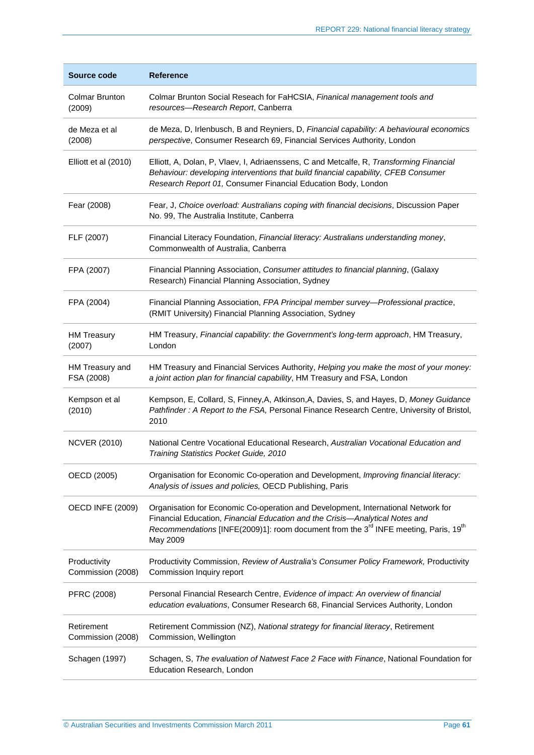| Source code | Reference |
|---|---|
| Colmar Brunton (2009) | Colmar Brunton Social Reseach for FaHCSIA, *Finanical management tools and resources—Research Report*, Canberra |
| de Meza et al (2008) | de Meza, D, Irlenbusch, B and Reyniers, D, *Financial capability: A behavioural economics perspective*, Consumer Research 69, Financial Services Authority, London |
| Elliott et al (2010) | Elliott, A, Dolan, P, Vlaev, I, Adriaenssens, C and Metcalfe, R, *Transforming Financial Behaviour: developing interventions that build financial capability, CFEB Consumer Research Report 01,* Consumer Financial Education Body, London |
| Fear (2008) | Fear, J, *Choice overload: Australians coping with financial decisions*, Discussion Paper No. 99, The Australia Institute, Canberra |
| FLF (2007) | Financial Literacy Foundation, *Financial literacy: Australians understanding money*, Commonwealth of Australia, Canberra |
| FPA (2007) | Financial Planning Association, *Consumer attitudes to financial planning*, (Galaxy Research) Financial Planning Association, Sydney |
| FPA (2004) | Financial Planning Association, *FPA Principal member survey—Professional practice*, (RMIT University) Financial Planning Association, Sydney |
| HM Treasury (2007) | HM Treasury, *Financial capability: the Government's long-term approach*, HM Treasury, London |
| HM Treasury and FSA (2008) | HM Treasury and Financial Services Authority, *Helping you make the most of your money: a joint action plan for financial capability*, HM Treasury and FSA, London |
| Kempson et al (2010) | Kempson, E, Collard, S, Finney,A, Atkinson,A, Davies, S, and Hayes, D, *Money Guidance Pathfinder : A Report to the FSA,* Personal Finance Research Centre, University of Bristol, 2010 |
| NCVER (2010) | National Centre Vocational Educational Research, *Australian Vocational Education and Training Statistics Pocket Guide, 2010* |
| OECD (2005) | Organisation for Economic Co-operation and Development, *Improving financial literacy: Analysis of issues and policies,* OECD Publishing, Paris |
| OECD INFE (2009) | Organisation for Economic Co-operation and Development, International Network for Financial Education, *Financial Education and the Crisis—Analytical Notes and Recommendations* [INFE(2009)1]: room document from the 3rd INFE meeting, Paris, 19th May 2009 |
| Productivity Commission (2008) | Productivity Commission, *Review of Australia's Consumer Policy Framework,* Productivity Commission Inquiry report |
| PFRC (2008) | Personal Financial Research Centre, *Evidence of impact: An overview of financial education evaluations*, Consumer Research 68, Financial Services Authority, London |
| Retirement Commission (2008) | Retirement Commission (NZ), *National strategy for financial literacy*, Retirement Commission, Wellington |
| Schagen (1997) | Schagen, S, *The evaluation of Natwest Face 2 Face with Finance*, National Foundation for Education Research, London |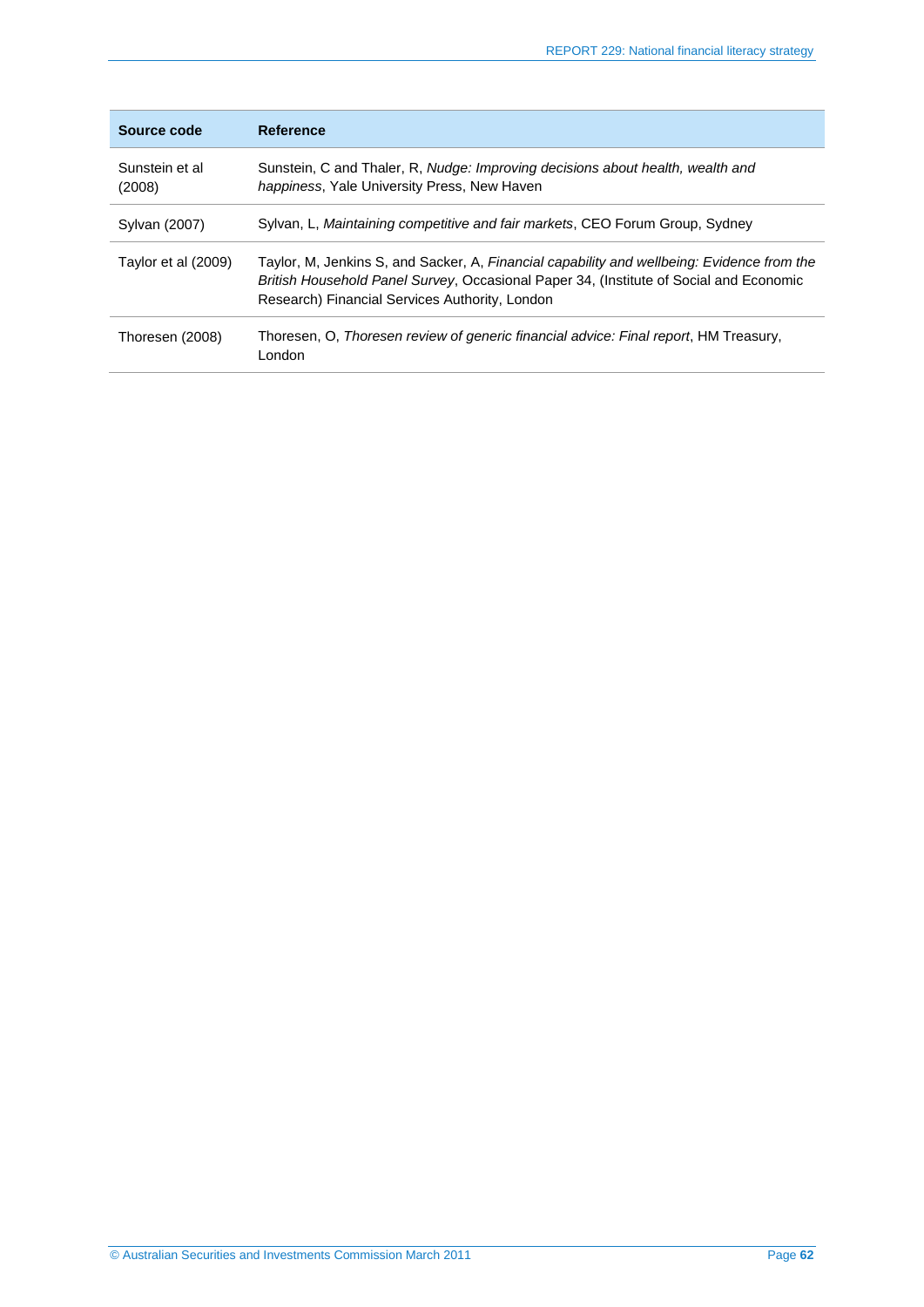| Source code | Reference |
|---|---|
| Sunstein et al (2008) | Sunstein, C and Thaler, R, *Nudge: Improving decisions about health, wealth and happiness*, Yale University Press, New Haven |
| Sylvan (2007) | Sylvan, L, *Maintaining competitive and fair markets*, CEO Forum Group, Sydney |
| Taylor et al (2009) | Taylor, M, Jenkins S, and Sacker, A, *Financial capability and wellbeing: Evidence from the British Household Panel Survey*, Occasional Paper 34, (Institute of Social and Economic Research) Financial Services Authority, London |
| Thoresen (2008) | Thoresen, O, *Thoresen review of generic financial advice: Final report*, HM Treasury, London |